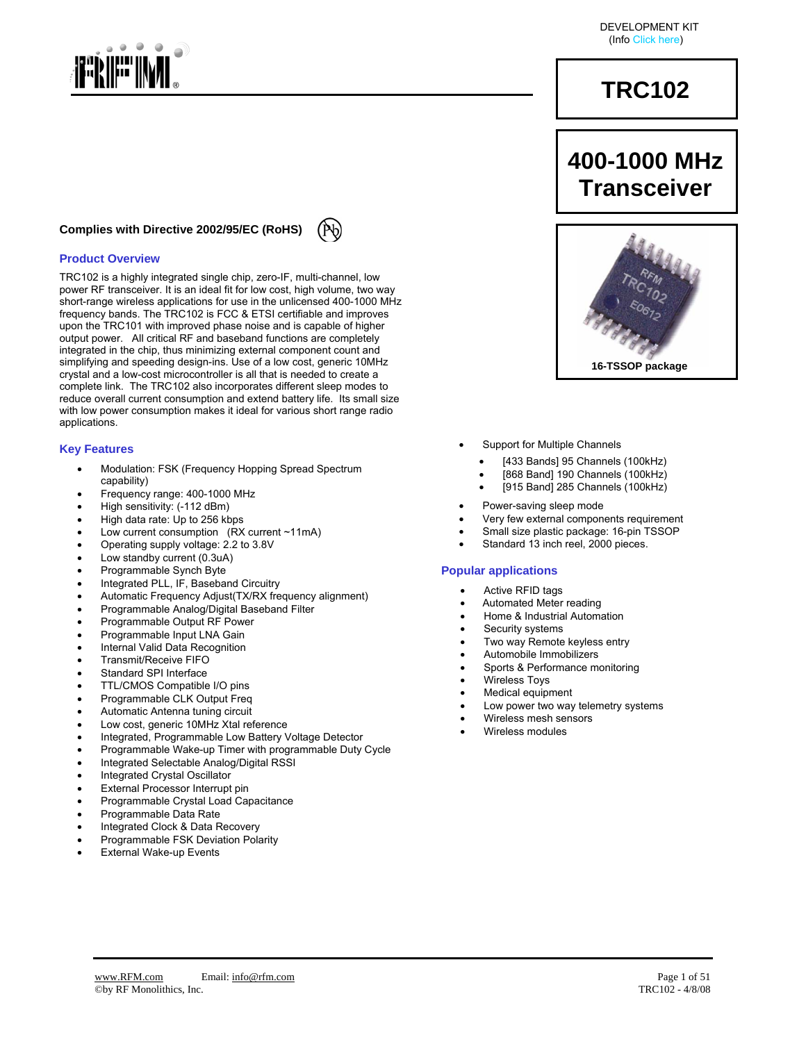DEVELOPMENT KIT
(Info Click here)

# TRC102

## 400-1000 MHz Transceiver

16-TSSOP package

**Complies with Directive 2002/95/EC (RoHS)**

### Product Overview

TRC102 is a highly integrated single chip, zero-IF, multi-channel, low power RF transceiver. It is an ideal fit for low cost, high volume, two way short-range wireless applications for use in the unlicensed 400-1000 MHz frequency bands. The TRC102 is FCC & ETSI certifiable and improves upon the TRC101 with improved phase noise and is capable of higher output power. All critical RF and baseband functions are completely integrated in the chip, thus minimizing external component count and simplifying and speeding design-ins. Use of a low cost, generic 10MHz crystal and a low-cost microcontroller is all that is needed to create a complete link. The TRC102 also incorporates different sleep modes to reduce overall current consumption and extend battery life. Its small size with low power consumption makes it ideal for various short range radio applications.

### Key Features

- Modulation: FSK (Frequency Hopping Spread Spectrum capability)
- Frequency range: 400-1000 MHz
- High sensitivity: (-112 dBm)
- High data rate: Up to 256 kbps
- Low current consumption (RX current ~11mA)
- Operating supply voltage: 2.2 to 3.8V
- Low standby current (0.3uA)
- Programmable Synch Byte
- Integrated PLL, IF, Baseband Circuitry
- Automatic Frequency Adjust(TX/RX frequency alignment)
- Programmable Analog/Digital Baseband Filter
- Programmable Output RF Power
- Programmable Input LNA Gain
- Internal Valid Data Recognition
- Transmit/Receive FIFO
- Standard SPI Interface
- TTL/CMOS Compatible I/O pins
- Programmable CLK Output Freq
- Automatic Antenna tuning circuit
- Low cost, generic 10MHz Xtal reference
- Integrated, Programmable Low Battery Voltage Detector
- Programmable Wake-up Timer with programmable Duty Cycle
- Integrated Selectable Analog/Digital RSSI
- Integrated Crystal Oscillator
- External Processor Interrupt pin
- Programmable Crystal Load Capacitance
- Programmable Data Rate
- Integrated Clock & Data Recovery
- Programmable FSK Deviation Polarity
- External Wake-up Events
- Support for Multiple Channels
  - [433 Bands] 95 Channels (100kHz)
  - [868 Band] 190 Channels (100kHz)
  - [915 Band] 285 Channels (100kHz)
- Power-saving sleep mode
- Very few external components requirement
- Small size plastic package: 16-pin TSSOP
- Standard 13 inch reel, 2000 pieces.

### Popular applications

- Active RFID tags
- Automated Meter reading
- Home & Industrial Automation
- Security systems
- Two way Remote keyless entry
- Automobile Immobilizers
- Sports & Performance monitoring
- Wireless Toys
- Medical equipment
- Low power two way telemetry systems
- Wireless mesh sensors
- Wireless modules

www.RFM.com Email: info@rfm.com
©by RF Monolithics, Inc.
TRC102 - 4/8/08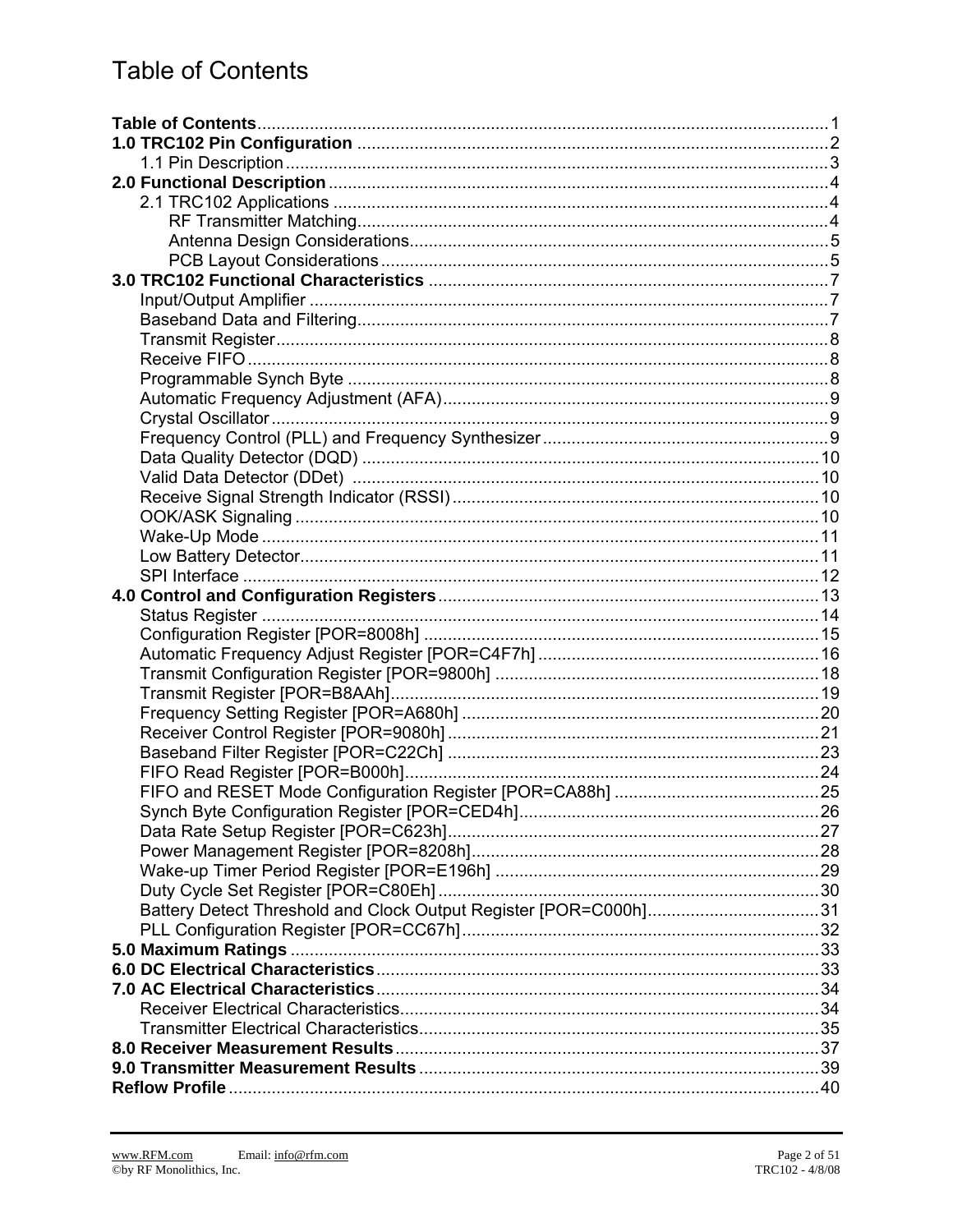# Table of Contents

**Table of Contents** ........ 1
**1.0 TRC102 Pin Configuration** ........ 2
- 1.1 Pin Description ........ 3

**2.0 Functional Description** ........ 4
- 2.1 TRC102 Applications ........ 4
  - RF Transmitter Matching ........ 4
  - Antenna Design Considerations ........ 5
  - PCB Layout Considerations ........ 5

**3.0 TRC102 Functional Characteristics** ........ 7
- Input/Output Amplifier ........ 7
- Baseband Data and Filtering ........ 7
- Transmit Register ........ 8
- Receive FIFO ........ 8
- Programmable Synch Byte ........ 8
- Automatic Frequency Adjustment (AFA) ........ 9
- Crystal Oscillator ........ 9
- Frequency Control (PLL) and Frequency Synthesizer ........ 9
- Data Quality Detector (DQD) ........ 10
- Valid Data Detector (DDet) ........ 10
- Receive Signal Strength Indicator (RSSI) ........ 10
- OOK/ASK Signaling ........ 10
- Wake-Up Mode ........ 11
- Low Battery Detector ........ 11
- SPI Interface ........ 12

**4.0 Control and Configuration Registers** ........ 13
- Status Register ........ 14
- Configuration Register [POR=8008h] ........ 15
- Automatic Frequency Adjust Register [POR=C4F7h] ........ 16
- Transmit Configuration Register [POR=9800h] ........ 18
- Transmit Register [POR=B8AAh] ........ 19
- Frequency Setting Register [POR=A680h] ........ 20
- Receiver Control Register [POR=9080h] ........ 21
- Baseband Filter Register [POR=C22Ch] ........ 23
- FIFO Read Register [POR=B000h] ........ 24
- FIFO and RESET Mode Configuration Register [POR=CA88h] ........ 25
- Synch Byte Configuration Register [POR=CED4h] ........ 26
- Data Rate Setup Register [POR=C623h] ........ 27
- Power Management Register [POR=8208h] ........ 28
- Wake-up Timer Period Register [POR=E196h] ........ 29
- Duty Cycle Set Register [POR=C80Eh] ........ 30
- Battery Detect Threshold and Clock Output Register [POR=C000h] ........ 31
- PLL Configuration Register [POR=CC67h] ........ 32

**5.0 Maximum Ratings** ........ 33
**6.0 DC Electrical Characteristics** ........ 33
**7.0 AC Electrical Characteristics** ........ 34
- Receiver Electrical Characteristics ........ 34
- Transmitter Electrical Characteristics ........ 35

**8.0 Receiver Measurement Results** ........ 37
**9.0 Transmitter Measurement Results** ........ 39
**Reflow Profile** ........ 40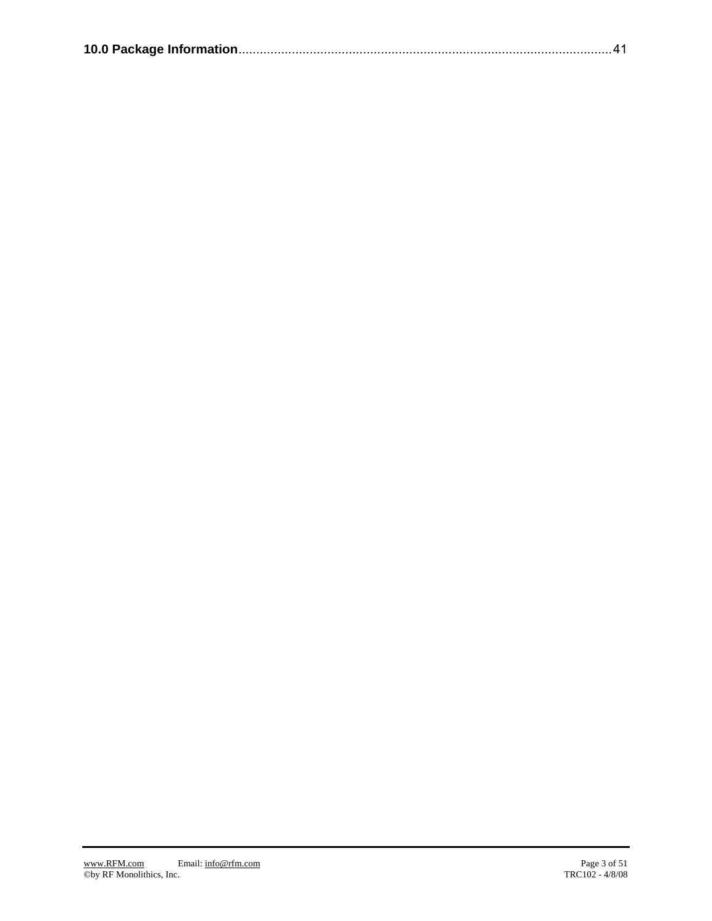**10.0 Package Information**......................................................................................................41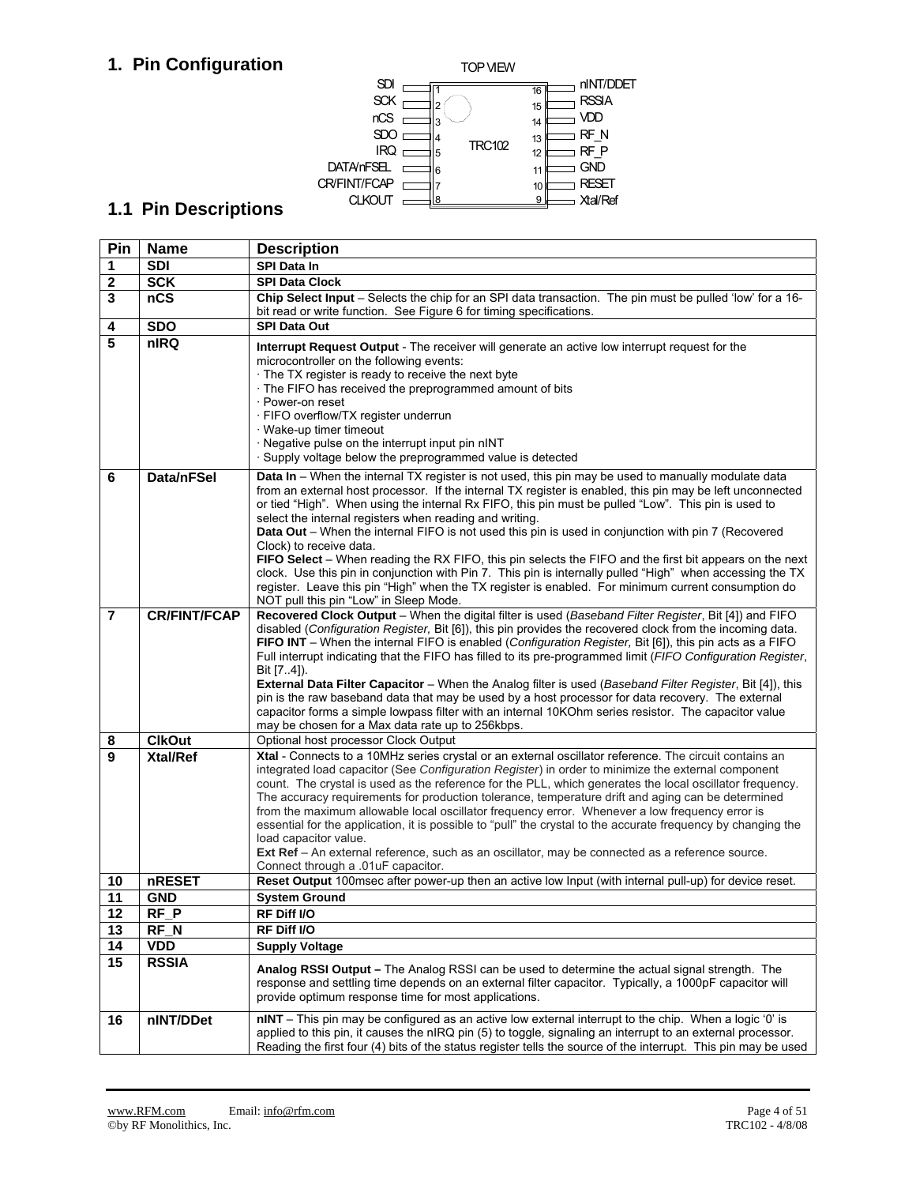## 1. Pin Configuration

TOP VIEW

| Pin | Name | | Pin | Name |
|---|---|---|---|---|
| 1 | SDI | TRC102 | 16 | nINT/DDET |
| 2 | SCK | | 15 | RSSIA |
| 3 | nCS | | 14 | VDD |
| 4 | SDO | | 13 | RF_N |
| 5 | IRQ | | 12 | RF_P |
| 6 | DATA/nFSEL | | 11 | GND |
| 7 | CR/FINT/FCAP | | 10 | RESET |
| 8 | CLKOUT | | 9 | Xtal/Ref |

### 1.1 Pin Descriptions

| Pin | Name | Description |
|---|---|---|
| 1 | SDI | **SPI Data In** |
| 2 | SCK | **SPI Data Clock** |
| 3 | nCS | **Chip Select Input** – Selects the chip for an SPI data transaction. The pin must be pulled 'low' for a 16-bit read or write function. See Figure 6 for timing specifications. |
| 4 | SDO | **SPI Data Out** |
| 5 | nIRQ | **Interrupt Request Output** - The receiver will generate an active low interrupt request for the microcontroller on the following events:<br>· The TX register is ready to receive the next byte<br>· The FIFO has received the preprogrammed amount of bits<br>· Power-on reset<br>· FIFO overflow/TX register underrun<br>· Wake-up timer timeout<br>· Negative pulse on the interrupt input pin nINT<br>· Supply voltage below the preprogrammed value is detected |
| 6 | Data/nFSel | **Data In** – When the internal TX register is not used, this pin may be used to manually modulate data from an external host processor. If the internal TX register is enabled, this pin may be left unconnected or tied "High". When using the internal Rx FIFO, this pin must be pulled "Low". This pin is used to select the internal registers when reading and writing.<br>**Data Out** – When the internal FIFO is not used this pin is used in conjunction with pin 7 (Recovered Clock) to receive data.<br>**FIFO Select** – When reading the RX FIFO, this pin selects the FIFO and the first bit appears on the next clock. Use this pin in conjunction with Pin 7. This pin is internally pulled "High" when accessing the TX register. Leave this pin "High" when the TX register is enabled. For minimum current consumption do NOT pull this pin "Low" in Sleep Mode. |
| 7 | CR/FINT/FCAP | **Recovered Clock Output** – When the digital filter is used (*Baseband Filter Register*, Bit [4]) and FIFO disabled (*Configuration Register,* Bit [6]), this pin provides the recovered clock from the incoming data.<br>**FIFO INT** – When the internal FIFO is enabled (*Configuration Register,* Bit [6]), this pin acts as a FIFO Full interrupt indicating that the FIFO has filled to its pre-programmed limit (*FIFO Configuration Register*, Bit [7..4]).<br>**External Data Filter Capacitor** – When the Analog filter is used (*Baseband Filter Register*, Bit [4]), this pin is the raw baseband data that may be used by a host processor for data recovery. The external capacitor forms a simple lowpass filter with an internal 10KOhm series resistor. The capacitor value may be chosen for a Max data rate up to 256kbps. |
| 8 | ClkOut | Optional host processor Clock Output |
| 9 | Xtal/Ref | **Xtal** - Connects to a 10MHz series crystal or an external oscillator reference. The circuit contains an integrated load capacitor (See *Configuration Register*) in order to minimize the external component count. The crystal is used as the reference for the PLL, which generates the local oscillator frequency. The accuracy requirements for production tolerance, temperature drift and aging can be determined from the maximum allowable local oscillator frequency error. Whenever a low frequency error is essential for the application, it is possible to "pull" the crystal to the accurate frequency by changing the load capacitor value.<br>**Ext Ref** – An external reference, such as an oscillator, may be connected as a reference source. Connect through a .01uF capacitor. |
| 10 | nRESET | **Reset Output** 100msec after power-up then an active low Input (with internal pull-up) for device reset. |
| 11 | GND | **System Ground** |
| 12 | RF_P | **RF Diff I/O** |
| 13 | RF_N | **RF Diff I/O** |
| 14 | VDD | **Supply Voltage** |
| 15 | RSSIA | **Analog RSSI Output –** The Analog RSSI can be used to determine the actual signal strength. The response and settling time depends on an external filter capacitor. Typically, a 1000pF capacitor will provide optimum response time for most applications. |
| 16 | nINT/DDet | **nINT** – This pin may be configured as an active low external interrupt to the chip. When a logic '0' is applied to this pin, it causes the nIRQ pin (5) to toggle, signaling an interrupt to an external processor. Reading the first four (4) bits of the status register tells the source of the interrupt. This pin may be used |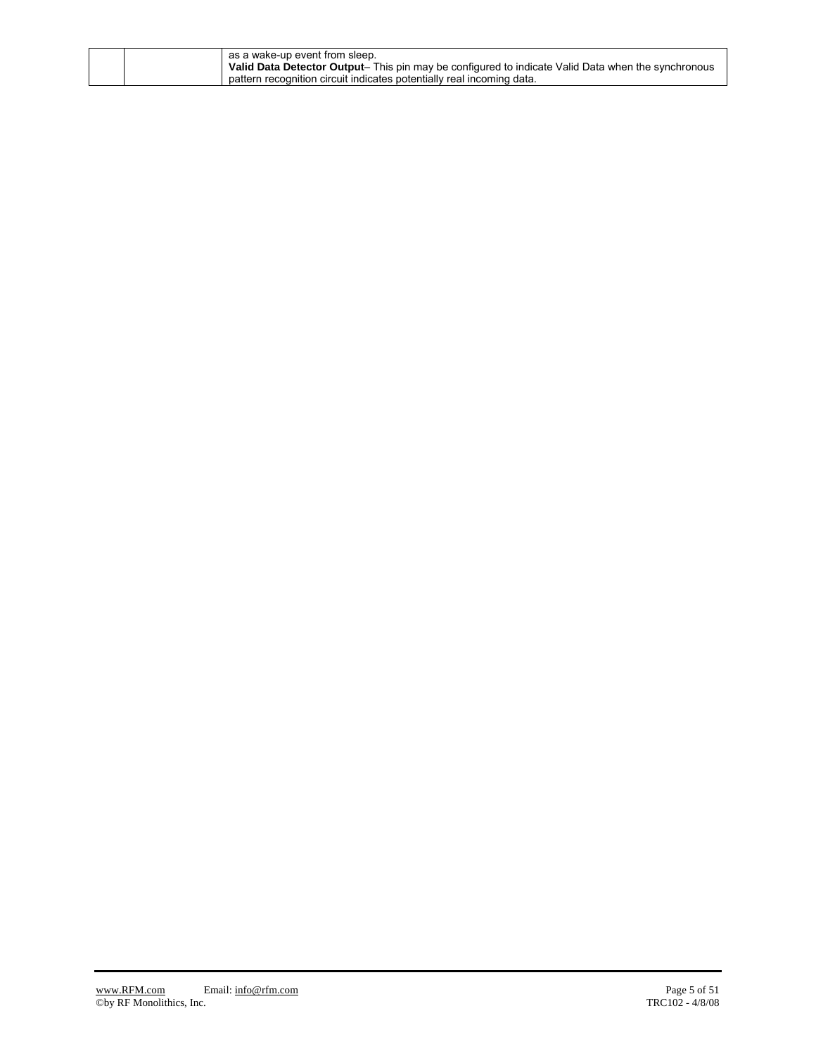| | | |
|---|---|---|
| | | as a wake-up event from sleep.<br>**Valid Data Detector Output**– This pin may be configured to indicate Valid Data when the synchronous pattern recognition circuit indicates potentially real incoming data. |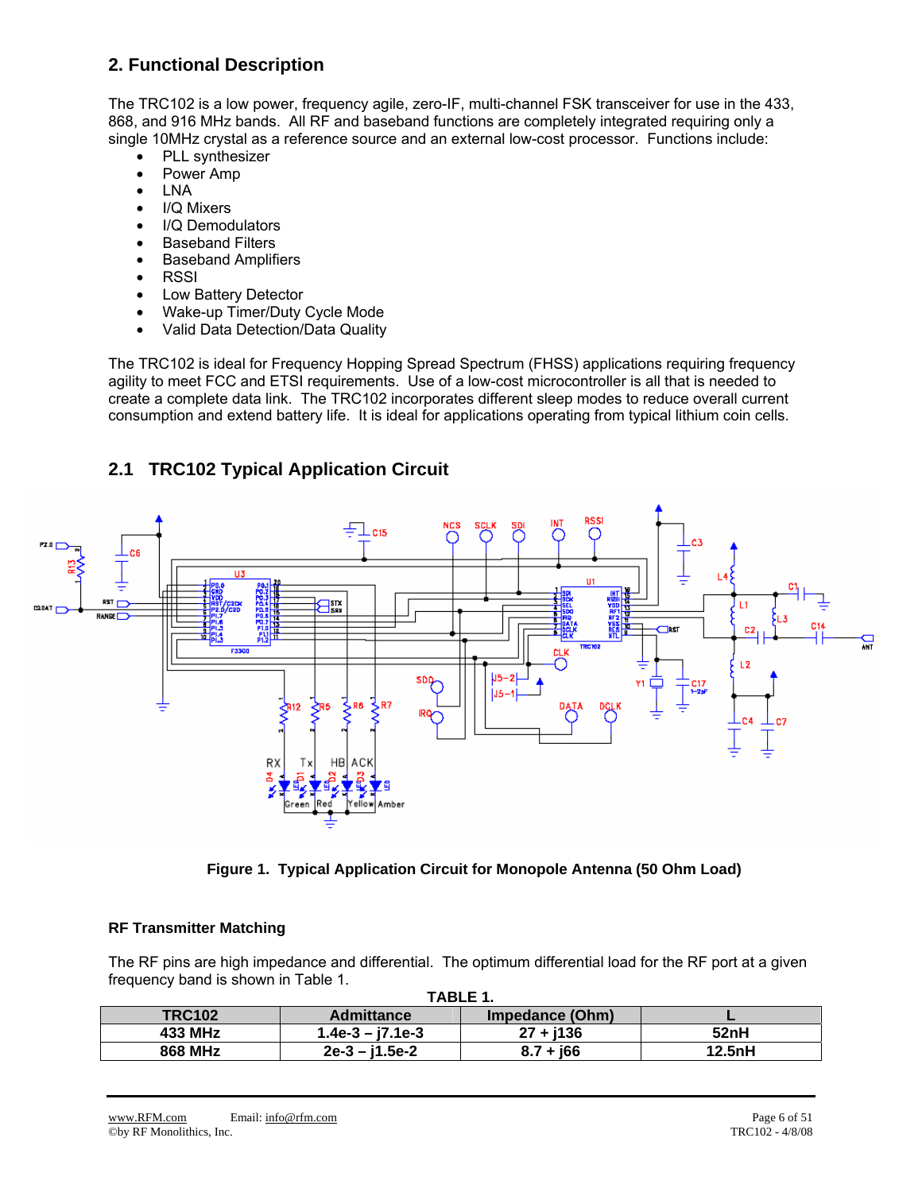## 2. Functional Description

The TRC102 is a low power, frequency agile, zero-IF, multi-channel FSK transceiver for use in the 433, 868, and 916 MHz bands. All RF and baseband functions are completely integrated requiring only a single 10MHz crystal as a reference source and an external low-cost processor. Functions include:

- PLL synthesizer
- Power Amp
- LNA
- I/Q Mixers
- I/Q Demodulators
- Baseband Filters
- Baseband Amplifiers
- RSSI
- Low Battery Detector
- Wake-up Timer/Duty Cycle Mode
- Valid Data Detection/Data Quality

The TRC102 is ideal for Frequency Hopping Spread Spectrum (FHSS) applications requiring frequency agility to meet FCC and ETSI requirements. Use of a low-cost microcontroller is all that is needed to create a complete data link. The TRC102 incorporates different sleep modes to reduce overall current consumption and extend battery life. It is ideal for applications operating from typical lithium coin cells.

### 2.1 TRC102 Typical Application Circuit

**Figure 1. Typical Application Circuit for Monopole Antenna (50 Ohm Load)**

**RF Transmitter Matching**

The RF pins are high impedance and differential. The optimum differential load for the RF port at a given frequency band is shown in Table 1.

**TABLE 1.**

| TRC102 | Admittance | Impedance (Ohm) | L |
|---|---|---|---|
| 433 MHz | 1.4e-3 – j7.1e-3 | 27 + j136 | 52nH |
| 868 MHz | 2e-3 – j1.5e-2 | 8.7 + j66 | 12.5nH |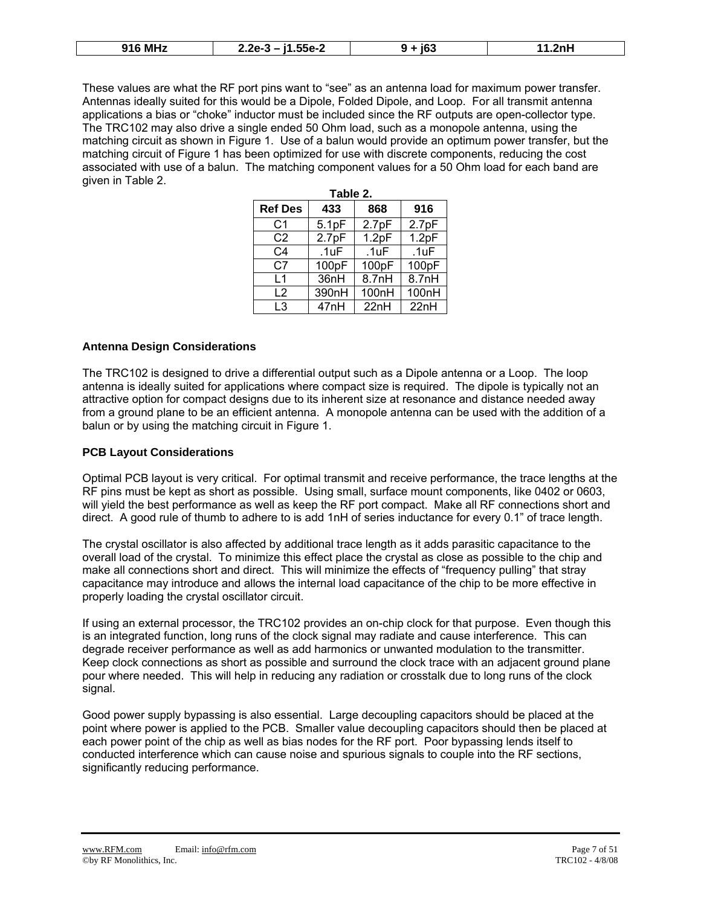| 916 MHz | 2.2e-3 – j1.55e-2 | 9 + j63 | 11.2nH |
|---|---|---|---|

These values are what the RF port pins want to “see” as an antenna load for maximum power transfer. Antennas ideally suited for this would be a Dipole, Folded Dipole, and Loop. For all transmit antenna applications a bias or “choke” inductor must be included since the RF outputs are open-collector type. The TRC102 may also drive a single ended 50 Ohm load, such as a monopole antenna, using the matching circuit as shown in Figure 1. Use of a balun would provide an optimum power transfer, but the matching circuit of Figure 1 has been optimized for use with discrete components, reducing the cost associated with use of a balun. The matching component values for a 50 Ohm load for each band are given in Table 2.

**Table 2.**

| Ref Des | 433 | 868 | 916 |
|---|---|---|---|
| C1 | 5.1pF | 2.7pF | 2.7pF |
| C2 | 2.7pF | 1.2pF | 1.2pF |
| C4 | .1uF | .1uF | .1uF |
| C7 | 100pF | 100pF | 100pF |
| L1 | 36nH | 8.7nH | 8.7nH |
| L2 | 390nH | 100nH | 100nH |
| L3 | 47nH | 22nH | 22nH |

### Antenna Design Considerations

The TRC102 is designed to drive a differential output such as a Dipole antenna or a Loop. The loop antenna is ideally suited for applications where compact size is required. The dipole is typically not an attractive option for compact designs due to its inherent size at resonance and distance needed away from a ground plane to be an efficient antenna. A monopole antenna can be used with the addition of a balun or by using the matching circuit in Figure 1.

### PCB Layout Considerations

Optimal PCB layout is very critical. For optimal transmit and receive performance, the trace lengths at the RF pins must be kept as short as possible. Using small, surface mount components, like 0402 or 0603, will yield the best performance as well as keep the RF port compact. Make all RF connections short and direct. A good rule of thumb to adhere to is add 1nH of series inductance for every 0.1” of trace length.

The crystal oscillator is also affected by additional trace length as it adds parasitic capacitance to the overall load of the crystal. To minimize this effect place the crystal as close as possible to the chip and make all connections short and direct. This will minimize the effects of “frequency pulling” that stray capacitance may introduce and allows the internal load capacitance of the chip to be more effective in properly loading the crystal oscillator circuit.

If using an external processor, the TRC102 provides an on-chip clock for that purpose. Even though this is an integrated function, long runs of the clock signal may radiate and cause interference. This can degrade receiver performance as well as add harmonics or unwanted modulation to the transmitter. Keep clock connections as short as possible and surround the clock trace with an adjacent ground plane pour where needed. This will help in reducing any radiation or crosstalk due to long runs of the clock signal.

Good power supply bypassing is also essential. Large decoupling capacitors should be placed at the point where power is applied to the PCB. Smaller value decoupling capacitors should then be placed at each power point of the chip as well as bias nodes for the RF port. Poor bypassing lends itself to conducted interference which can cause noise and spurious signals to couple into the RF sections, significantly reducing performance.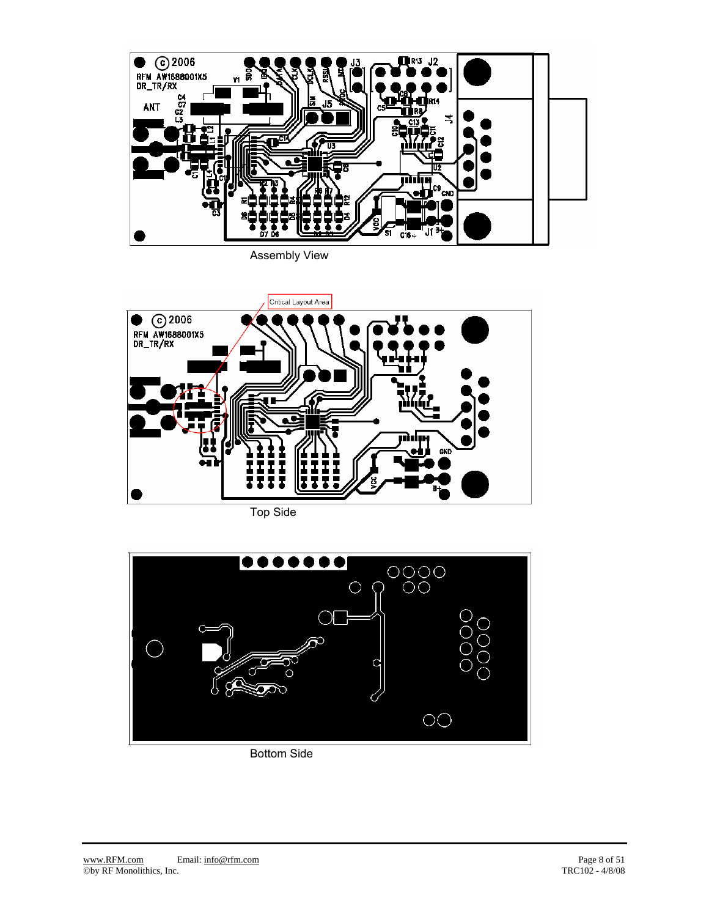Assembly View

Critical Layout Area

Top Side

Bottom Side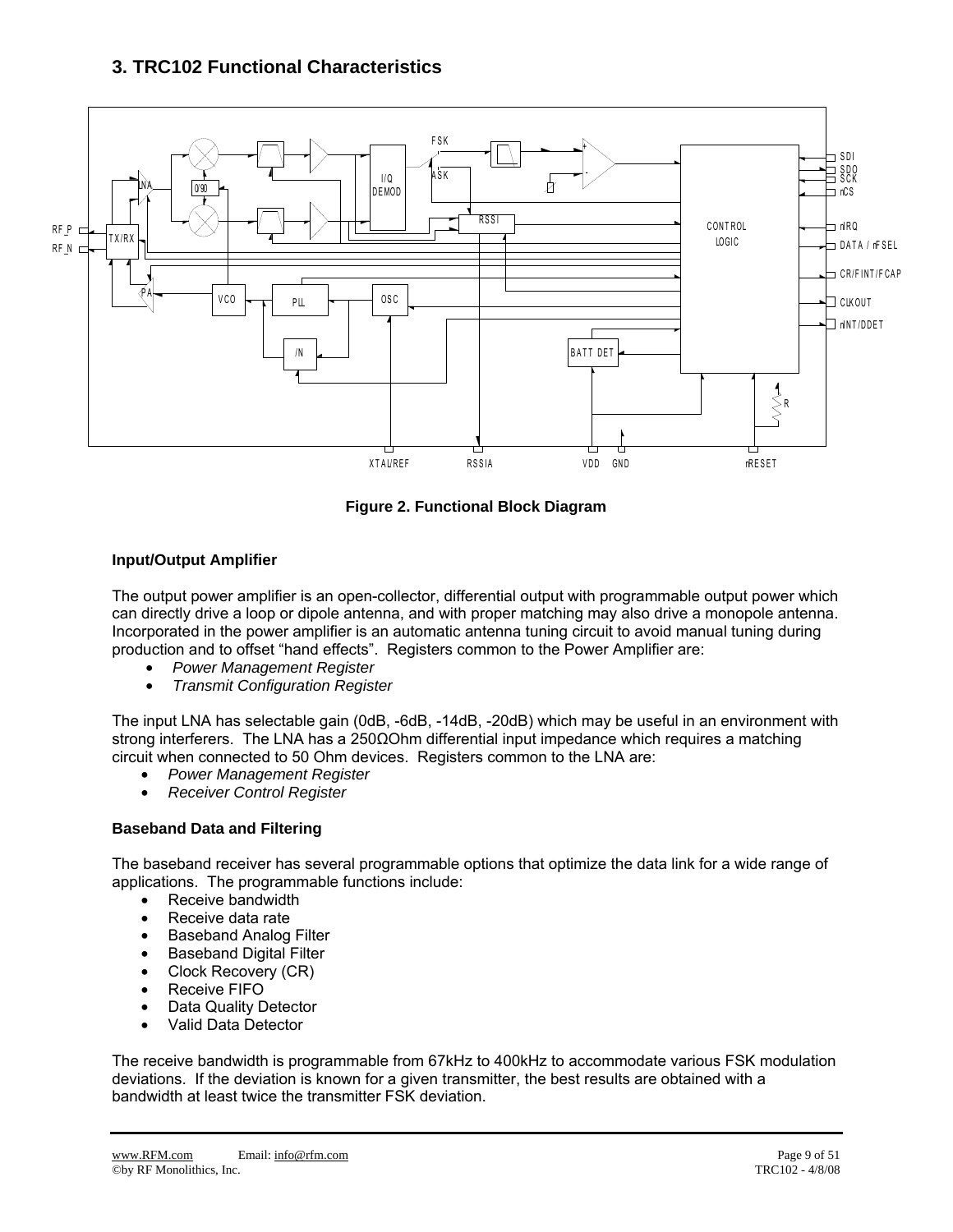## 3. TRC102 Functional Characteristics

**Figure 2. Functional Block Diagram**

### Input/Output Amplifier

The output power amplifier is an open-collector, differential output with programmable output power which can directly drive a loop or dipole antenna, and with proper matching may also drive a monopole antenna. Incorporated in the power amplifier is an automatic antenna tuning circuit to avoid manual tuning during production and to offset "hand effects". Registers common to the Power Amplifier are:

- *Power Management Register*
- *Transmit Configuration Register*

The input LNA has selectable gain (0dB, -6dB, -14dB, -20dB) which may be useful in an environment with strong interferers. The LNA has a 250ΩOhm differential input impedance which requires a matching circuit when connected to 50 Ohm devices. Registers common to the LNA are:

- *Power Management Register*
- *Receiver Control Register*

### Baseband Data and Filtering

The baseband receiver has several programmable options that optimize the data link for a wide range of applications. The programmable functions include:

- Receive bandwidth
- Receive data rate
- Baseband Analog Filter
- Baseband Digital Filter
- Clock Recovery (CR)
- Receive FIFO
- Data Quality Detector
- Valid Data Detector

The receive bandwidth is programmable from 67kHz to 400kHz to accommodate various FSK modulation deviations. If the deviation is known for a given transmitter, the best results are obtained with a bandwidth at least twice the transmitter FSK deviation.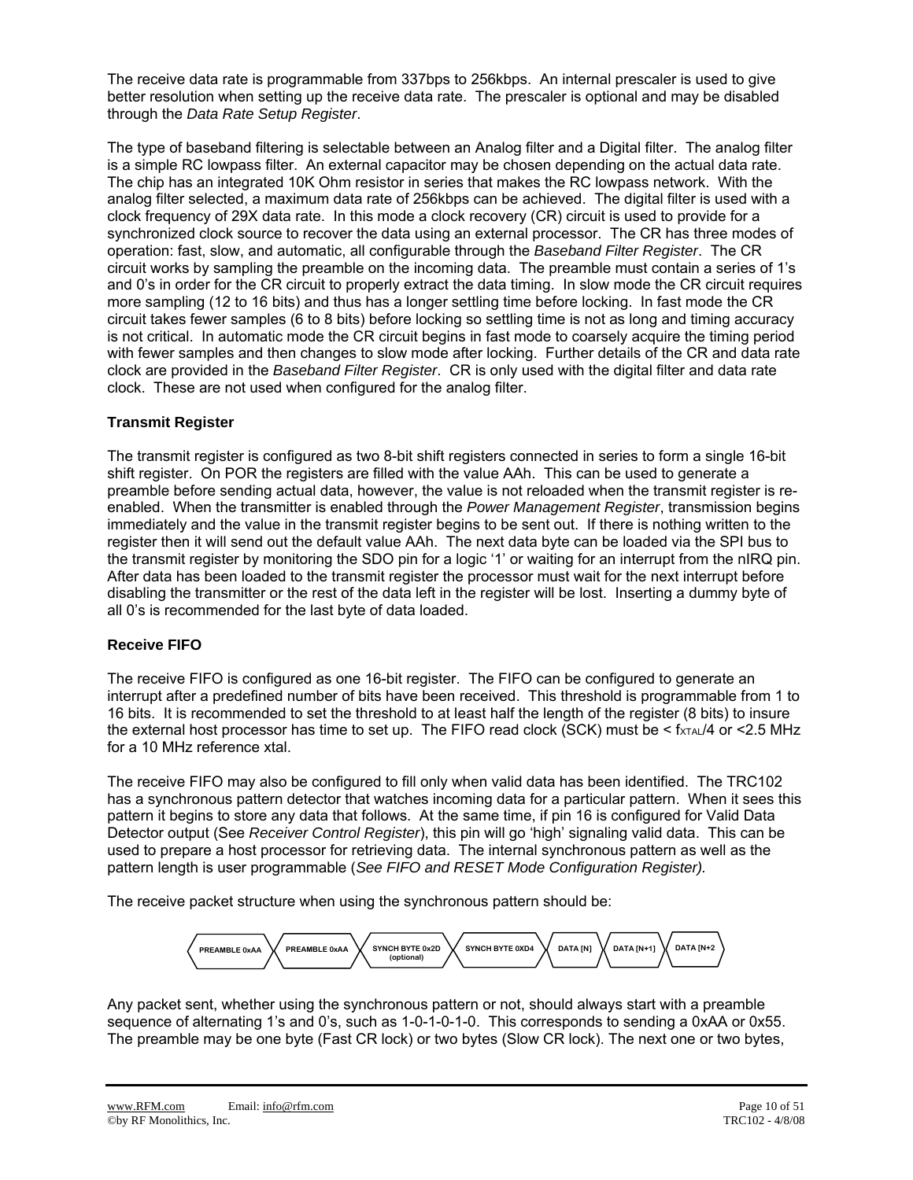The receive data rate is programmable from 337bps to 256kbps. An internal prescaler is used to give better resolution when setting up the receive data rate. The prescaler is optional and may be disabled through the *Data Rate Setup Register*.

The type of baseband filtering is selectable between an Analog filter and a Digital filter. The analog filter is a simple RC lowpass filter. An external capacitor may be chosen depending on the actual data rate. The chip has an integrated 10K Ohm resistor in series that makes the RC lowpass network. With the analog filter selected, a maximum data rate of 256kbps can be achieved. The digital filter is used with a clock frequency of 29X data rate. In this mode a clock recovery (CR) circuit is used to provide for a synchronized clock source to recover the data using an external processor. The CR has three modes of operation: fast, slow, and automatic, all configurable through the *Baseband Filter Register*. The CR circuit works by sampling the preamble on the incoming data. The preamble must contain a series of 1's and 0's in order for the CR circuit to properly extract the data timing. In slow mode the CR circuit requires more sampling (12 to 16 bits) and thus has a longer settling time before locking. In fast mode the CR circuit takes fewer samples (6 to 8 bits) before locking so settling time is not as long and timing accuracy is not critical. In automatic mode the CR circuit begins in fast mode to coarsely acquire the timing period with fewer samples and then changes to slow mode after locking. Further details of the CR and data rate clock are provided in the *Baseband Filter Register*. CR is only used with the digital filter and data rate clock. These are not used when configured for the analog filter.

### Transmit Register

The transmit register is configured as two 8-bit shift registers connected in series to form a single 16-bit shift register. On POR the registers are filled with the value AAh. This can be used to generate a preamble before sending actual data, however, the value is not reloaded when the transmit register is re-enabled. When the transmitter is enabled through the *Power Management Register*, transmission begins immediately and the value in the transmit register begins to be sent out. If there is nothing written to the register then it will send out the default value AAh. The next data byte can be loaded via the SPI bus to the transmit register by monitoring the SDO pin for a logic '1' or waiting for an interrupt from the nIRQ pin. After data has been loaded to the transmit register the processor must wait for the next interrupt before disabling the transmitter or the rest of the data left in the register will be lost. Inserting a dummy byte of all 0's is recommended for the last byte of data loaded.

### Receive FIFO

The receive FIFO is configured as one 16-bit register. The FIFO can be configured to generate an interrupt after a predefined number of bits have been received. This threshold is programmable from 1 to 16 bits. It is recommended to set the threshold to at least half the length of the register (8 bits) to insure the external host processor has time to set up. The FIFO read clock (SCK) must be < $f_{XTAL}/4$ or <2.5 MHz for a 10 MHz reference xtal.

The receive FIFO may also be configured to fill only when valid data has been identified. The TRC102 has a synchronous pattern detector that watches incoming data for a particular pattern. When it sees this pattern it begins to store any data that follows. At the same time, if pin 16 is configured for Valid Data Detector output (See *Receiver Control Register*), this pin will go 'high' signaling valid data. This can be used to prepare a host processor for retrieving data. The internal synchronous pattern as well as the pattern length is user programmable (*See FIFO and RESET Mode Configuration Register).*

The receive packet structure when using the synchronous pattern should be:

| PREAMBLE 0xAA | PREAMBLE 0xAA | SYNCH BYTE 0x2D (optional) | SYNCH BYTE 0XD4 | DATA [N] | DATA [N+1] | DATA [N+2 |
|---|---|---|---|---|---|---|

Any packet sent, whether using the synchronous pattern or not, should always start with a preamble sequence of alternating 1's and 0's, such as 1-0-1-0-1-0. This corresponds to sending a 0xAA or 0x55. The preamble may be one byte (Fast CR lock) or two bytes (Slow CR lock). The next one or two bytes,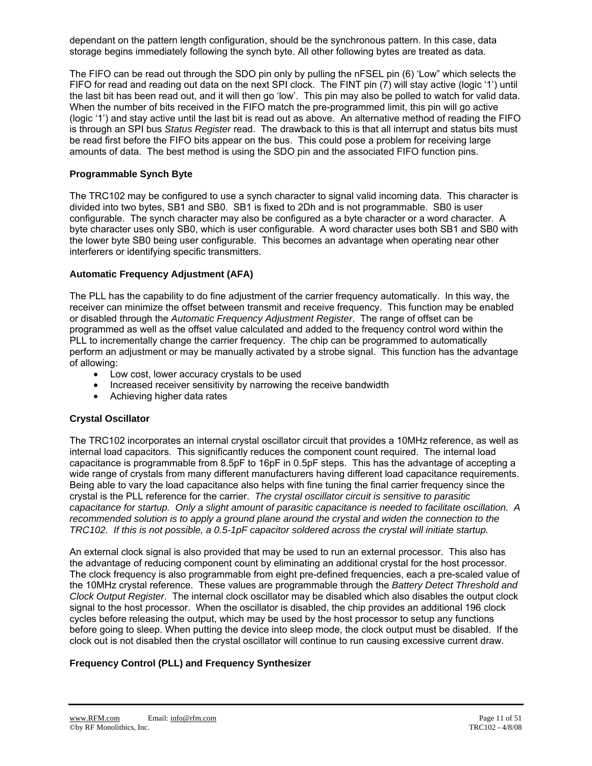dependant on the pattern length configuration, should be the synchronous pattern. In this case, data storage begins immediately following the synch byte. All other following bytes are treated as data.

The FIFO can be read out through the SDO pin only by pulling the nFSEL pin (6) 'Low" which selects the FIFO for read and reading out data on the next SPI clock. The FINT pin (7) will stay active (logic '1') until the last bit has been read out, and it will then go 'low'. This pin may also be polled to watch for valid data. When the number of bits received in the FIFO match the pre-programmed limit, this pin will go active (logic '1') and stay active until the last bit is read out as above. An alternative method of reading the FIFO is through an SPI bus *Status Register* read. The drawback to this is that all interrupt and status bits must be read first before the FIFO bits appear on the bus. This could pose a problem for receiving large amounts of data. The best method is using the SDO pin and the associated FIFO function pins.

### Programmable Synch Byte

The TRC102 may be configured to use a synch character to signal valid incoming data. This character is divided into two bytes, SB1 and SB0. SB1 is fixed to 2Dh and is not programmable. SB0 is user configurable. The synch character may also be configured as a byte character or a word character. A byte character uses only SB0, which is user configurable. A word character uses both SB1 and SB0 with the lower byte SB0 being user configurable. This becomes an advantage when operating near other interferers or identifying specific transmitters.

### Automatic Frequency Adjustment (AFA)

The PLL has the capability to do fine adjustment of the carrier frequency automatically. In this way, the receiver can minimize the offset between transmit and receive frequency. This function may be enabled or disabled through the *Automatic Frequency Adjustment Register*. The range of offset can be programmed as well as the offset value calculated and added to the frequency control word within the PLL to incrementally change the carrier frequency. The chip can be programmed to automatically perform an adjustment or may be manually activated by a strobe signal. This function has the advantage of allowing:

- Low cost, lower accuracy crystals to be used
- Increased receiver sensitivity by narrowing the receive bandwidth
- Achieving higher data rates

### Crystal Oscillator

The TRC102 incorporates an internal crystal oscillator circuit that provides a 10MHz reference, as well as internal load capacitors. This significantly reduces the component count required. The internal load capacitance is programmable from 8.5pF to 16pF in 0.5pF steps. This has the advantage of accepting a wide range of crystals from many different manufacturers having different load capacitance requirements. Being able to vary the load capacitance also helps with fine tuning the final carrier frequency since the crystal is the PLL reference for the carrier. *The crystal oscillator circuit is sensitive to parasitic capacitance for startup. Only a slight amount of parasitic capacitance is needed to facilitate oscillation. A recommended solution is to apply a ground plane around the crystal and widen the connection to the TRC102. If this is not possible, a 0.5-1pF capacitor soldered across the crystal will initiate startup.*

An external clock signal is also provided that may be used to run an external processor. This also has the advantage of reducing component count by eliminating an additional crystal for the host processor. The clock frequency is also programmable from eight pre-defined frequencies, each a pre-scaled value of the 10MHz crystal reference. These values are programmable through the *Battery Detect Threshold and Clock Output Register*. The internal clock oscillator may be disabled which also disables the output clock signal to the host processor. When the oscillator is disabled, the chip provides an additional 196 clock cycles before releasing the output, which may be used by the host processor to setup any functions before going to sleep. When putting the device into sleep mode, the clock output must be disabled. If the clock out is not disabled then the crystal oscillator will continue to run causing excessive current draw.

### Frequency Control (PLL) and Frequency Synthesizer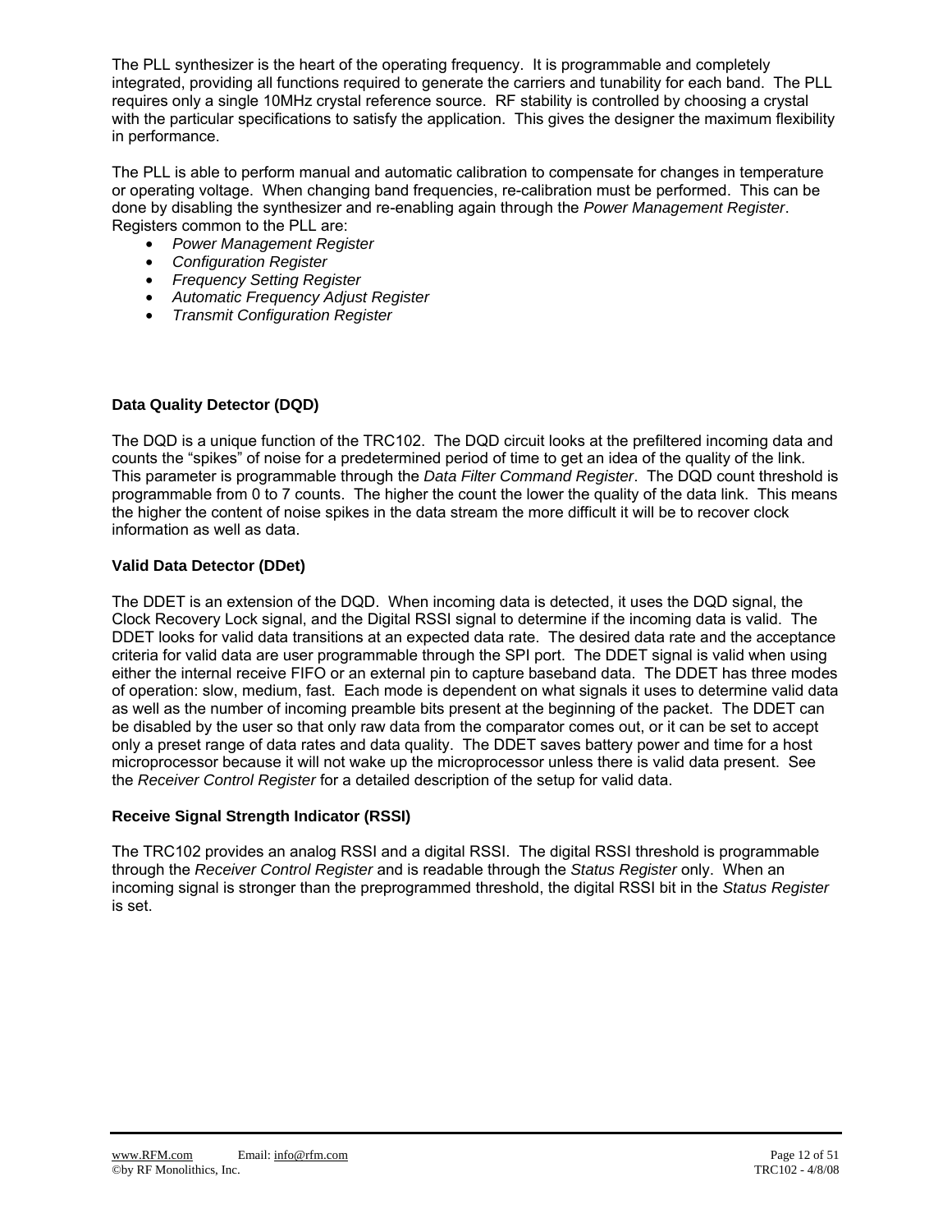The PLL synthesizer is the heart of the operating frequency. It is programmable and completely integrated, providing all functions required to generate the carriers and tunability for each band. The PLL requires only a single 10MHz crystal reference source. RF stability is controlled by choosing a crystal with the particular specifications to satisfy the application. This gives the designer the maximum flexibility in performance.

The PLL is able to perform manual and automatic calibration to compensate for changes in temperature or operating voltage. When changing band frequencies, re-calibration must be performed. This can be done by disabling the synthesizer and re-enabling again through the *Power Management Register*. Registers common to the PLL are:

- *Power Management Register*
- *Configuration Register*
- *Frequency Setting Register*
- *Automatic Frequency Adjust Register*
- *Transmit Configuration Register*

### Data Quality Detector (DQD)

The DQD is a unique function of the TRC102. The DQD circuit looks at the prefiltered incoming data and counts the "spikes" of noise for a predetermined period of time to get an idea of the quality of the link. This parameter is programmable through the *Data Filter Command Register*. The DQD count threshold is programmable from 0 to 7 counts. The higher the count the lower the quality of the data link. This means the higher the content of noise spikes in the data stream the more difficult it will be to recover clock information as well as data.

### Valid Data Detector (DDet)

The DDET is an extension of the DQD. When incoming data is detected, it uses the DQD signal, the Clock Recovery Lock signal, and the Digital RSSI signal to determine if the incoming data is valid. The DDET looks for valid data transitions at an expected data rate. The desired data rate and the acceptance criteria for valid data are user programmable through the SPI port. The DDET signal is valid when using either the internal receive FIFO or an external pin to capture baseband data. The DDET has three modes of operation: slow, medium, fast. Each mode is dependent on what signals it uses to determine valid data as well as the number of incoming preamble bits present at the beginning of the packet. The DDET can be disabled by the user so that only raw data from the comparator comes out, or it can be set to accept only a preset range of data rates and data quality. The DDET saves battery power and time for a host microprocessor because it will not wake up the microprocessor unless there is valid data present. See the *Receiver Control Register* for a detailed description of the setup for valid data.

### Receive Signal Strength Indicator (RSSI)

The TRC102 provides an analog RSSI and a digital RSSI. The digital RSSI threshold is programmable through the *Receiver Control Register* and is readable through the *Status Register* only. When an incoming signal is stronger than the preprogrammed threshold, the digital RSSI bit in the *Status Register* is set.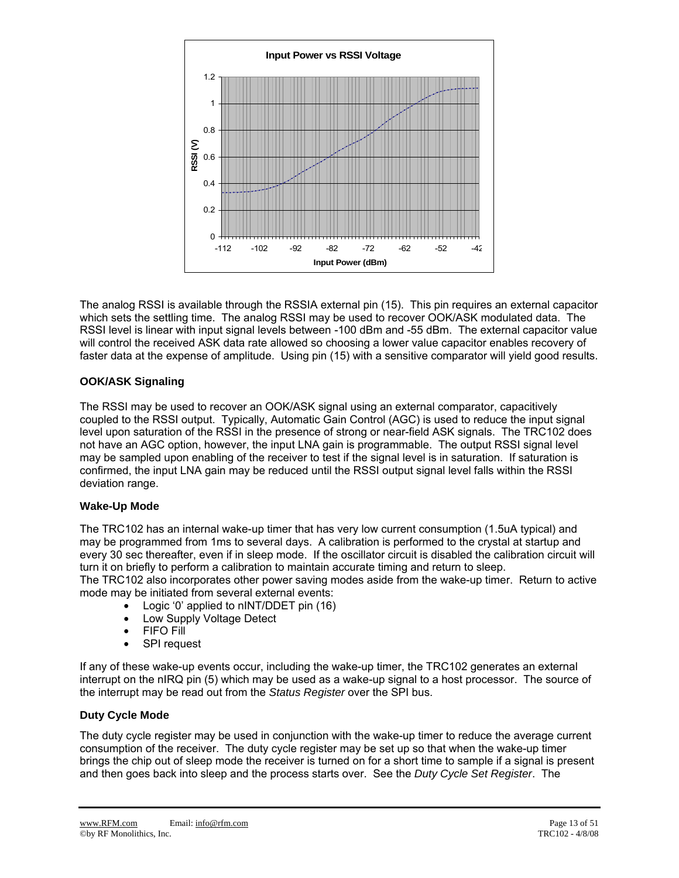The analog RSSI is available through the RSSIA external pin (15). This pin requires an external capacitor which sets the settling time. The analog RSSI may be used to recover OOK/ASK modulated data. The RSSI level is linear with input signal levels between -100 dBm and -55 dBm. The external capacitor value will control the received ASK data rate allowed so choosing a lower value capacitor enables recovery of faster data at the expense of amplitude. Using pin (15) with a sensitive comparator will yield good results.

### OOK/ASK Signaling

The RSSI may be used to recover an OOK/ASK signal using an external comparator, capacitively coupled to the RSSI output. Typically, Automatic Gain Control (AGC) is used to reduce the input signal level upon saturation of the RSSI in the presence of strong or near-field ASK signals. The TRC102 does not have an AGC option, however, the input LNA gain is programmable. The output RSSI signal level may be sampled upon enabling of the receiver to test if the signal level is in saturation. If saturation is confirmed, the input LNA gain may be reduced until the RSSI output signal level falls within the RSSI deviation range.

### Wake-Up Mode

The TRC102 has an internal wake-up timer that has very low current consumption (1.5uA typical) and may be programmed from 1ms to several days. A calibration is performed to the crystal at startup and every 30 sec thereafter, even if in sleep mode. If the oscillator circuit is disabled the calibration circuit will turn it on briefly to perform a calibration to maintain accurate timing and return to sleep.
The TRC102 also incorporates other power saving modes aside from the wake-up timer. Return to active mode may be initiated from several external events:

- Logic '0' applied to nINT/DDET pin (16)
- Low Supply Voltage Detect
- FIFO Fill
- SPI request

If any of these wake-up events occur, including the wake-up timer, the TRC102 generates an external interrupt on the nIRQ pin (5) which may be used as a wake-up signal to a host processor. The source of the interrupt may be read out from the *Status Register* over the SPI bus.

### Duty Cycle Mode

The duty cycle register may be used in conjunction with the wake-up timer to reduce the average current consumption of the receiver. The duty cycle register may be set up so that when the wake-up timer brings the chip out of sleep mode the receiver is turned on for a short time to sample if a signal is present and then goes back into sleep and the process starts over. See the *Duty Cycle Set Register*. The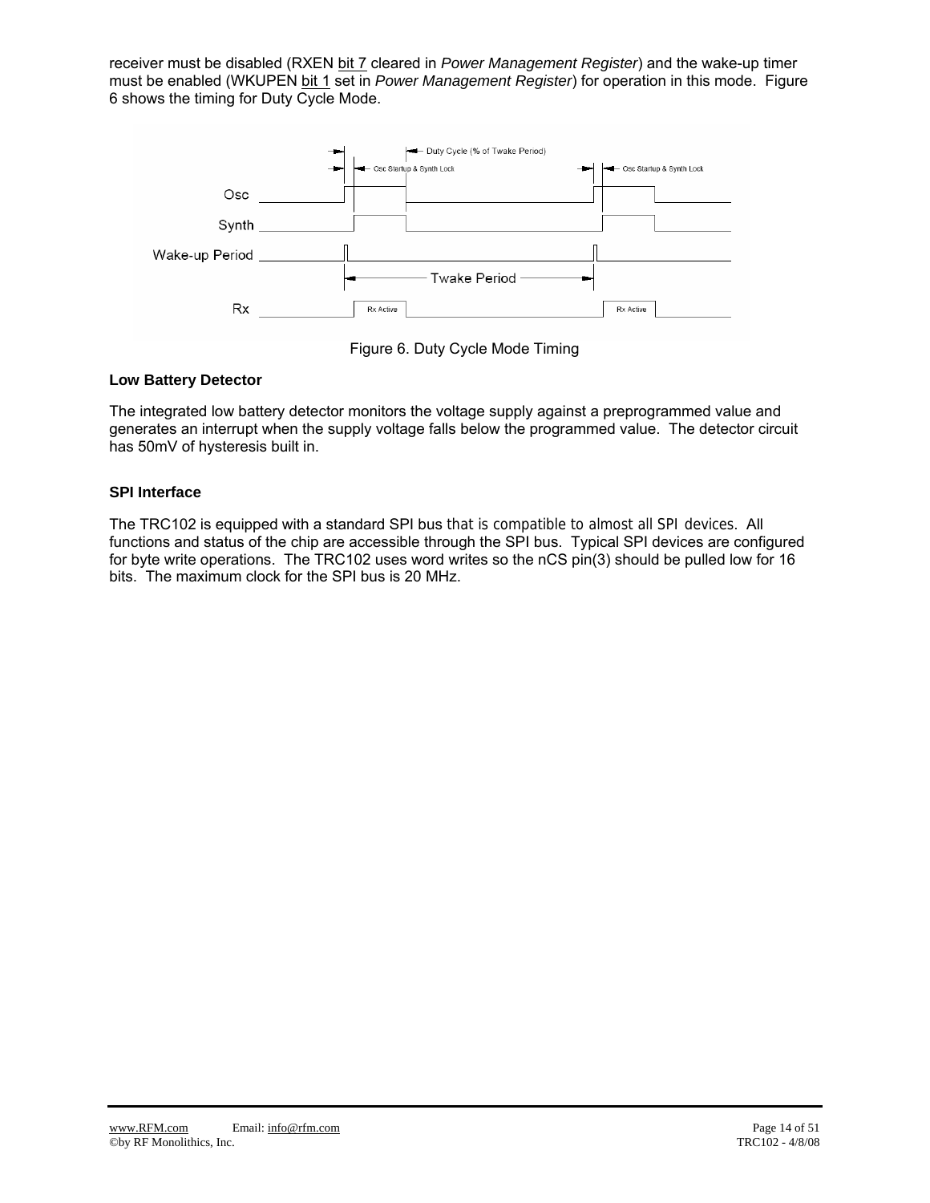receiver must be disabled (RXEN bit 7 cleared in *Power Management Register*) and the wake-up timer must be enabled (WKUPEN bit 1 set in *Power Management Register*) for operation in this mode. Figure 6 shows the timing for Duty Cycle Mode.

Figure 6. Duty Cycle Mode Timing

### Low Battery Detector

The integrated low battery detector monitors the voltage supply against a preprogrammed value and generates an interrupt when the supply voltage falls below the programmed value. The detector circuit has 50mV of hysteresis built in.

### SPI Interface

The TRC102 is equipped with a standard SPI bus that is compatible to almost all SPI devices. All functions and status of the chip are accessible through the SPI bus. Typical SPI devices are configured for byte write operations. The TRC102 uses word writes so the nCS pin(3) should be pulled low for 16 bits. The maximum clock for the SPI bus is 20 MHz.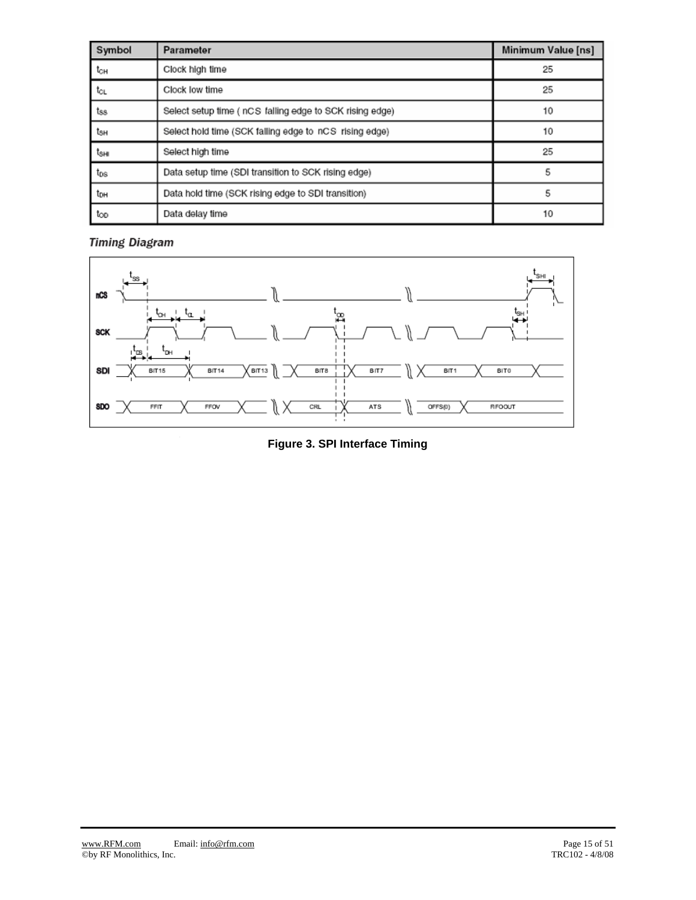| Symbol | Parameter | Minimum Value [ns] |
|---|---|---|
| $t_{CH}$ | Clock high time | 25 |
| $t_{CL}$ | Clock low time | 25 |
| $t_{SS}$ | Select setup time ( nCS falling edge to SCK rising edge) | 10 |
| $t_{SH}$ | Select hold time (SCK falling edge to nCS rising edge) | 10 |
| $t_{SHI}$ | Select high time | 25 |
| $t_{DS}$ | Data setup time (SDI transition to SCK rising edge) | 5 |
| $t_{DH}$ | Data hold time (SCK rising edge to SDI transition) | 5 |
| $t_{OD}$ | Data delay time | 10 |

***Timing Diagram***

**Figure 3. SPI Interface Timing**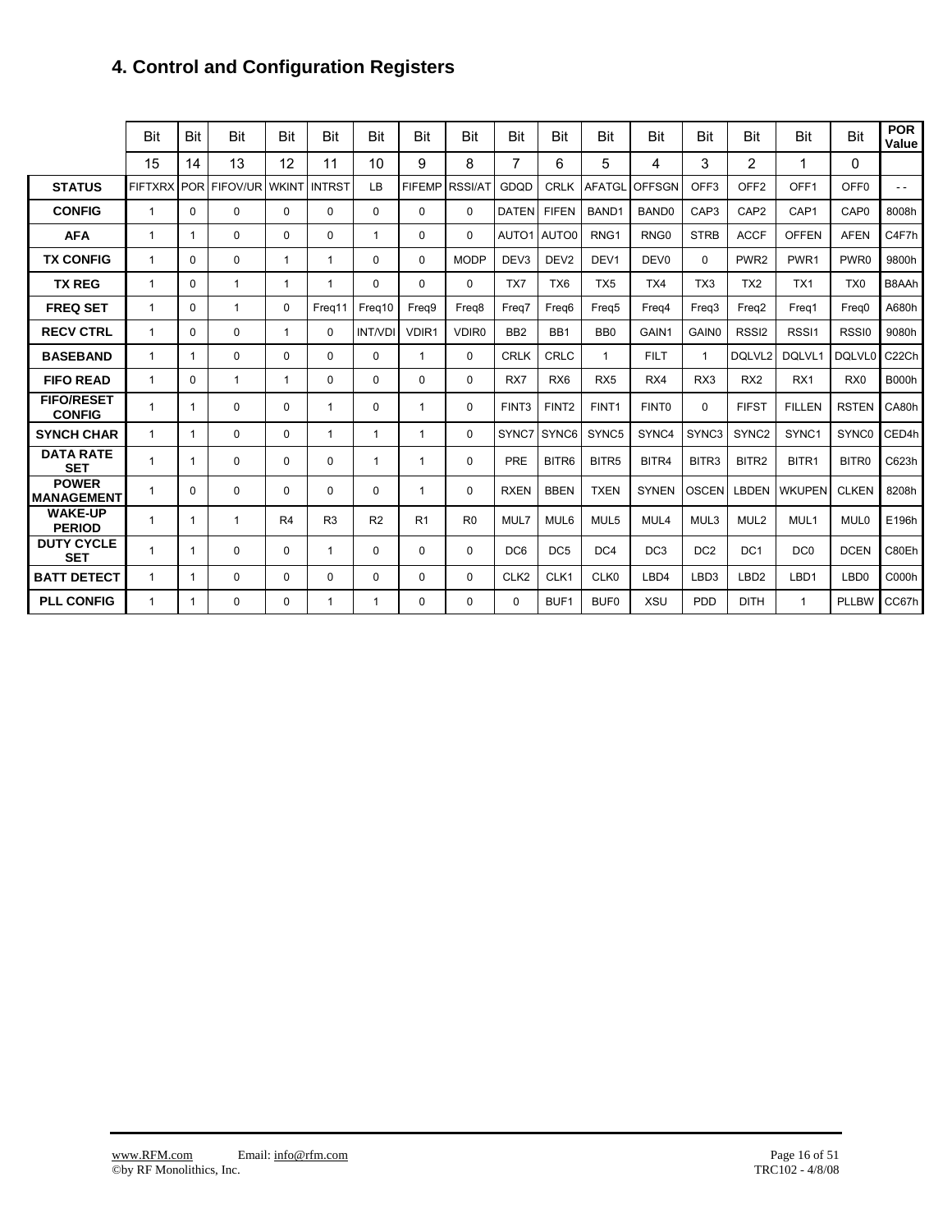## 4. Control and Configuration Registers

| | Bit 15 | Bit 14 | Bit 13 | Bit 12 | Bit 11 | Bit 10 | Bit 9 | Bit 8 | Bit 7 | Bit 6 | Bit 5 | Bit 4 | Bit 3 | Bit 2 | Bit 1 | Bit 0 | POR Value |
|---|---|---|---|---|---|---|---|---|---|---|---|---|---|---|---|---|---|
| **STATUS** | FIFTXRX | POR | FIFOV/UR | WKINT | INTRST | LB | FIFEMP | RSSI/AT | GDQD | CRLK | AFATGL | OFFSGN | OFF3 | OFF2 | OFF1 | OFF0 | - - |
| **CONFIG** | 1 | 0 | 0 | 0 | 0 | 0 | 0 | 0 | DATEN | FIFEN | BAND1 | BAND0 | CAP3 | CAP2 | CAP1 | CAP0 | 8008h |
| **AFA** | 1 | 1 | 0 | 0 | 0 | 1 | 0 | 0 | AUTO1 | AUTO0 | RNG1 | RNG0 | STRB | ACCF | OFFEN | AFEN | C4F7h |
| **TX CONFIG** | 1 | 0 | 0 | 1 | 1 | 0 | 0 | MODP | DEV3 | DEV2 | DEV1 | DEV0 | 0 | PWR2 | PWR1 | PWR0 | 9800h |
| **TX REG** | 1 | 0 | 1 | 1 | 1 | 0 | 0 | 0 | TX7 | TX6 | TX5 | TX4 | TX3 | TX2 | TX1 | TX0 | B8AAh |
| **FREQ SET** | 1 | 0 | 1 | 0 | Freq11 | Freq10 | Freq9 | Freq8 | Freq7 | Freq6 | Freq5 | Freq4 | Freq3 | Freq2 | Freq1 | Freq0 | A680h |
| **RECV CTRL** | 1 | 0 | 0 | 1 | 0 | INT/VDI | VDIR1 | VDIR0 | BB2 | BB1 | BB0 | GAIN1 | GAIN0 | RSSI2 | RSSI1 | RSSI0 | 9080h |
| **BASEBAND** | 1 | 1 | 0 | 0 | 0 | 0 | 1 | 0 | CRLK | CRLC | 1 | FILT | 1 | DQLVL2 | DQLVL1 | DQLVL0 | C22Ch |
| **FIFO READ** | 1 | 0 | 1 | 1 | 0 | 0 | 0 | 0 | RX7 | RX6 | RX5 | RX4 | RX3 | RX2 | RX1 | RX0 | B000h |
| **FIFO/RESET CONFIG** | 1 | 1 | 0 | 0 | 1 | 0 | 1 | 0 | FINT3 | FINT2 | FINT1 | FINT0 | 0 | FIFST | FILLEN | RSTEN | CA80h |
| **SYNCH CHAR** | 1 | 1 | 0 | 0 | 1 | 1 | 1 | 0 | SYNC7 | SYNC6 | SYNC5 | SYNC4 | SYNC3 | SYNC2 | SYNC1 | SYNC0 | CED4h |
| **DATA RATE SET** | 1 | 1 | 0 | 0 | 0 | 1 | 1 | 0 | PRE | BITR6 | BITR5 | BITR4 | BITR3 | BITR2 | BITR1 | BITR0 | C623h |
| **POWER MANAGEMENT** | 1 | 0 | 0 | 0 | 0 | 0 | 1 | 0 | RXEN | BBEN | TXEN | SYNEN | OSCEN | LBDEN | WKUPEN | CLKEN | 8208h |
| **WAKE-UP PERIOD** | 1 | 1 | 1 | R4 | R3 | R2 | R1 | R0 | MUL7 | MUL6 | MUL5 | MUL4 | MUL3 | MUL2 | MUL1 | MUL0 | E196h |
| **DUTY CYCLE SET** | 1 | 1 | 0 | 0 | 1 | 0 | 0 | 0 | DC6 | DC5 | DC4 | DC3 | DC2 | DC1 | DC0 | DCEN | C80Eh |
| **BATT DETECT** | 1 | 1 | 0 | 0 | 0 | 0 | 0 | 0 | CLK2 | CLK1 | CLK0 | LBD4 | LBD3 | LBD2 | LBD1 | LBD0 | C000h |
| **PLL CONFIG** | 1 | 1 | 0 | 0 | 1 | 1 | 0 | 0 | 0 | BUF1 | BUF0 | XSU | PDD | DITH | 1 | PLLBW | CC67h |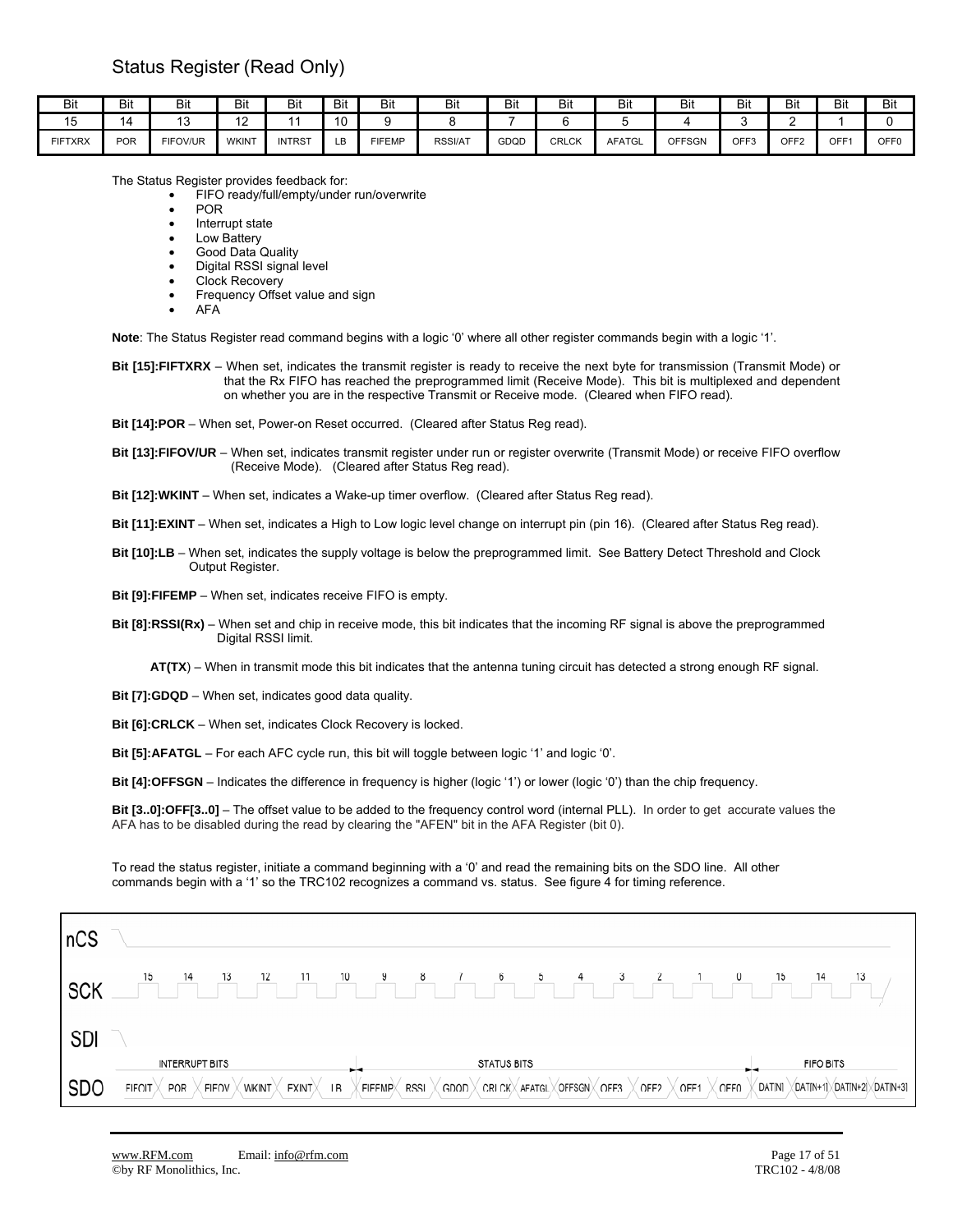## Status Register (Read Only)

| Bit | Bit | Bit | Bit | Bit | Bit | Bit | Bit | Bit | Bit | Bit | Bit | Bit | Bit | Bit | Bit |
|---|---|---|---|---|---|---|---|---|---|---|---|---|---|---|---|
| 15 | 14 | 13 | 12 | 11 | 10 | 9 | 8 | 7 | 6 | 5 | 4 | 3 | 2 | 1 | 0 |
| FIFTXRX | POR | FIFOV/UR | WKINT | INTRST | LB | FIFEMP | RSSI/AT | GDQD | CRLCK | AFATGL | OFFSGN | OFF3 | OFF2 | OFF1 | OFF0 |

The Status Register provides feedback for:

- FIFO ready/full/empty/under run/overwrite
- POR
- Interrupt state
- Low Battery
- Good Data Quality
- Digital RSSI signal level
- Clock Recovery
- Frequency Offset value and sign
- AFA

**Note**: The Status Register read command begins with a logic '0' where all other register commands begin with a logic '1'.

**Bit [15]:FIFTXRX** – When set, indicates the transmit register is ready to receive the next byte for transmission (Transmit Mode) or that the Rx FIFO has reached the preprogrammed limit (Receive Mode). This bit is multiplexed and dependent on whether you are in the respective Transmit or Receive mode. (Cleared when FIFO read).

**Bit [14]:POR** – When set, Power-on Reset occurred. (Cleared after Status Reg read).

**Bit [13]:FIFOV/UR** – When set, indicates transmit register under run or register overwrite (Transmit Mode) or receive FIFO overflow (Receive Mode). (Cleared after Status Reg read).

**Bit [12]:WKINT** – When set, indicates a Wake-up timer overflow. (Cleared after Status Reg read).

**Bit [11]:EXINT** – When set, indicates a High to Low logic level change on interrupt pin (pin 16). (Cleared after Status Reg read).

**Bit [10]:LB** – When set, indicates the supply voltage is below the preprogrammed limit. See Battery Detect Threshold and Clock Output Register.

**Bit [9]:FIFEMP** – When set, indicates receive FIFO is empty.

**Bit [8]:RSSI(Rx)** – When set and chip in receive mode, this bit indicates that the incoming RF signal is above the preprogrammed Digital RSSI limit.

**AT(TX**) – When in transmit mode this bit indicates that the antenna tuning circuit has detected a strong enough RF signal.

**Bit [7]:GDQD** – When set, indicates good data quality.

**Bit [6]:CRLCK** – When set, indicates Clock Recovery is locked.

**Bit [5]:AFATGL** – For each AFC cycle run, this bit will toggle between logic '1' and logic '0'.

**Bit [4]:OFFSGN** – Indicates the difference in frequency is higher (logic '1') or lower (logic '0') than the chip frequency.

**Bit [3..0]:OFF[3..0]** – The offset value to be added to the frequency control word (internal PLL). In order to get accurate values the AFA has to be disabled during the read by clearing the "AFEN" bit in the AFA Register (bit 0).

To read the status register, initiate a command beginning with a '0' and read the remaining bits on the SDO line. All other commands begin with a '1' so the TRC102 recognizes a command vs. status. See figure 4 for timing reference.

nCS

SCK: 15 14 13 12 11 10 9 8 7 6 5 4 3 2 1 0 15 14 13

SDI

INTERRUPT BITS — STATUS BITS — FIFO BITS

SDO: FIFOIT POR FIFOV WKINT EXINT LB FIFEMP RSSI GDQD CRLCK AFATGL OFFSGN OFF3 OFF2 OFF1 OFF0 DAT[N] DAT[N+1] DAT[N+2] DAT[N+3]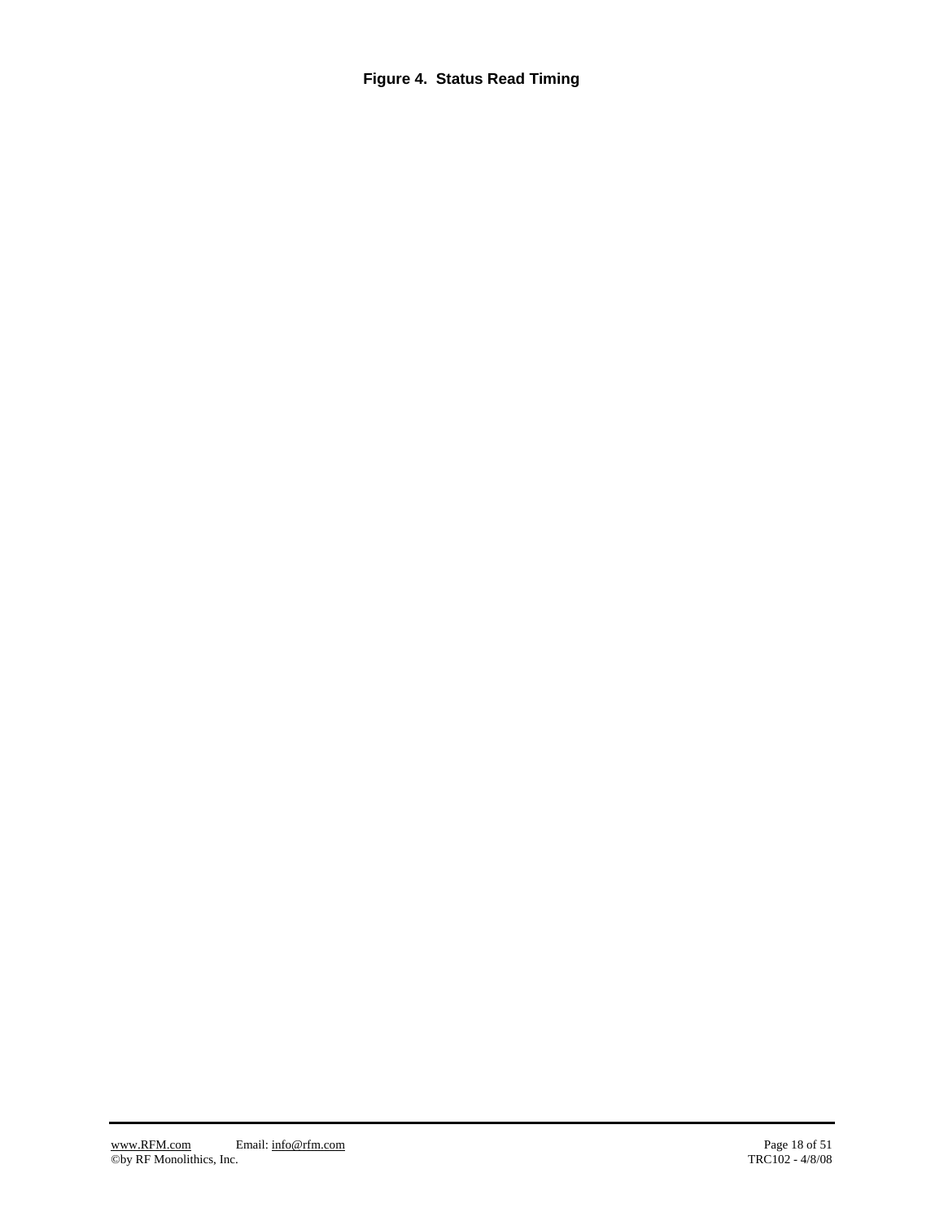**Figure 4. Status Read Timing**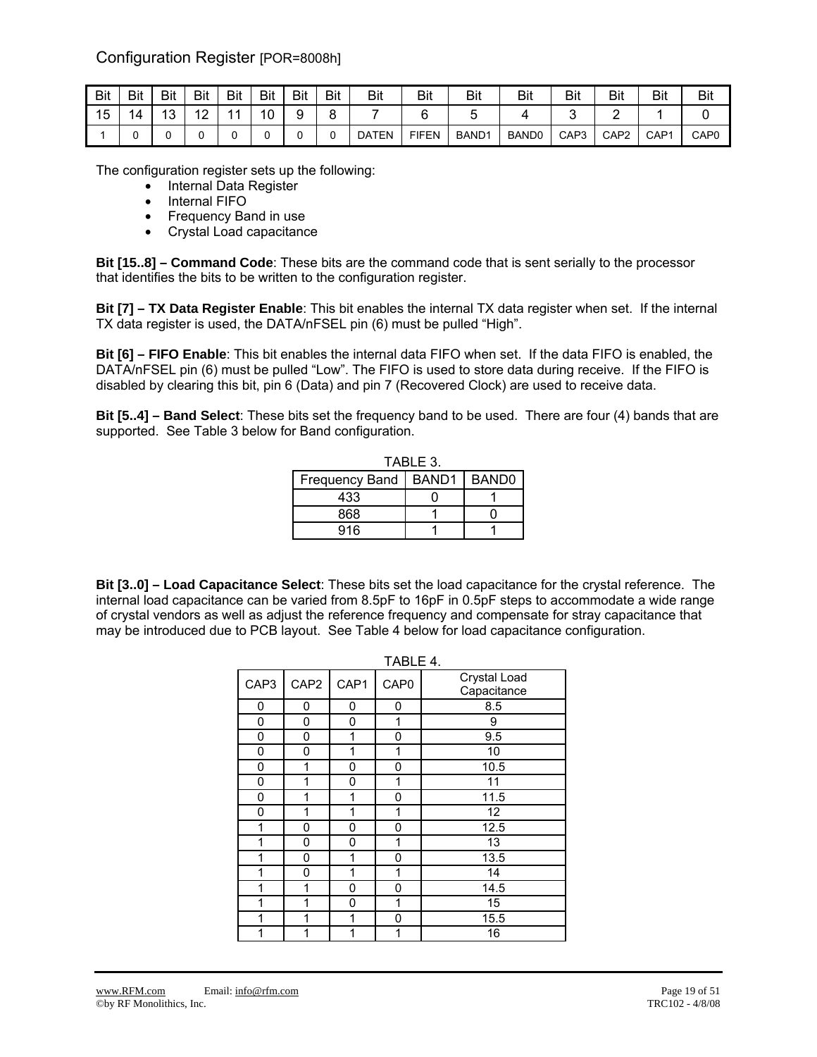## Configuration Register [POR=8008h]

| Bit 15 | Bit 14 | Bit 13 | Bit 12 | Bit 11 | Bit 10 | Bit 9 | Bit 8 | Bit 7 | Bit 6 | Bit 5 | Bit 4 | Bit 3 | Bit 2 | Bit 1 | Bit 0 |
|---|---|---|---|---|---|---|---|---|---|---|---|---|---|---|---|
| 1 | 0 | 0 | 0 | 0 | 0 | 0 | 0 | DATEN | FIFEN | BAND1 | BAND0 | CAP3 | CAP2 | CAP1 | CAP0 |

The configuration register sets up the following:

- Internal Data Register
- Internal FIFO
- Frequency Band in use
- Crystal Load capacitance

**Bit [15..8] – Command Code**: These bits are the command code that is sent serially to the processor that identifies the bits to be written to the configuration register.

**Bit [7] – TX Data Register Enable**: This bit enables the internal TX data register when set. If the internal TX data register is used, the DATA/nFSEL pin (6) must be pulled "High".

**Bit [6] – FIFO Enable**: This bit enables the internal data FIFO when set. If the data FIFO is enabled, the DATA/nFSEL pin (6) must be pulled "Low". The FIFO is used to store data during receive. If the FIFO is disabled by clearing this bit, pin 6 (Data) and pin 7 (Recovered Clock) are used to receive data.

**Bit [5..4] – Band Select**: These bits set the frequency band to be used. There are four (4) bands that are supported. See Table 3 below for Band configuration.

TABLE 3.

| Frequency Band | BAND1 | BAND0 |
|---|---|---|
| 433 | 0 | 1 |
| 868 | 1 | 0 |
| 916 | 1 | 1 |

**Bit [3..0] – Load Capacitance Select**: These bits set the load capacitance for the crystal reference. The internal load capacitance can be varied from 8.5pF to 16pF in 0.5pF steps to accommodate a wide range of crystal vendors as well as adjust the reference frequency and compensate for stray capacitance that may be introduced due to PCB layout. See Table 4 below for load capacitance configuration.

TABLE 4.

| CAP3 | CAP2 | CAP1 | CAP0 | Crystal Load Capacitance |
|---|---|---|---|---|
| 0 | 0 | 0 | 0 | 8.5 |
| 0 | 0 | 0 | 1 | 9 |
| 0 | 0 | 1 | 0 | 9.5 |
| 0 | 0 | 1 | 1 | 10 |
| 0 | 1 | 0 | 0 | 10.5 |
| 0 | 1 | 0 | 1 | 11 |
| 0 | 1 | 1 | 0 | 11.5 |
| 0 | 1 | 1 | 1 | 12 |
| 1 | 0 | 0 | 0 | 12.5 |
| 1 | 0 | 0 | 1 | 13 |
| 1 | 0 | 1 | 0 | 13.5 |
| 1 | 0 | 1 | 1 | 14 |
| 1 | 1 | 0 | 0 | 14.5 |
| 1 | 1 | 0 | 1 | 15 |
| 1 | 1 | 1 | 0 | 15.5 |
| 1 | 1 | 1 | 1 | 16 |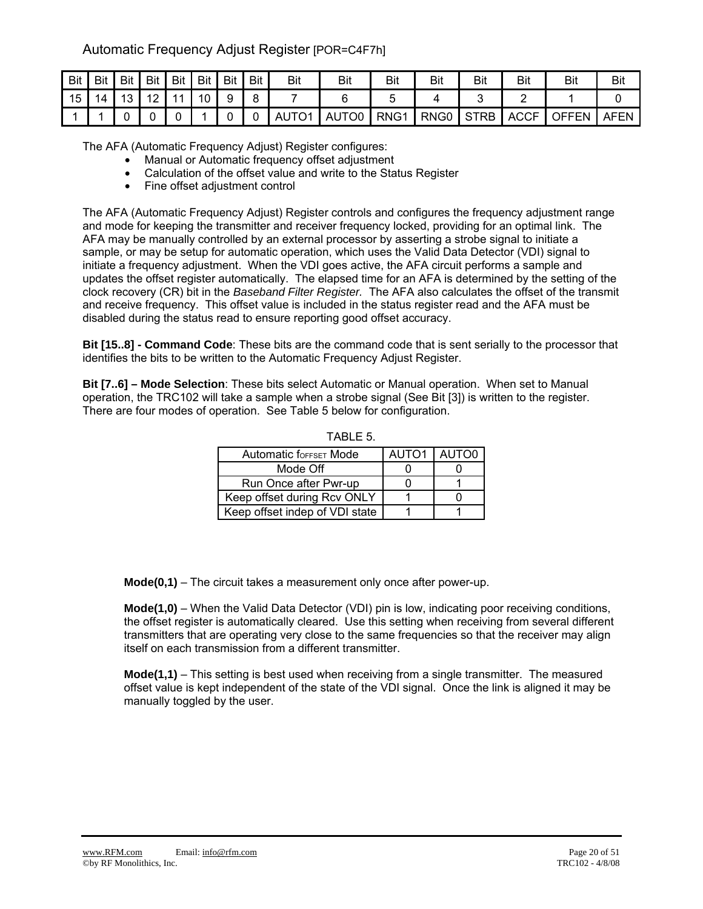## Automatic Frequency Adjust Register [POR=C4F7h]

| Bit | Bit | Bit | Bit | Bit | Bit | Bit | Bit | Bit | Bit | Bit | Bit | Bit | Bit | Bit | Bit |
|---|---|---|---|---|---|---|---|---|---|---|---|---|---|---|---|
| 15 | 14 | 13 | 12 | 11 | 10 | 9 | 8 | 7 | 6 | 5 | 4 | 3 | 2 | 1 | 0 |
| 1 | 1 | 0 | 0 | 0 | 1 | 0 | 0 | AUTO1 | AUTO0 | RNG1 | RNG0 | STRB | ACCF | OFFEN | AFEN |

The AFA (Automatic Frequency Adjust) Register configures:

- Manual or Automatic frequency offset adjustment
- Calculation of the offset value and write to the Status Register
- Fine offset adjustment control

The AFA (Automatic Frequency Adjust) Register controls and configures the frequency adjustment range and mode for keeping the transmitter and receiver frequency locked, providing for an optimal link. The AFA may be manually controlled by an external processor by asserting a strobe signal to initiate a sample, or may be setup for automatic operation, which uses the Valid Data Detector (VDI) signal to initiate a frequency adjustment. When the VDI goes active, the AFA circuit performs a sample and updates the offset register automatically. The elapsed time for an AFA is determined by the setting of the clock recovery (CR) bit in the *Baseband Filter Register.* The AFA also calculates the offset of the transmit and receive frequency. This offset value is included in the status register read and the AFA must be disabled during the status read to ensure reporting good offset accuracy.

**Bit [15..8] - Command Code**: These bits are the command code that is sent serially to the processor that identifies the bits to be written to the Automatic Frequency Adjust Register.

**Bit [7..6] – Mode Selection**: These bits select Automatic or Manual operation. When set to Manual operation, the TRC102 will take a sample when a strobe signal (See Bit [3]) is written to the register. There are four modes of operation. See Table 5 below for configuration.

TABLE 5.

| Automatic $f_{OFFSET}$ Mode | AUTO1 | AUTO0 |
|---|---|---|
| Mode Off | 0 | 0 |
| Run Once after Pwr-up | 0 | 1 |
| Keep offset during Rcv ONLY | 1 | 0 |
| Keep offset indep of VDI state | 1 | 1 |

**Mode(0,1)** – The circuit takes a measurement only once after power-up.

**Mode(1,0)** – When the Valid Data Detector (VDI) pin is low, indicating poor receiving conditions, the offset register is automatically cleared. Use this setting when receiving from several different transmitters that are operating very close to the same frequencies so that the receiver may align itself on each transmission from a different transmitter.

**Mode(1,1)** – This setting is best used when receiving from a single transmitter. The measured offset value is kept independent of the state of the VDI signal. Once the link is aligned it may be manually toggled by the user.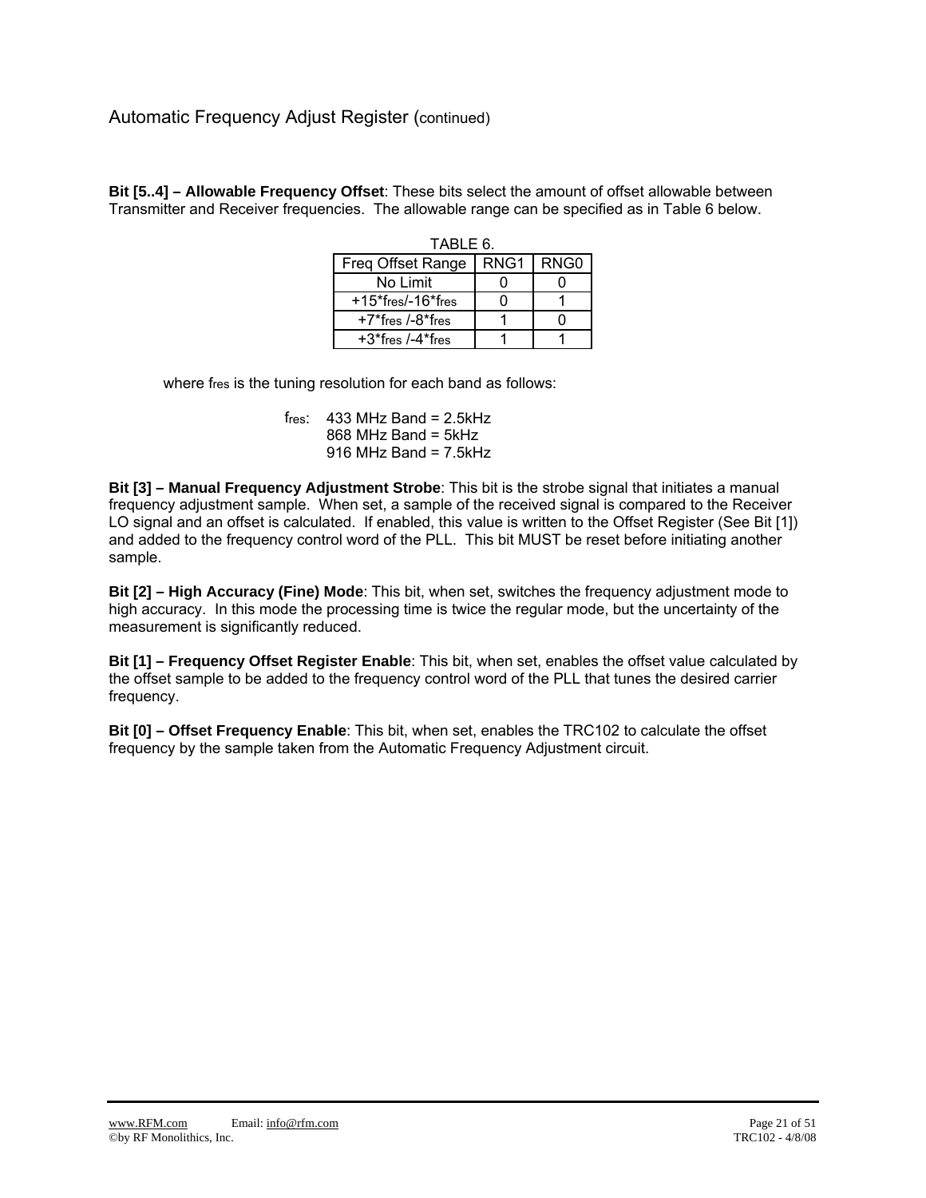## Automatic Frequency Adjust Register (continued)

**Bit [5..4] – Allowable Frequency Offset**: These bits select the amount of offset allowable between Transmitter and Receiver frequencies. The allowable range can be specified as in Table 6 below.

TABLE 6.

| Freq Offset Range | RNG1 | RNG0 |
|---|---|---|
| No Limit | 0 | 0 |
| $+15*f_{res}/-16*f_{res}$ | 0 | 1 |
| $+7*f_{res}/-8*f_{res}$ | 1 | 0 |
| $+3*f_{res}/-4*f_{res}$ | 1 | 1 |

where $f_{res}$ is the tuning resolution for each band as follows:

$f_{res}$: 433 MHz Band = 2.5kHz
868 MHz Band = 5kHz
916 MHz Band = 7.5kHz

**Bit [3] – Manual Frequency Adjustment Strobe**: This bit is the strobe signal that initiates a manual frequency adjustment sample. When set, a sample of the received signal is compared to the Receiver LO signal and an offset is calculated. If enabled, this value is written to the Offset Register (See Bit [1]) and added to the frequency control word of the PLL. This bit MUST be reset before initiating another sample.

**Bit [2] – High Accuracy (Fine) Mode**: This bit, when set, switches the frequency adjustment mode to high accuracy. In this mode the processing time is twice the regular mode, but the uncertainty of the measurement is significantly reduced.

**Bit [1] – Frequency Offset Register Enable**: This bit, when set, enables the offset value calculated by the offset sample to be added to the frequency control word of the PLL that tunes the desired carrier frequency.

**Bit [0] – Offset Frequency Enable**: This bit, when set, enables the TRC102 to calculate the offset frequency by the sample taken from the Automatic Frequency Adjustment circuit.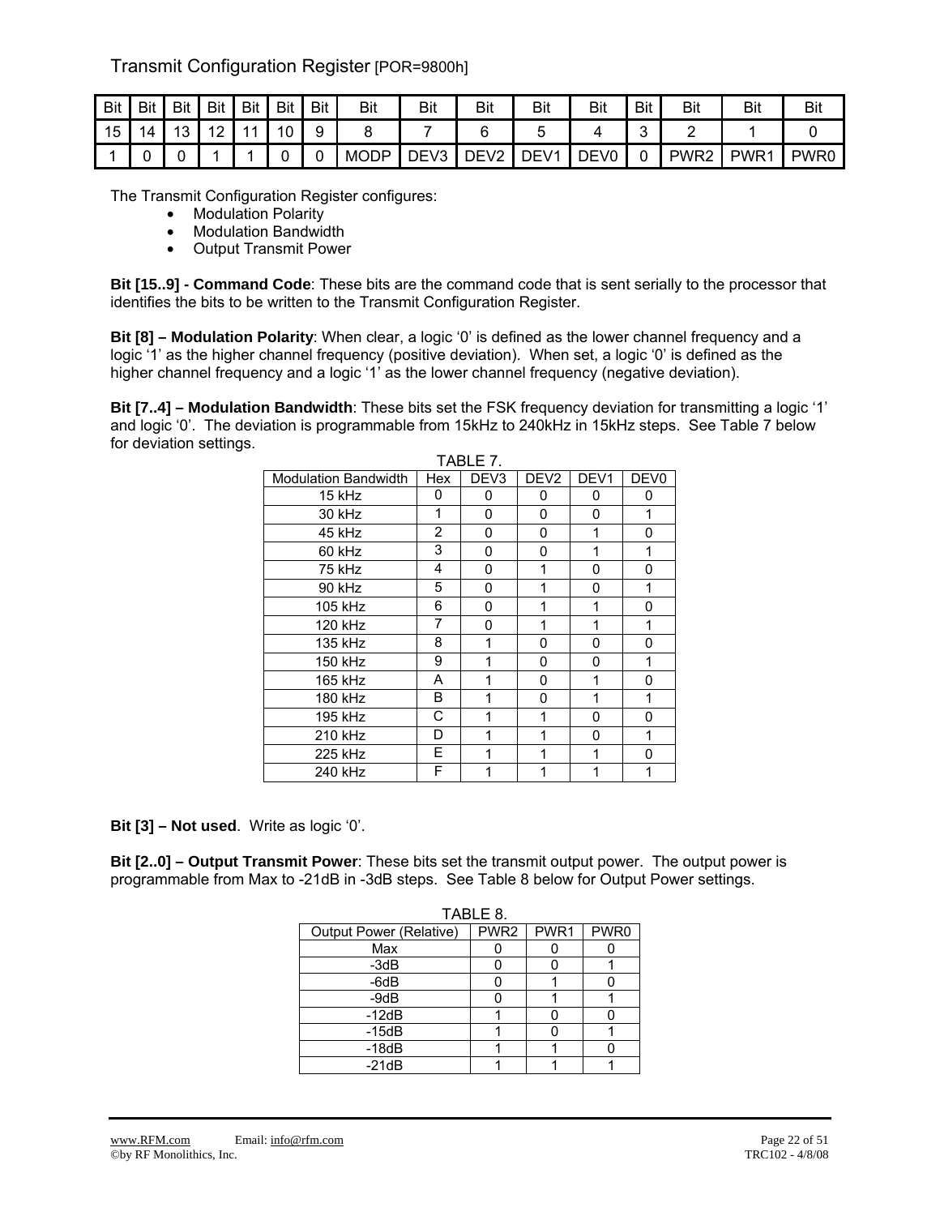## Transmit Configuration Register [POR=9800h]

| Bit 15 | Bit 14 | Bit 13 | Bit 12 | Bit 11 | Bit 10 | Bit 9 | Bit 8 | Bit 7 | Bit 6 | Bit 5 | Bit 4 | Bit 3 | Bit 2 | Bit 1 | Bit 0 |
|---|---|---|---|---|---|---|---|---|---|---|---|---|---|---|---|
| 1 | 0 | 0 | 1 | 1 | 0 | 0 | MODP | DEV3 | DEV2 | DEV1 | DEV0 | 0 | PWR2 | PWR1 | PWR0 |

The Transmit Configuration Register configures:

- Modulation Polarity
- Modulation Bandwidth
- Output Transmit Power

**Bit [15..9] - Command Code**: These bits are the command code that is sent serially to the processor that identifies the bits to be written to the Transmit Configuration Register.

**Bit [8] – Modulation Polarity**: When clear, a logic '0' is defined as the lower channel frequency and a logic '1' as the higher channel frequency (positive deviation). When set, a logic '0' is defined as the higher channel frequency and a logic '1' as the lower channel frequency (negative deviation).

**Bit [7..4] – Modulation Bandwidth**: These bits set the FSK frequency deviation for transmitting a logic '1' and logic '0'. The deviation is programmable from 15kHz to 240kHz in 15kHz steps. See Table 7 below for deviation settings.

TABLE 7.

| Modulation Bandwidth | Hex | DEV3 | DEV2 | DEV1 | DEV0 |
|---|---|---|---|---|---|
| 15 kHz | 0 | 0 | 0 | 0 | 0 |
| 30 kHz | 1 | 0 | 0 | 0 | 1 |
| 45 kHz | 2 | 0 | 0 | 1 | 0 |
| 60 kHz | 3 | 0 | 0 | 1 | 1 |
| 75 kHz | 4 | 0 | 1 | 0 | 0 |
| 90 kHz | 5 | 0 | 1 | 0 | 1 |
| 105 kHz | 6 | 0 | 1 | 1 | 0 |
| 120 kHz | 7 | 0 | 1 | 1 | 1 |
| 135 kHz | 8 | 1 | 0 | 0 | 0 |
| 150 kHz | 9 | 1 | 0 | 0 | 1 |
| 165 kHz | A | 1 | 0 | 1 | 0 |
| 180 kHz | B | 1 | 0 | 1 | 1 |
| 195 kHz | C | 1 | 1 | 0 | 0 |
| 210 kHz | D | 1 | 1 | 0 | 1 |
| 225 kHz | E | 1 | 1 | 1 | 0 |
| 240 kHz | F | 1 | 1 | 1 | 1 |

**Bit [3] – Not used**. Write as logic '0'.

**Bit [2..0] – Output Transmit Power**: These bits set the transmit output power. The output power is programmable from Max to -21dB in -3dB steps. See Table 8 below for Output Power settings.

TABLE 8.

| Output Power (Relative) | PWR2 | PWR1 | PWR0 |
|---|---|---|---|
| Max | 0 | 0 | 0 |
| -3dB | 0 | 0 | 1 |
| -6dB | 0 | 1 | 0 |
| -9dB | 0 | 1 | 1 |
| -12dB | 1 | 0 | 0 |
| -15dB | 1 | 0 | 1 |
| -18dB | 1 | 1 | 0 |
| -21dB | 1 | 1 | 1 |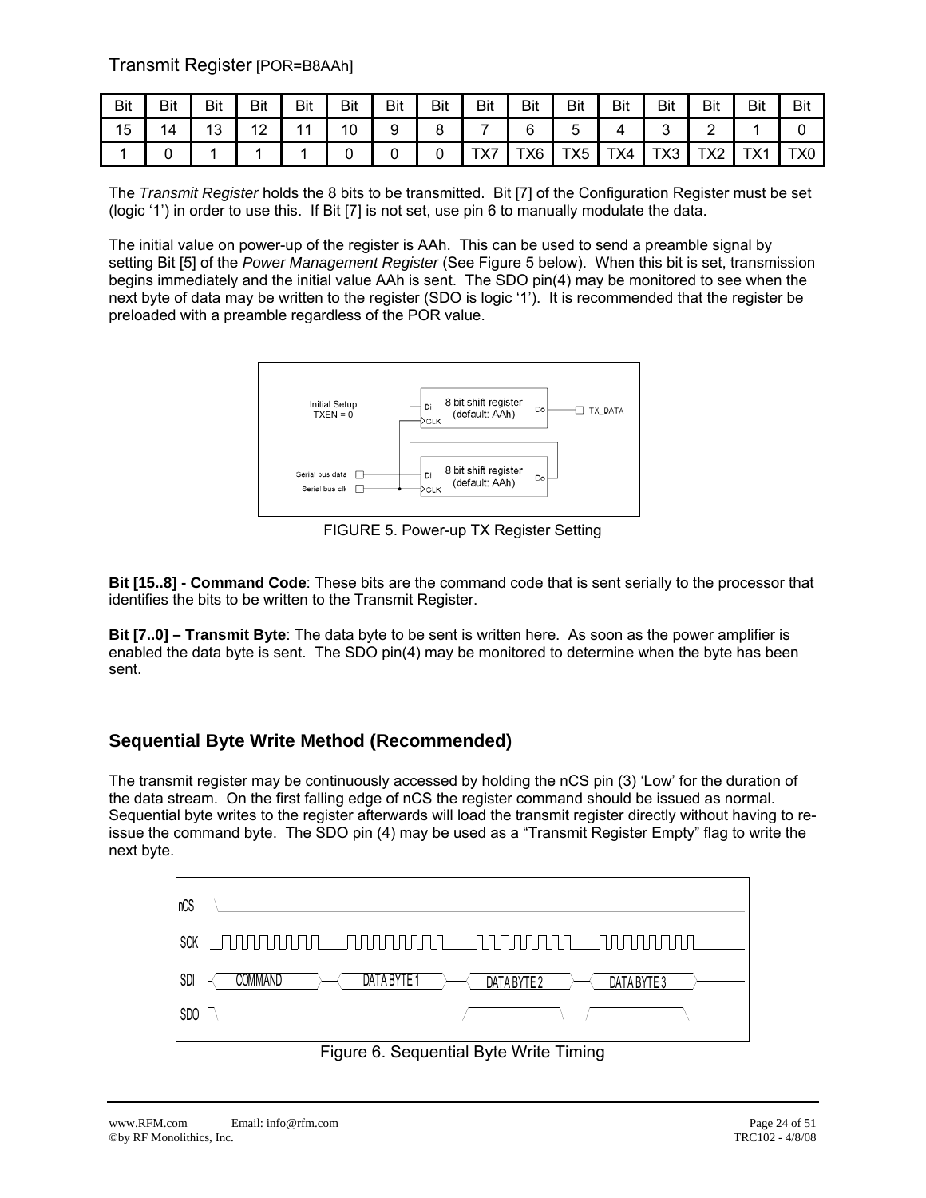## Transmit Register [POR=B8AAh]

| Bit 15 | Bit 14 | Bit 13 | Bit 12 | Bit 11 | Bit 10 | Bit 9 | Bit 8 | Bit 7 | Bit 6 | Bit 5 | Bit 4 | Bit 3 | Bit 2 | Bit 1 | Bit 0 |
|---|---|---|---|---|---|---|---|---|---|---|---|---|---|---|---|
| 1 | 0 | 1 | 1 | 1 | 0 | 0 | 0 | TX7 | TX6 | TX5 | TX4 | TX3 | TX2 | TX1 | TX0 |

The *Transmit Register* holds the 8 bits to be transmitted. Bit [7] of the Configuration Register must be set (logic '1') in order to use this. If Bit [7] is not set, use pin 6 to manually modulate the data.

The initial value on power-up of the register is AAh. This can be used to send a preamble signal by setting Bit [5] of the *Power Management Register* (See Figure 5 below). When this bit is set, transmission begins immediately and the initial value AAh is sent. The SDO pin(4) may be monitored to see when the next byte of data may be written to the register (SDO is logic '1'). It is recommended that the register be preloaded with a preamble regardless of the POR value.

FIGURE 5. Power-up TX Register Setting

**Bit [15..8] - Command Code**: These bits are the command code that is sent serially to the processor that identifies the bits to be written to the Transmit Register.

**Bit [7..0] – Transmit Byte**: The data byte to be sent is written here. As soon as the power amplifier is enabled the data byte is sent. The SDO pin(4) may be monitored to determine when the byte has been sent.

### Sequential Byte Write Method (Recommended)

The transmit register may be continuously accessed by holding the nCS pin (3) 'Low' for the duration of the data stream. On the first falling edge of nCS the register command should be issued as normal. Sequential byte writes to the register afterwards will load the transmit register directly without having to re-issue the command byte. The SDO pin (4) may be used as a "Transmit Register Empty" flag to write the next byte.

Figure 6. Sequential Byte Write Timing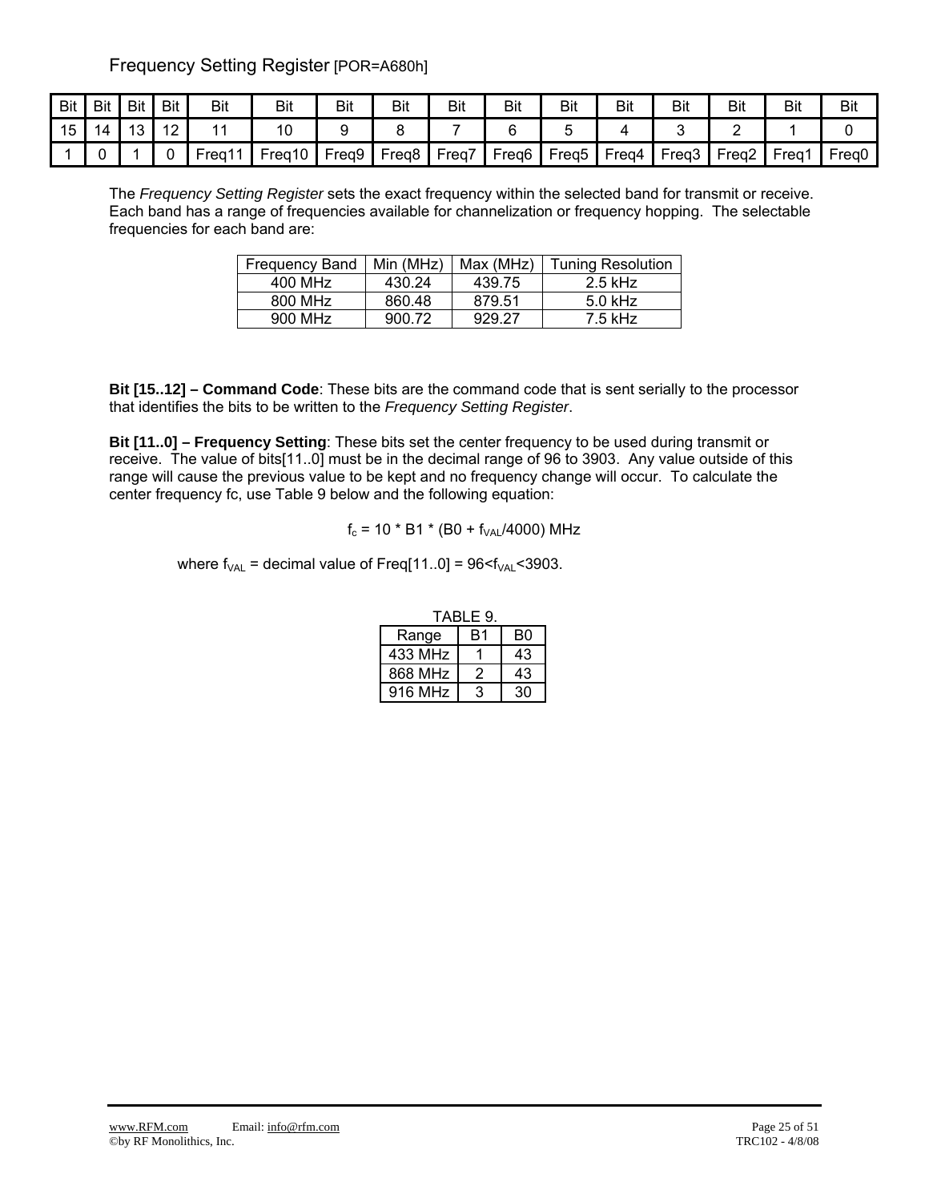## Frequency Setting Register [POR=A680h]

| Bit 15 | Bit 14 | Bit 13 | Bit 12 | Bit 11 | Bit 10 | Bit 9 | Bit 8 | Bit 7 | Bit 6 | Bit 5 | Bit 4 | Bit 3 | Bit 2 | Bit 1 | Bit 0 |
|---|---|---|---|---|---|---|---|---|---|---|---|---|---|---|---|
| 1 | 0 | 1 | 0 | Freq11 | Freq10 | Freq9 | Freq8 | Freq7 | Freq6 | Freq5 | Freq4 | Freq3 | Freq2 | Freq1 | Freq0 |

The *Frequency Setting Register* sets the exact frequency within the selected band for transmit or receive. Each band has a range of frequencies available for channelization or frequency hopping. The selectable frequencies for each band are:

| Frequency Band | Min (MHz) | Max (MHz) | Tuning Resolution |
|---|---|---|---|
| 400 MHz | 430.24 | 439.75 | 2.5 kHz |
| 800 MHz | 860.48 | 879.51 | 5.0 kHz |
| 900 MHz | 900.72 | 929.27 | 7.5 kHz |

**Bit [15..12] – Command Code**: These bits are the command code that is sent serially to the processor that identifies the bits to be written to the *Frequency Setting Register*.

**Bit [11..0] – Frequency Setting**: These bits set the center frequency to be used during transmit or receive. The value of bits[11..0] must be in the decimal range of 96 to 3903. Any value outside of this range will cause the previous value to be kept and no frequency change will occur. To calculate the center frequency fc, use Table 9 below and the following equation:

$$f_c = 10 * B1 * (B0 + f_{VAL}/4000) \text{ MHz}$$

where $f_{VAL}$ = decimal value of Freq[11..0] = $96<f_{VAL}<3903$.

TABLE 9.

| Range | B1 | B0 |
|---|---|---|
| 433 MHz | 1 | 43 |
| 868 MHz | 2 | 43 |
| 916 MHz | 3 | 30 |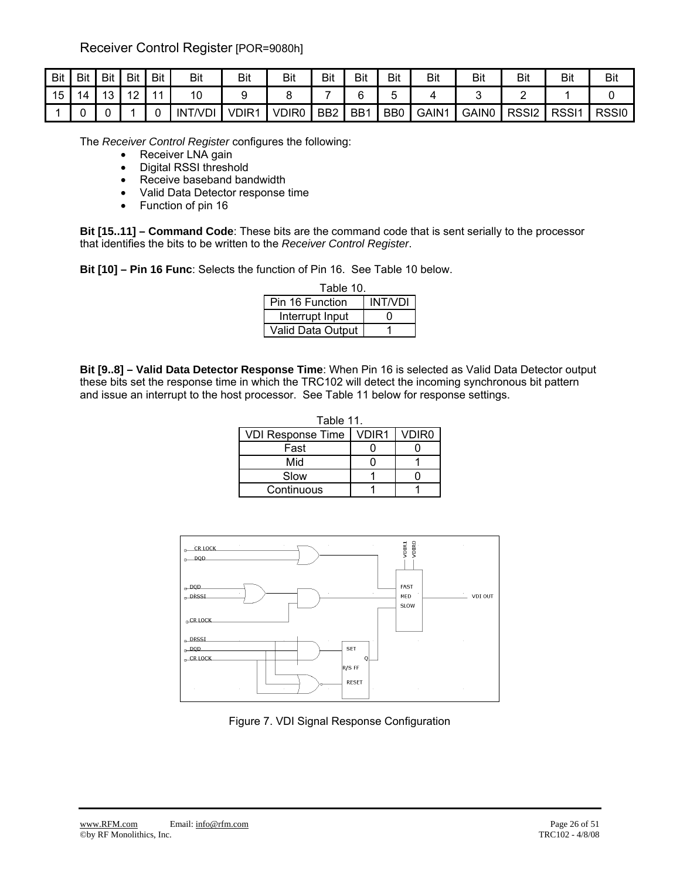## Receiver Control Register [POR=9080h]

| Bit 15 | Bit 14 | Bit 13 | Bit 12 | Bit 11 | Bit 10 | Bit 9 | Bit 8 | Bit 7 | Bit 6 | Bit 5 | Bit 4 | Bit 3 | Bit 2 | Bit 1 | Bit 0 |
|---|---|---|---|---|---|---|---|---|---|---|---|---|---|---|---|
| 1 | 0 | 0 | 1 | 0 | INT/VDI | VDIR1 | VDIR0 | BB2 | BB1 | BB0 | GAIN1 | GAIN0 | RSSI2 | RSSI1 | RSSI0 |

The *Receiver Control Register* configures the following:

- Receiver LNA gain
- Digital RSSI threshold
- Receive baseband bandwidth
- Valid Data Detector response time
- Function of pin 16

**Bit [15..11] – Command Code**: These bits are the command code that is sent serially to the processor that identifies the bits to be written to the *Receiver Control Register*.

**Bit [10] – Pin 16 Func**: Selects the function of Pin 16. See Table 10 below.

Table 10.

| Pin 16 Function | INT/VDI |
|---|---|
| Interrupt Input | 0 |
| Valid Data Output | 1 |

**Bit [9..8] – Valid Data Detector Response Time**: When Pin 16 is selected as Valid Data Detector output these bits set the response time in which the TRC102 will detect the incoming synchronous bit pattern and issue an interrupt to the host processor. See Table 11 below for response settings.

Table 11.

| VDI Response Time | VDIR1 | VDIR0 |
|---|---|---|
| Fast | 0 | 0 |
| Mid | 0 | 1 |
| Slow | 1 | 0 |
| Continuous | 1 | 1 |

Figure 7. VDI Signal Response Configuration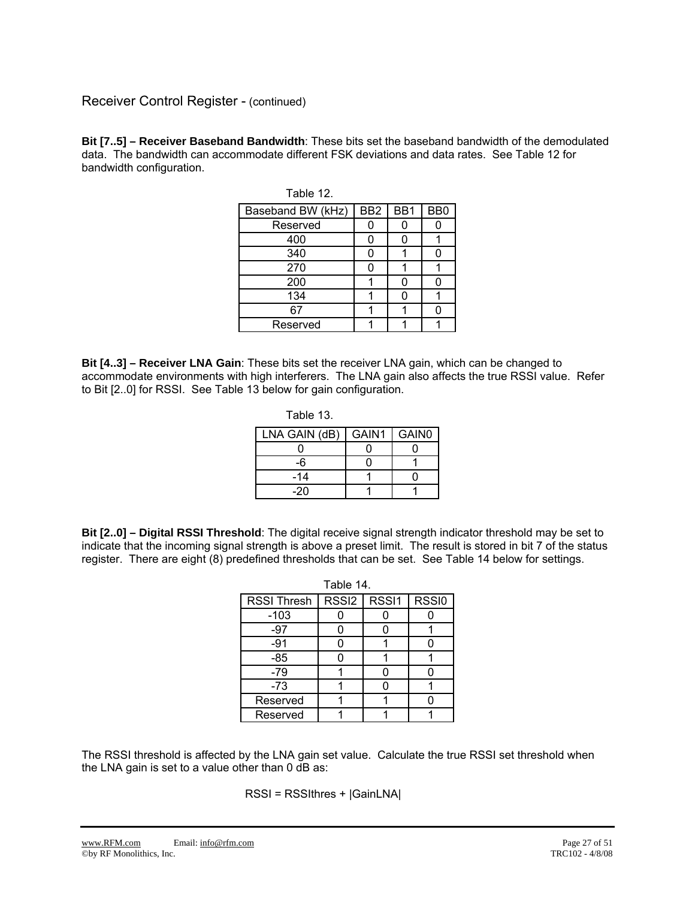## Receiver Control Register - (continued)

**Bit [7..5] – Receiver Baseband Bandwidth**: These bits set the baseband bandwidth of the demodulated data. The bandwidth can accommodate different FSK deviations and data rates. See Table 12 for bandwidth configuration.

Table 12.

| Baseband BW (kHz) | BB2 | BB1 | BB0 |
|---|---|---|---|
| Reserved | 0 | 0 | 0 |
| 400 | 0 | 0 | 1 |
| 340 | 0 | 1 | 0 |
| 270 | 0 | 1 | 1 |
| 200 | 1 | 0 | 0 |
| 134 | 1 | 0 | 1 |
| 67 | 1 | 1 | 0 |
| Reserved | 1 | 1 | 1 |

**Bit [4..3] – Receiver LNA Gain**: These bits set the receiver LNA gain, which can be changed to accommodate environments with high interferers. The LNA gain also affects the true RSSI value. Refer to Bit [2..0] for RSSI. See Table 13 below for gain configuration.

Table 13.

| LNA GAIN (dB) | GAIN1 | GAIN0 |
|---|---|---|
| 0 | 0 | 0 |
| -6 | 0 | 1 |
| -14 | 1 | 0 |
| -20 | 1 | 1 |

**Bit [2..0] – Digital RSSI Threshold**: The digital receive signal strength indicator threshold may be set to indicate that the incoming signal strength is above a preset limit. The result is stored in bit 7 of the status register. There are eight (8) predefined thresholds that can be set. See Table 14 below for settings.

Table 14.

| RSSI Thresh | RSSI2 | RSSI1 | RSSI0 |
|---|---|---|---|
| -103 | 0 | 0 | 0 |
| -97 | 0 | 0 | 1 |
| -91 | 0 | 1 | 0 |
| -85 | 0 | 1 | 1 |
| -79 | 1 | 0 | 0 |
| -73 | 1 | 0 | 1 |
| Reserved | 1 | 1 | 0 |
| Reserved | 1 | 1 | 1 |

The RSSI threshold is affected by the LNA gain set value. Calculate the true RSSI set threshold when the LNA gain is set to a value other than 0 dB as:

$$RSSI = RSSIthres + |GainLNA|$$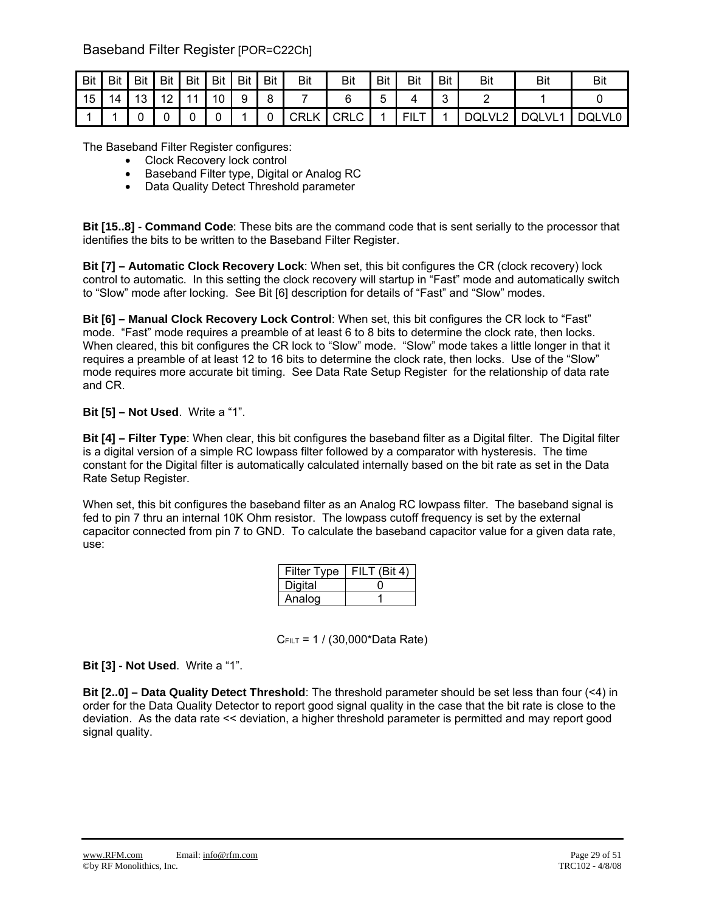## Baseband Filter Register [POR=C22Ch]

| Bit 15 | Bit 14 | Bit 13 | Bit 12 | Bit 11 | Bit 10 | Bit 9 | Bit 8 | Bit 7 | Bit 6 | Bit 5 | Bit 4 | Bit 3 | Bit 2 | Bit 1 | Bit 0 |
|---|---|---|---|---|---|---|---|---|---|---|---|---|---|---|---|
| 1 | 1 | 0 | 0 | 0 | 0 | 1 | 0 | CRLK | CRLC | 1 | FILT | 1 | DQLVL2 | DQLVL1 | DQLVL0 |

The Baseband Filter Register configures:

- Clock Recovery lock control
- Baseband Filter type, Digital or Analog RC
- Data Quality Detect Threshold parameter

**Bit [15..8] - Command Code**: These bits are the command code that is sent serially to the processor that identifies the bits to be written to the Baseband Filter Register.

**Bit [7] – Automatic Clock Recovery Lock**: When set, this bit configures the CR (clock recovery) lock control to automatic. In this setting the clock recovery will startup in “Fast” mode and automatically switch to “Slow” mode after locking. See Bit [6] description for details of “Fast” and “Slow” modes.

**Bit [6] – Manual Clock Recovery Lock Control**: When set, this bit configures the CR lock to “Fast” mode. “Fast” mode requires a preamble of at least 6 to 8 bits to determine the clock rate, then locks. When cleared, this bit configures the CR lock to “Slow” mode. “Slow” mode takes a little longer in that it requires a preamble of at least 12 to 16 bits to determine the clock rate, then locks. Use of the “Slow” mode requires more accurate bit timing. See Data Rate Setup Register for the relationship of data rate and CR.

**Bit [5] – Not Used**. Write a “1”.

**Bit [4] – Filter Type**: When clear, this bit configures the baseband filter as a Digital filter. The Digital filter is a digital version of a simple RC lowpass filter followed by a comparator with hysteresis. The time constant for the Digital filter is automatically calculated internally based on the bit rate as set in the Data Rate Setup Register.

When set, this bit configures the baseband filter as an Analog RC lowpass filter. The baseband signal is fed to pin 7 thru an internal 10K Ohm resistor. The lowpass cutoff frequency is set by the external capacitor connected from pin 7 to GND. To calculate the baseband capacitor value for a given data rate, use:

| Filter Type | FILT (Bit 4) |
|---|---|
| Digital | 0 |
| Analog | 1 |

$$C_{FILT} = 1 / (30{,}000 * \text{Data Rate})$$

**Bit [3] - Not Used**. Write a “1”.

**Bit [2..0] – Data Quality Detect Threshold**: The threshold parameter should be set less than four (<4) in order for the Data Quality Detector to report good signal quality in the case that the bit rate is close to the deviation. As the data rate << deviation, a higher threshold parameter is permitted and may report good signal quality.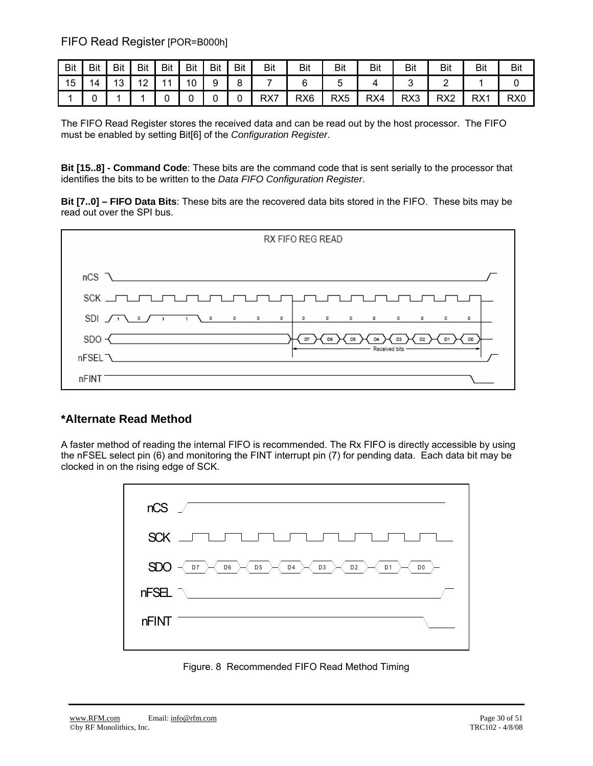FIFO Read Register [POR=B000h]

| Bit 15 | Bit 14 | Bit 13 | Bit 12 | Bit 11 | Bit 10 | Bit 9 | Bit 8 | Bit 7 | Bit 6 | Bit 5 | Bit 4 | Bit 3 | Bit 2 | Bit 1 | Bit 0 |
|---|---|---|---|---|---|---|---|---|---|---|---|---|---|---|---|
| 1 | 0 | 1 | 1 | 0 | 0 | 0 | 0 | RX7 | RX6 | RX5 | RX4 | RX3 | RX2 | RX1 | RX0 |

The FIFO Read Register stores the received data and can be read out by the host processor. The FIFO must be enabled by setting Bit[6] of the *Configuration Register*.

**Bit [15..8] - Command Code**: These bits are the command code that is sent serially to the processor that identifies the bits to be written to the *Data FIFO Configuration Register*.

**Bit [7..0] – FIFO Data Bits**: These bits are the recovered data bits stored in the FIFO. These bits may be read out over the SPI bus.

RX FIFO REG READ

## *Alternate Read Method

A faster method of reading the internal FIFO is recommended. The Rx FIFO is directly accessible by using the nFSEL select pin (6) and monitoring the FINT interrupt pin (7) for pending data. Each data bit may be clocked in on the rising edge of SCK.

Figure. 8 Recommended FIFO Read Method Timing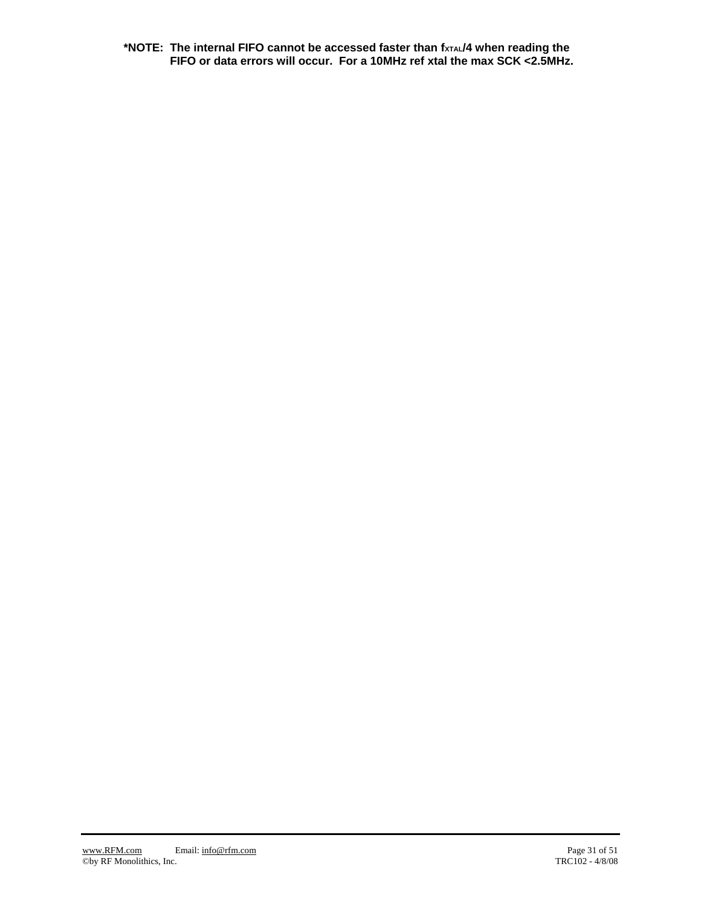**\*NOTE: The internal FIFO cannot be accessed faster than $f_{XTAL}$/4 when reading the FIFO or data errors will occur. For a 10MHz ref xtal the max SCK <2.5MHz.**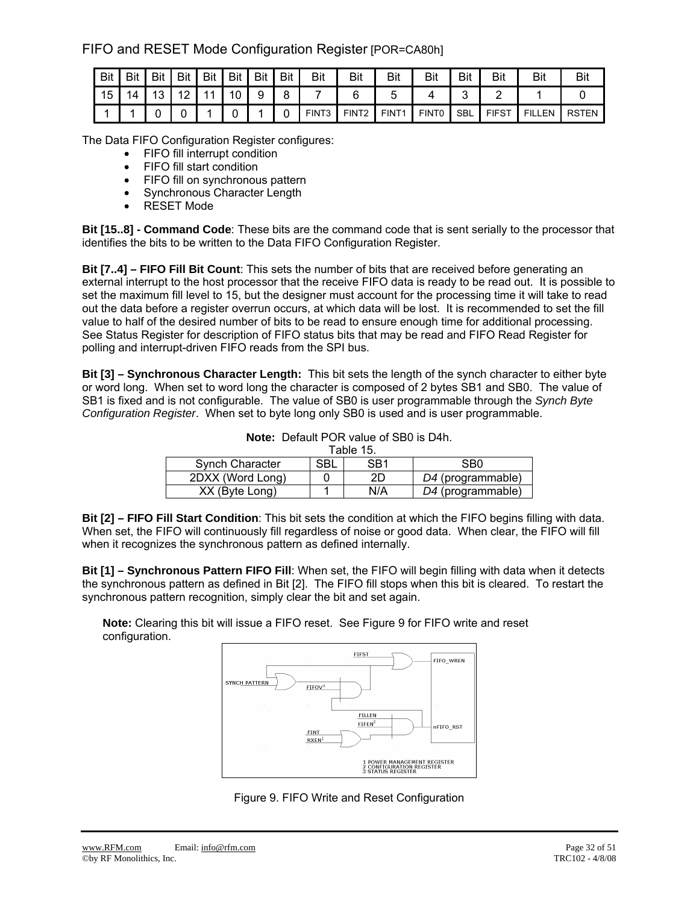## FIFO and RESET Mode Configuration Register [POR=CA80h]

| Bit | Bit | Bit | Bit | Bit | Bit | Bit | Bit | Bit | Bit | Bit | Bit | Bit | Bit | Bit | Bit |
|---|---|---|---|---|---|---|---|---|---|---|---|---|---|---|---|
| 15 | 14 | 13 | 12 | 11 | 10 | 9 | 8 | 7 | 6 | 5 | 4 | 3 | 2 | 1 | 0 |
| 1 | 1 | 0 | 0 | 1 | 0 | 1 | 0 | FINT3 | FINT2 | FINT1 | FINT0 | SBL | FIFST | FILLEN | RSTEN |

The Data FIFO Configuration Register configures:

- FIFO fill interrupt condition
- FIFO fill start condition
- FIFO fill on synchronous pattern
- Synchronous Character Length
- RESET Mode

**Bit [15..8] - Command Code**: These bits are the command code that is sent serially to the processor that identifies the bits to be written to the Data FIFO Configuration Register.

**Bit [7..4] – FIFO Fill Bit Count**: This sets the number of bits that are received before generating an external interrupt to the host processor that the receive FIFO data is ready to be read out. It is possible to set the maximum fill level to 15, but the designer must account for the processing time it will take to read out the data before a register overrun occurs, at which data will be lost. It is recommended to set the fill value to half of the desired number of bits to be read to ensure enough time for additional processing. See Status Register for description of FIFO status bits that may be read and FIFO Read Register for polling and interrupt-driven FIFO reads from the SPI bus.

**Bit [3] – Synchronous Character Length:** This bit sets the length of the synch character to either byte or word long. When set to word long the character is composed of 2 bytes SB1 and SB0. The value of SB1 is fixed and is not configurable. The value of SB0 is user programmable through the *Synch Byte Configuration Register*. When set to byte long only SB0 is used and is user programmable.

**Note:** Default POR value of SB0 is D4h.

Table 15.

| Synch Character | SBL | SB1 | SB0 |
|---|---|---|---|
| 2DXX (Word Long) | 0 | 2D | *D4* (programmable) |
| XX (Byte Long) | 1 | N/A | *D4* (programmable) |

**Bit [2] – FIFO Fill Start Condition**: This bit sets the condition at which the FIFO begins filling with data. When set, the FIFO will continuously fill regardless of noise or good data. When clear, the FIFO will fill when it recognizes the synchronous pattern as defined internally.

**Bit [1] – Synchronous Pattern FIFO Fill**: When set, the FIFO will begin filling with data when it detects the synchronous pattern as defined in Bit [2]. The FIFO fill stops when this bit is cleared. To restart the synchronous pattern recognition, simply clear the bit and set again.

**Note:** Clearing this bit will issue a FIFO reset. See Figure 9 for FIFO write and reset configuration.

Figure 9. FIFO Write and Reset Configuration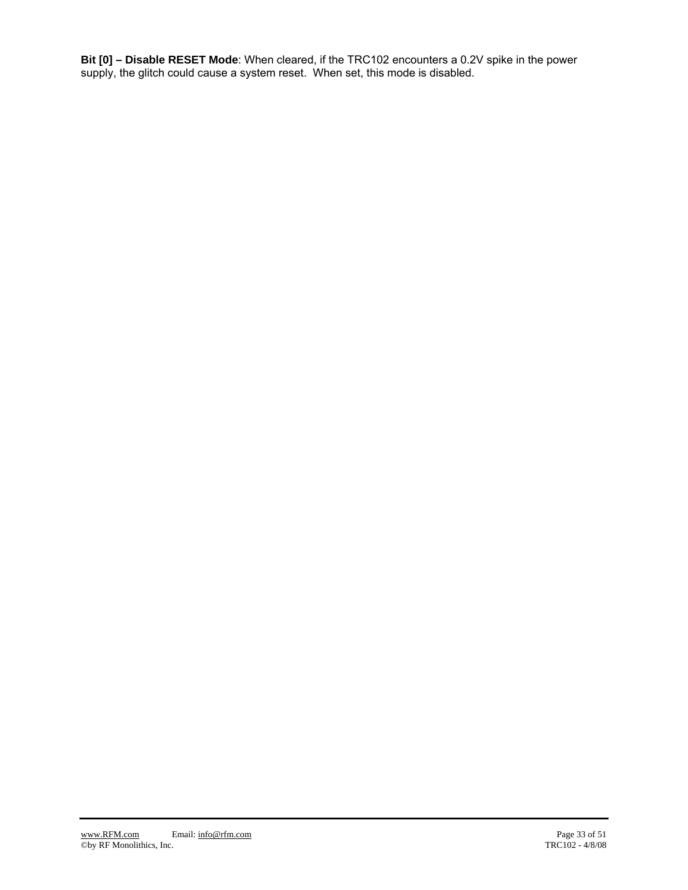**Bit [0] – Disable RESET Mode**: When cleared, if the TRC102 encounters a 0.2V spike in the power supply, the glitch could cause a system reset. When set, this mode is disabled.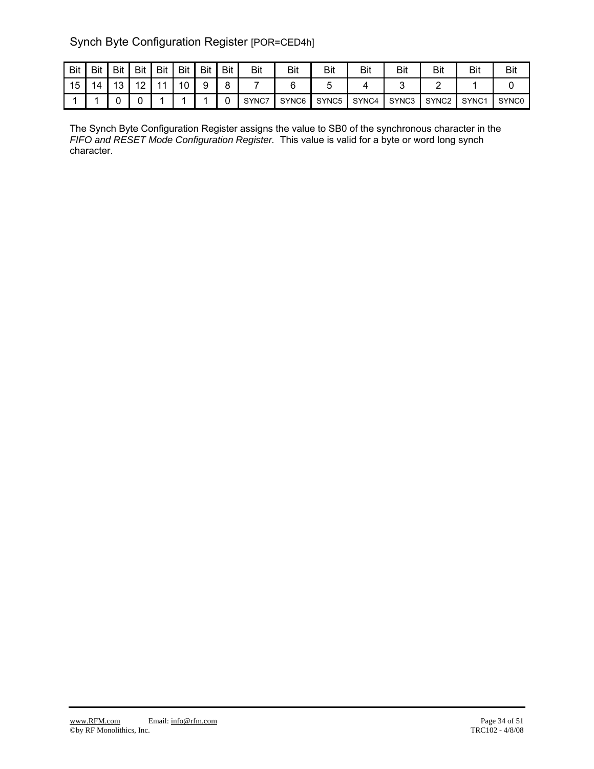## Synch Byte Configuration Register [POR=CED4h]

| Bit | Bit | Bit | Bit | Bit | Bit | Bit | Bit | Bit | Bit | Bit | Bit | Bit | Bit | Bit | Bit |
|---|---|---|---|---|---|---|---|---|---|---|---|---|---|---|---|
| 15 | 14 | 13 | 12 | 11 | 10 | 9 | 8 | 7 | 6 | 5 | 4 | 3 | 2 | 1 | 0 |
| 1 | 1 | 0 | 0 | 1 | 1 | 1 | 0 | SYNC7 | SYNC6 | SYNC5 | SYNC4 | SYNC3 | SYNC2 | SYNC1 | SYNC0 |

The Synch Byte Configuration Register assigns the value to SB0 of the synchronous character in the *FIFO and RESET Mode Configuration Register.* This value is valid for a byte or word long synch character.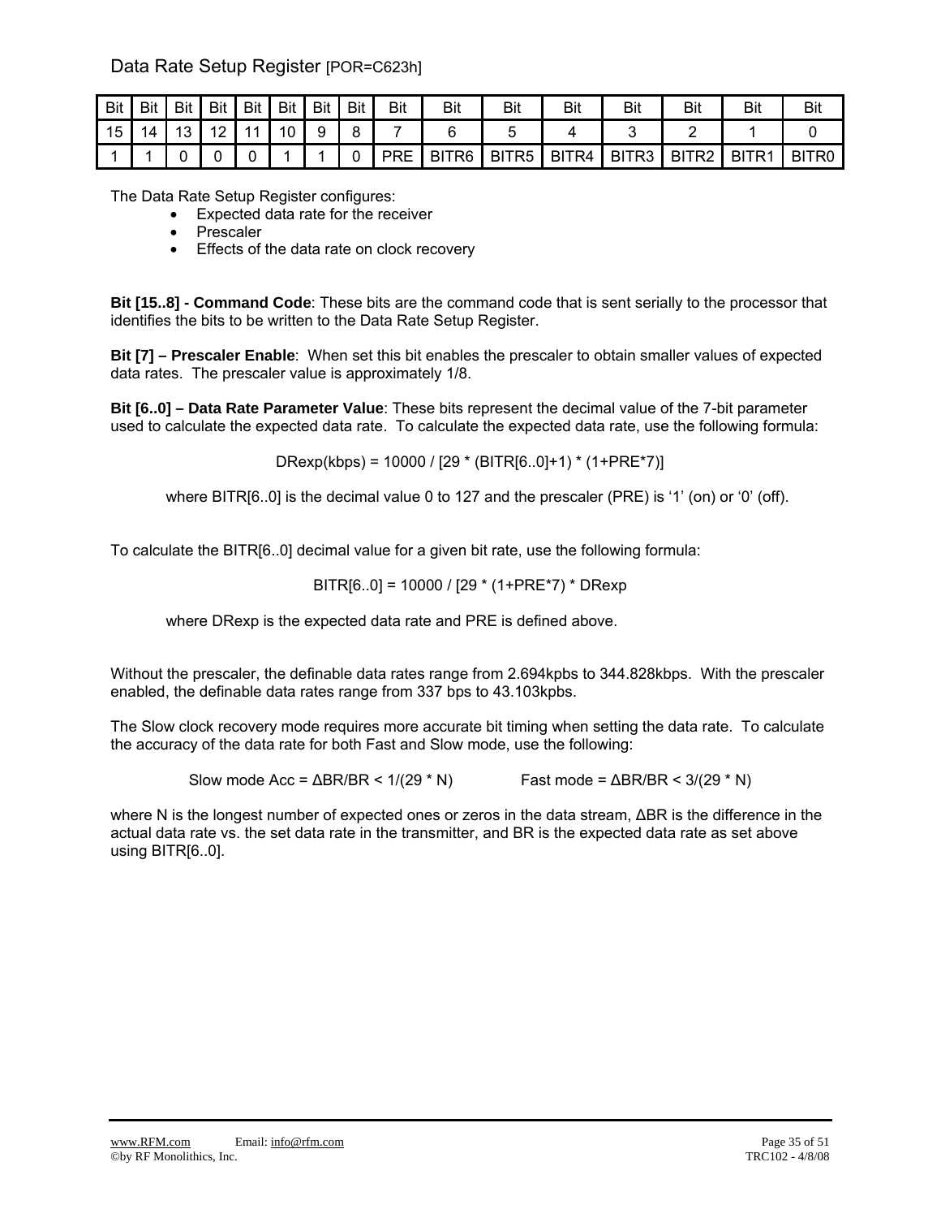## Data Rate Setup Register [POR=C623h]

| Bit | Bit | Bit | Bit | Bit | Bit | Bit | Bit | Bit | Bit | Bit | Bit | Bit | Bit | Bit | Bit |
|---|---|---|---|---|---|---|---|---|---|---|---|---|---|---|---|
| 15 | 14 | 13 | 12 | 11 | 10 | 9 | 8 | 7 | 6 | 5 | 4 | 3 | 2 | 1 | 0 |
| 1 | 1 | 0 | 0 | 0 | 1 | 1 | 0 | PRE | BITR6 | BITR5 | BITR4 | BITR3 | BITR2 | BITR1 | BITR0 |

The Data Rate Setup Register configures:

- Expected data rate for the receiver
- Prescaler
- Effects of the data rate on clock recovery

**Bit [15..8] - Command Code**: These bits are the command code that is sent serially to the processor that identifies the bits to be written to the Data Rate Setup Register.

**Bit [7] – Prescaler Enable**: When set this bit enables the prescaler to obtain smaller values of expected data rates. The prescaler value is approximately 1/8.

**Bit [6..0] – Data Rate Parameter Value**: These bits represent the decimal value of the 7-bit parameter used to calculate the expected data rate. To calculate the expected data rate, use the following formula:

$$DRexp(kbps) = 10000 / [29 * (BITR[6..0]+1) * (1+PRE*7)]$$

where BITR[6..0] is the decimal value 0 to 127 and the prescaler (PRE) is '1' (on) or '0' (off).

To calculate the BITR[6..0] decimal value for a given bit rate, use the following formula:

$$BITR[6..0] = 10000 / [29 * (1+PRE*7) * DRexp$$

where DRexp is the expected data rate and PRE is defined above.

Without the prescaler, the definable data rates range from 2.694kpbs to 344.828kbps. With the prescaler enabled, the definable data rates range from 337 bps to 43.103kpbs.

The Slow clock recovery mode requires more accurate bit timing when setting the data rate. To calculate the accuracy of the data rate for both Fast and Slow mode, use the following:

Slow mode Acc = $\Delta BR/BR < 1/(29 * N)$ Fast mode = $\Delta BR/BR < 3/(29 * N)$

where N is the longest number of expected ones or zeros in the data stream, ΔBR is the difference in the actual data rate vs. the set data rate in the transmitter, and BR is the expected data rate as set above using BITR[6..0].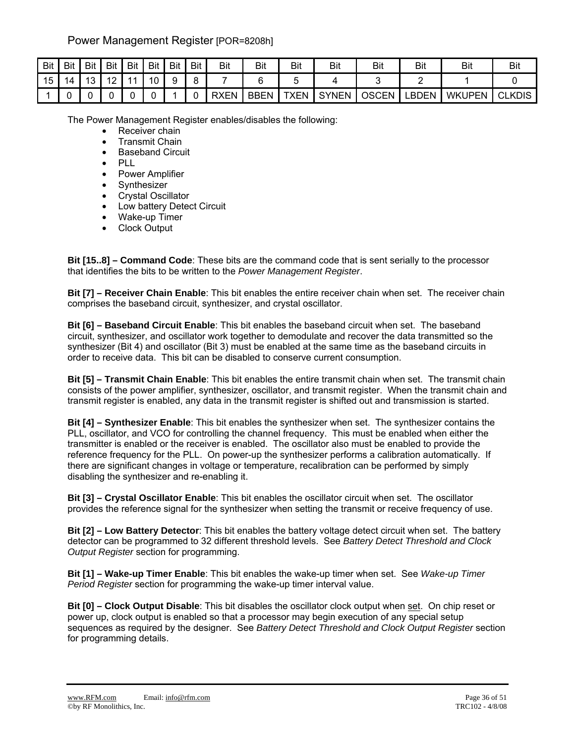## Power Management Register [POR=8208h]

| Bit | Bit | Bit | Bit | Bit | Bit | Bit | Bit | Bit | Bit | Bit | Bit | Bit | Bit | Bit | Bit |
|---|---|---|---|---|---|---|---|---|---|---|---|---|---|---|---|
| 15 | 14 | 13 | 12 | 11 | 10 | 9 | 8 | 7 | 6 | 5 | 4 | 3 | 2 | 1 | 0 |
| 1 | 0 | 0 | 0 | 0 | 0 | 1 | 0 | RXEN | BBEN | TXEN | SYNEN | OSCEN | LBDEN | WKUPEN | CLKDIS |

The Power Management Register enables/disables the following:

- Receiver chain
- Transmit Chain
- Baseband Circuit
- PLL
- Power Amplifier
- Synthesizer
- Crystal Oscillator
- Low battery Detect Circuit
- Wake-up Timer
- Clock Output

**Bit [15..8] – Command Code**: These bits are the command code that is sent serially to the processor that identifies the bits to be written to the *Power Management Register*.

**Bit [7] – Receiver Chain Enable**: This bit enables the entire receiver chain when set. The receiver chain comprises the baseband circuit, synthesizer, and crystal oscillator.

**Bit [6] – Baseband Circuit Enable**: This bit enables the baseband circuit when set. The baseband circuit, synthesizer, and oscillator work together to demodulate and recover the data transmitted so the synthesizer (Bit 4) and oscillator (Bit 3) must be enabled at the same time as the baseband circuits in order to receive data. This bit can be disabled to conserve current consumption.

**Bit [5] – Transmit Chain Enable**: This bit enables the entire transmit chain when set. The transmit chain consists of the power amplifier, synthesizer, oscillator, and transmit register. When the transmit chain and transmit register is enabled, any data in the transmit register is shifted out and transmission is started.

**Bit [4] – Synthesizer Enable**: This bit enables the synthesizer when set. The synthesizer contains the PLL, oscillator, and VCO for controlling the channel frequency. This must be enabled when either the transmitter is enabled or the receiver is enabled. The oscillator also must be enabled to provide the reference frequency for the PLL. On power-up the synthesizer performs a calibration automatically. If there are significant changes in voltage or temperature, recalibration can be performed by simply disabling the synthesizer and re-enabling it.

**Bit [3] – Crystal Oscillator Enable**: This bit enables the oscillator circuit when set. The oscillator provides the reference signal for the synthesizer when setting the transmit or receive frequency of use.

**Bit [2] – Low Battery Detector**: This bit enables the battery voltage detect circuit when set. The battery detector can be programmed to 32 different threshold levels. See *Battery Detect Threshold and Clock Output Register* section for programming.

**Bit [1] – Wake-up Timer Enable**: This bit enables the wake-up timer when set. See *Wake-up Timer Period Register* section for programming the wake-up timer interval value.

**Bit [0] – Clock Output Disable**: This bit disables the oscillator clock output when set. On chip reset or power up, clock output is enabled so that a processor may begin execution of any special setup sequences as required by the designer. See *Battery Detect Threshold and Clock Output Register* section for programming details.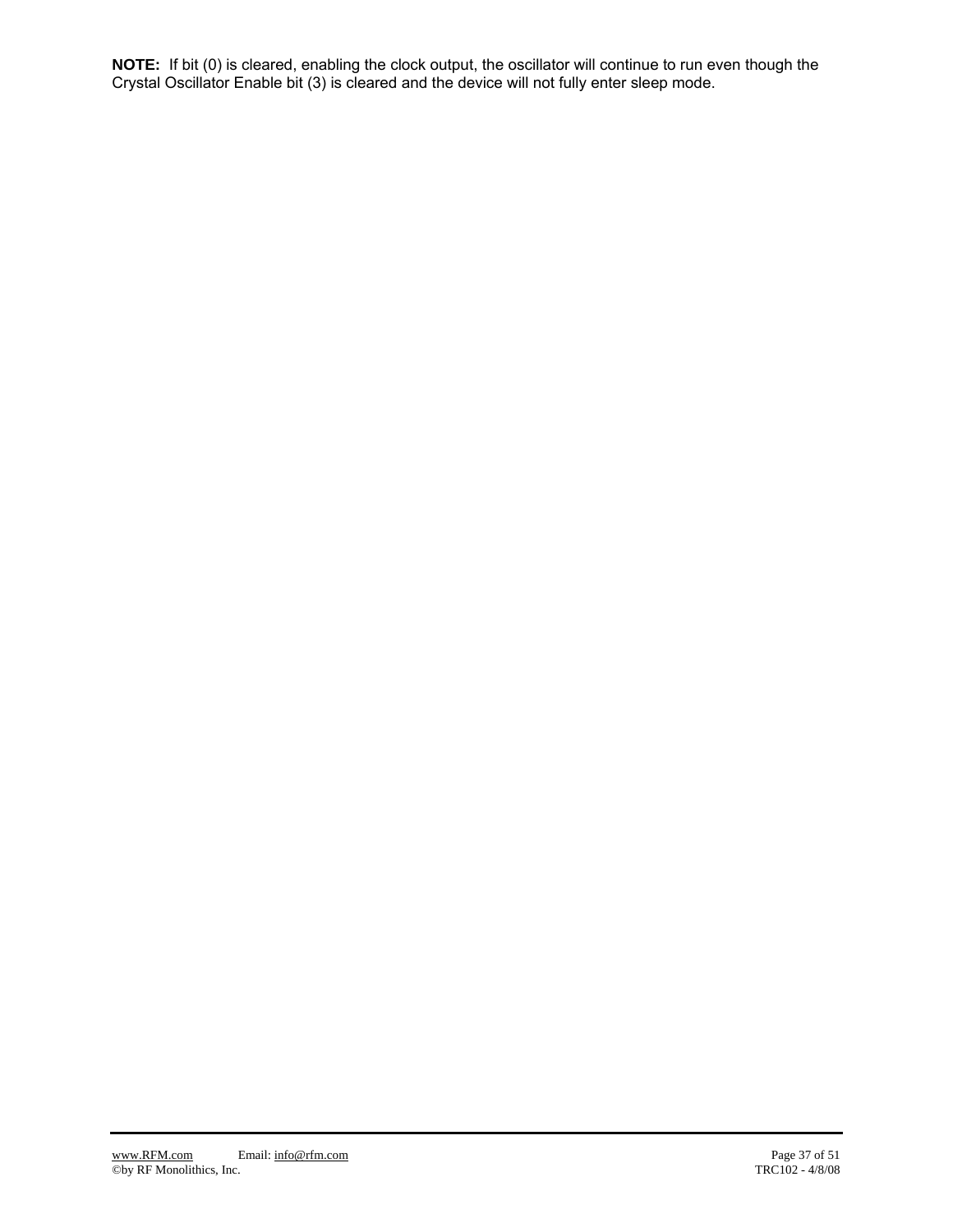**NOTE:** If bit (0) is cleared, enabling the clock output, the oscillator will continue to run even though the Crystal Oscillator Enable bit (3) is cleared and the device will not fully enter sleep mode.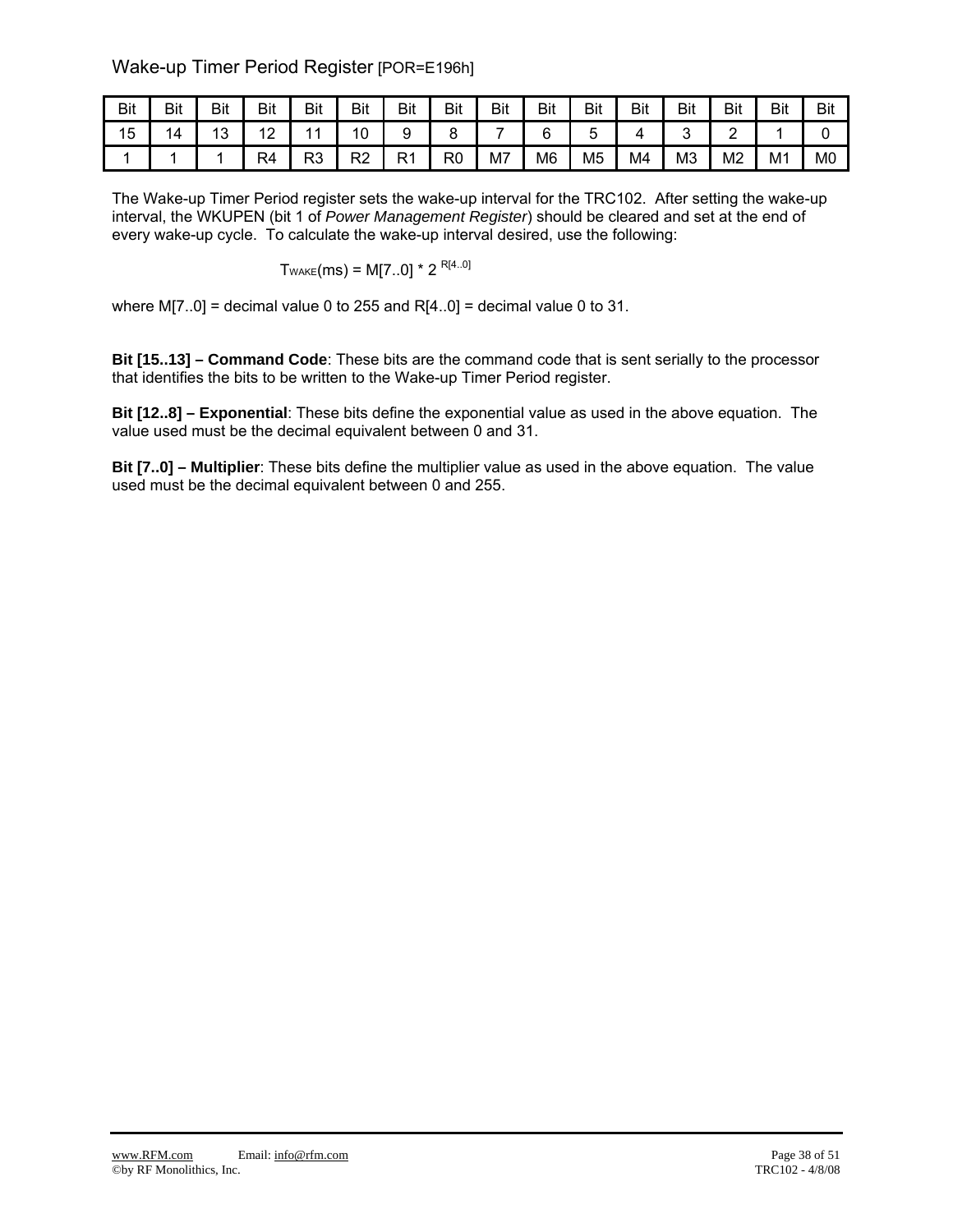## Wake-up Timer Period Register [POR=E196h]

| Bit 15 | Bit 14 | Bit 13 | Bit 12 | Bit 11 | Bit 10 | Bit 9 | Bit 8 | Bit 7 | Bit 6 | Bit 5 | Bit 4 | Bit 3 | Bit 2 | Bit 1 | Bit 0 |
|---|---|---|---|---|---|---|---|---|---|---|---|---|---|---|---|
| 1 | 1 | 1 | R4 | R3 | R2 | R1 | R0 | M7 | M6 | M5 | M4 | M3 | M2 | M1 | M0 |

The Wake-up Timer Period register sets the wake-up interval for the TRC102. After setting the wake-up interval, the WKUPEN (bit 1 of *Power Management Register*) should be cleared and set at the end of every wake-up cycle. To calculate the wake-up interval desired, use the following:

$$T_{WAKE}(ms) = M[7..0] * 2^{R[4..0]}$$

where M[7..0] = decimal value 0 to 255 and R[4..0] = decimal value 0 to 31.

**Bit [15..13] – Command Code**: These bits are the command code that is sent serially to the processor that identifies the bits to be written to the Wake-up Timer Period register.

**Bit [12..8] – Exponential**: These bits define the exponential value as used in the above equation. The value used must be the decimal equivalent between 0 and 31.

**Bit [7..0] – Multiplier**: These bits define the multiplier value as used in the above equation. The value used must be the decimal equivalent between 0 and 255.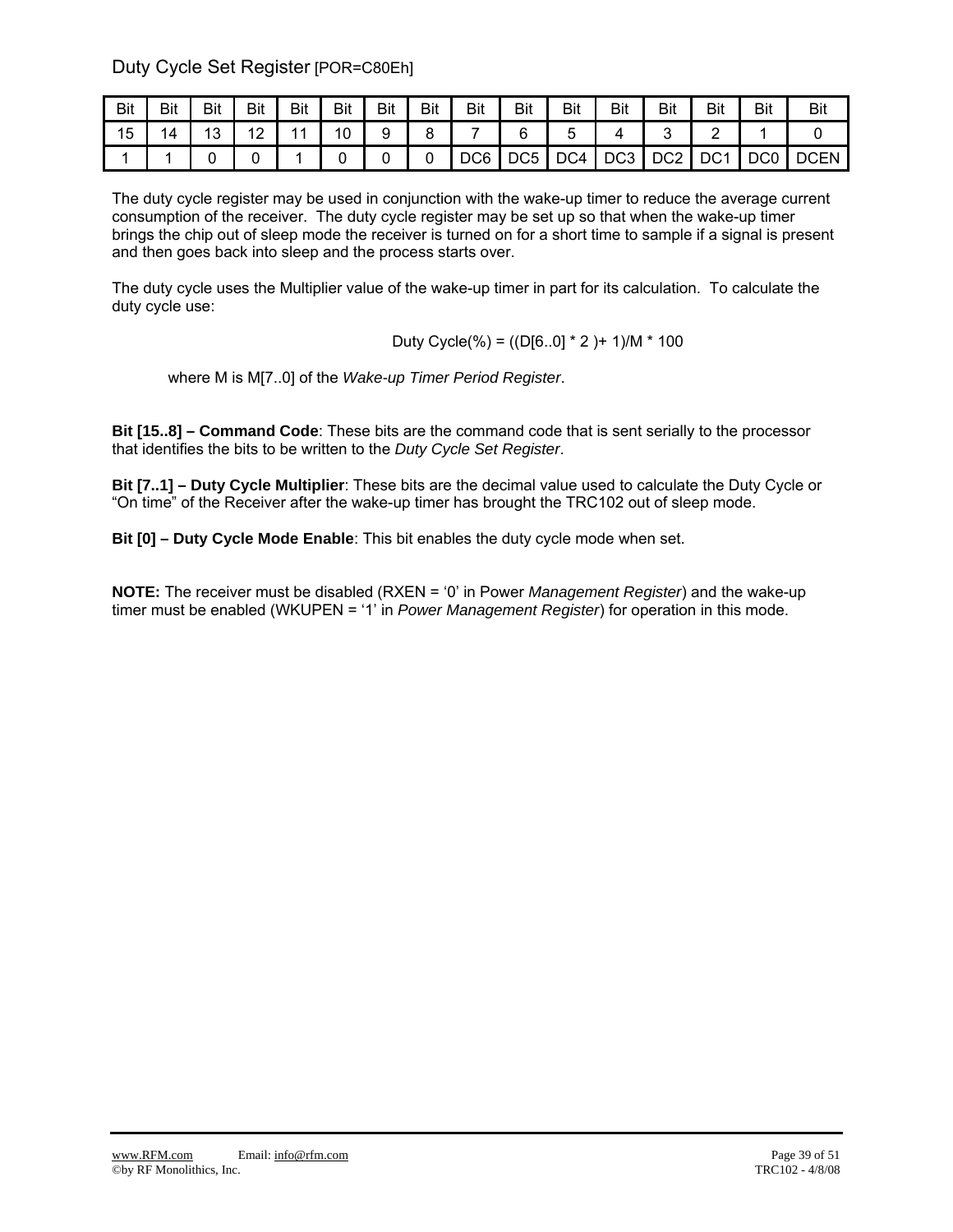## Duty Cycle Set Register [POR=C80Eh]

| Bit | Bit | Bit | Bit | Bit | Bit | Bit | Bit | Bit | Bit | Bit | Bit | Bit | Bit | Bit | Bit |
|---|---|---|---|---|---|---|---|---|---|---|---|---|---|---|---|
| 15 | 14 | 13 | 12 | 11 | 10 | 9 | 8 | 7 | 6 | 5 | 4 | 3 | 2 | 1 | 0 |
| 1 | 1 | 0 | 0 | 1 | 0 | 0 | 0 | DC6 | DC5 | DC4 | DC3 | DC2 | DC1 | DC0 | DCEN |

The duty cycle register may be used in conjunction with the wake-up timer to reduce the average current consumption of the receiver. The duty cycle register may be set up so that when the wake-up timer brings the chip out of sleep mode the receiver is turned on for a short time to sample if a signal is present and then goes back into sleep and the process starts over.

The duty cycle uses the Multiplier value of the wake-up timer in part for its calculation. To calculate the duty cycle use:

$$\text{Duty Cycle}(\%) = ((D[6..0] * 2) + 1)/M * 100$$

where M is M[7..0] of the *Wake-up Timer Period Register*.

**Bit [15..8] – Command Code**: These bits are the command code that is sent serially to the processor that identifies the bits to be written to the *Duty Cycle Set Register*.

**Bit [7..1] – Duty Cycle Multiplier**: These bits are the decimal value used to calculate the Duty Cycle or "On time" of the Receiver after the wake-up timer has brought the TRC102 out of sleep mode.

**Bit [0] – Duty Cycle Mode Enable**: This bit enables the duty cycle mode when set.

**NOTE:** The receiver must be disabled (RXEN = '0' in Power *Management Register*) and the wake-up timer must be enabled (WKUPEN = '1' in *Power Management Register*) for operation in this mode.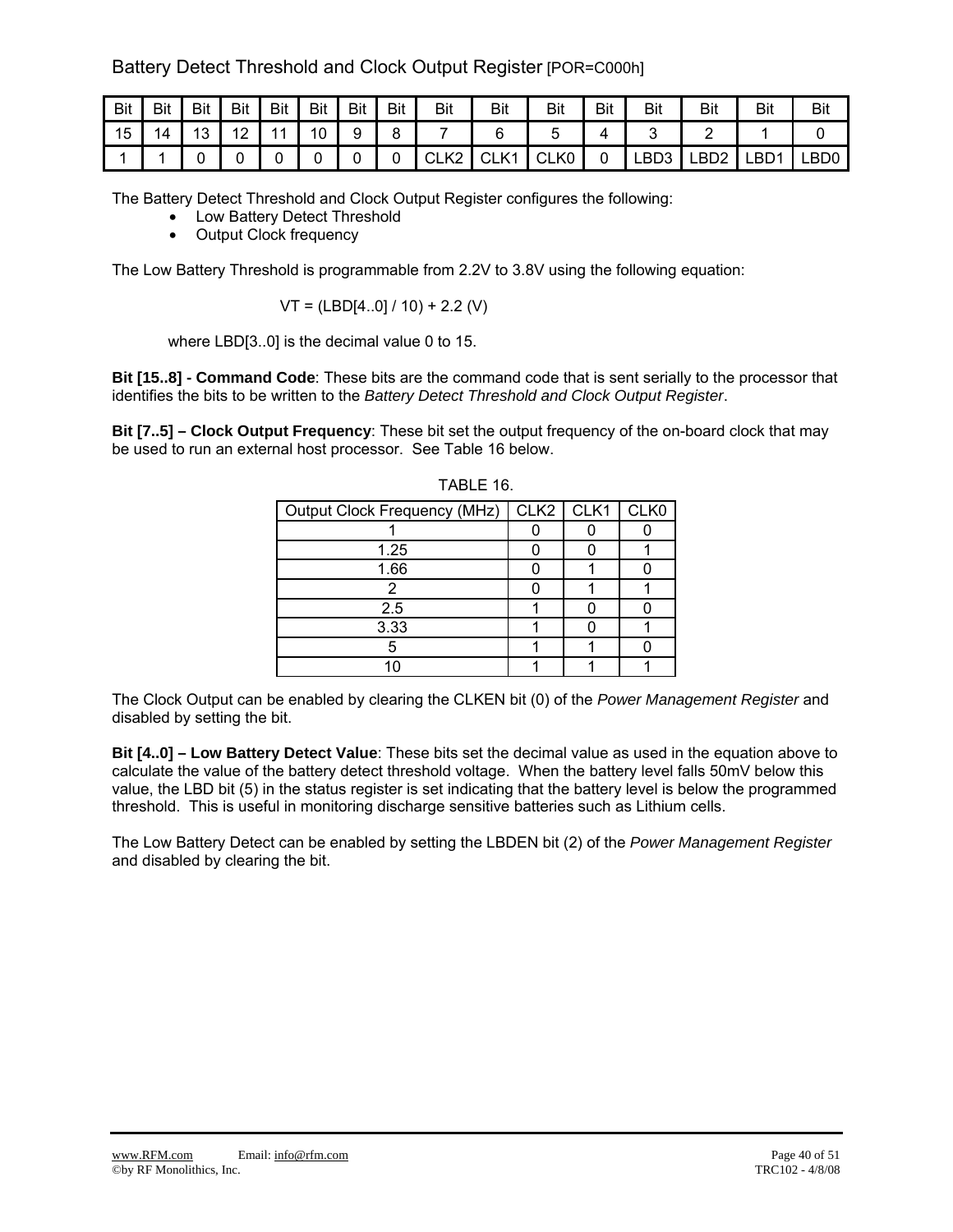## Battery Detect Threshold and Clock Output Register [POR=C000h]

| Bit | Bit | Bit | Bit | Bit | Bit | Bit | Bit | Bit | Bit | Bit | Bit | Bit | Bit | Bit | Bit |
|---|---|---|---|---|---|---|---|---|---|---|---|---|---|---|---|
| 15 | 14 | 13 | 12 | 11 | 10 | 9 | 8 | 7 | 6 | 5 | 4 | 3 | 2 | 1 | 0 |
| 1 | 1 | 0 | 0 | 0 | 0 | 0 | 0 | CLK2 | CLK1 | CLK0 | 0 | LBD3 | LBD2 | LBD1 | LBD0 |

The Battery Detect Threshold and Clock Output Register configures the following:

- Low Battery Detect Threshold
- Output Clock frequency

The Low Battery Threshold is programmable from 2.2V to 3.8V using the following equation:

$$VT = (LBD[4..0] / 10) + 2.2 \text{ (V)}$$

where LBD[3..0] is the decimal value 0 to 15.

**Bit [15..8] - Command Code**: These bits are the command code that is sent serially to the processor that identifies the bits to be written to the *Battery Detect Threshold and Clock Output Register*.

**Bit [7..5] – Clock Output Frequency**: These bit set the output frequency of the on-board clock that may be used to run an external host processor. See Table 16 below.

TABLE 16.

| Output Clock Frequency (MHz) | CLK2 | CLK1 | CLK0 |
|---|---|---|---|
| 1 | 0 | 0 | 0 |
| 1.25 | 0 | 0 | 1 |
| 1.66 | 0 | 1 | 0 |
| 2 | 0 | 1 | 1 |
| 2.5 | 1 | 0 | 0 |
| 3.33 | 1 | 0 | 1 |
| 5 | 1 | 1 | 0 |
| 10 | 1 | 1 | 1 |

The Clock Output can be enabled by clearing the CLKEN bit (0) of the *Power Management Register* and disabled by setting the bit.

**Bit [4..0] – Low Battery Detect Value**: These bits set the decimal value as used in the equation above to calculate the value of the battery detect threshold voltage. When the battery level falls 50mV below this value, the LBD bit (5) in the status register is set indicating that the battery level is below the programmed threshold. This is useful in monitoring discharge sensitive batteries such as Lithium cells.

The Low Battery Detect can be enabled by setting the LBDEN bit (2) of the *Power Management Register* and disabled by clearing the bit.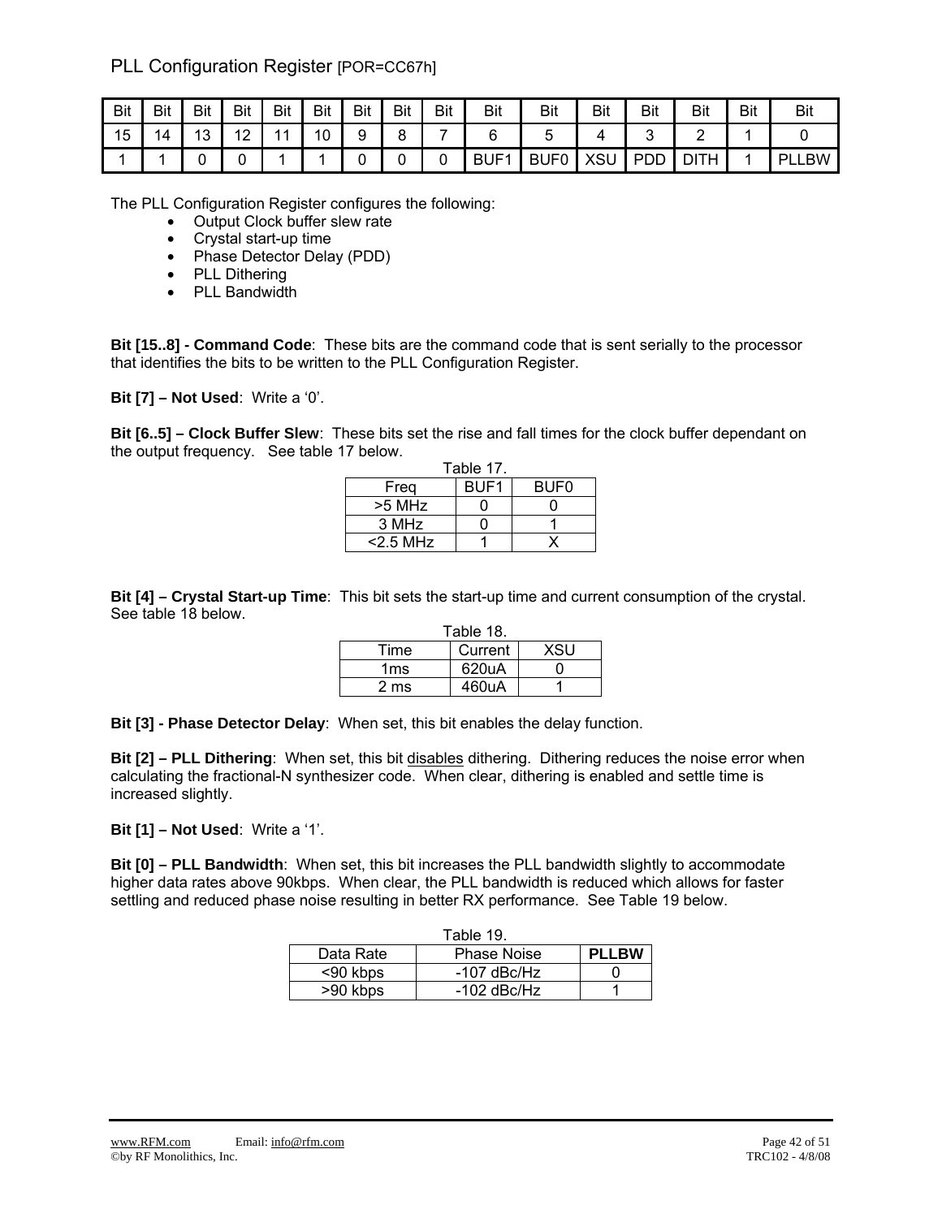## PLL Configuration Register [POR=CC67h]

| Bit 15 | Bit 14 | Bit 13 | Bit 12 | Bit 11 | Bit 10 | Bit 9 | Bit 8 | Bit 7 | Bit 6 | Bit 5 | Bit 4 | Bit 3 | Bit 2 | Bit 1 | Bit 0 |
|---|---|---|---|---|---|---|---|---|---|---|---|---|---|---|---|
| 1 | 1 | 0 | 0 | 1 | 1 | 0 | 0 | 0 | BUF1 | BUF0 | XSU | PDD | DITH | 1 | PLLBW |

The PLL Configuration Register configures the following:

- Output Clock buffer slew rate
- Crystal start-up time
- Phase Detector Delay (PDD)
- PLL Dithering
- PLL Bandwidth

**Bit [15..8] - Command Code**: These bits are the command code that is sent serially to the processor that identifies the bits to be written to the PLL Configuration Register.

**Bit [7] – Not Used**: Write a '0'.

**Bit [6..5] – Clock Buffer Slew**: These bits set the rise and fall times for the clock buffer dependant on the output frequency. See table 17 below.

Table 17.

| Freq | BUF1 | BUF0 |
|---|---|---|
| >5 MHz | 0 | 0 |
| 3 MHz | 0 | 1 |
| <2.5 MHz | 1 | X |

**Bit [4] – Crystal Start-up Time**: This bit sets the start-up time and current consumption of the crystal. See table 18 below.

Table 18.

| Time | Current | XSU |
|---|---|---|
| 1ms | 620uA | 0 |
| 2 ms | 460uA | 1 |

**Bit [3] - Phase Detector Delay**: When set, this bit enables the delay function.

**Bit [2] – PLL Dithering**: When set, this bit disables dithering. Dithering reduces the noise error when calculating the fractional-N synthesizer code. When clear, dithering is enabled and settle time is increased slightly.

**Bit [1] – Not Used**: Write a '1'.

**Bit [0] – PLL Bandwidth**: When set, this bit increases the PLL bandwidth slightly to accommodate higher data rates above 90kbps. When clear, the PLL bandwidth is reduced which allows for faster settling and reduced phase noise resulting in better RX performance. See Table 19 below.

Table 19.

| Data Rate | Phase Noise | **PLLBW** |
|---|---|---|
| <90 kbps | -107 dBc/Hz | 0 |
| >90 kbps | -102 dBc/Hz | 1 |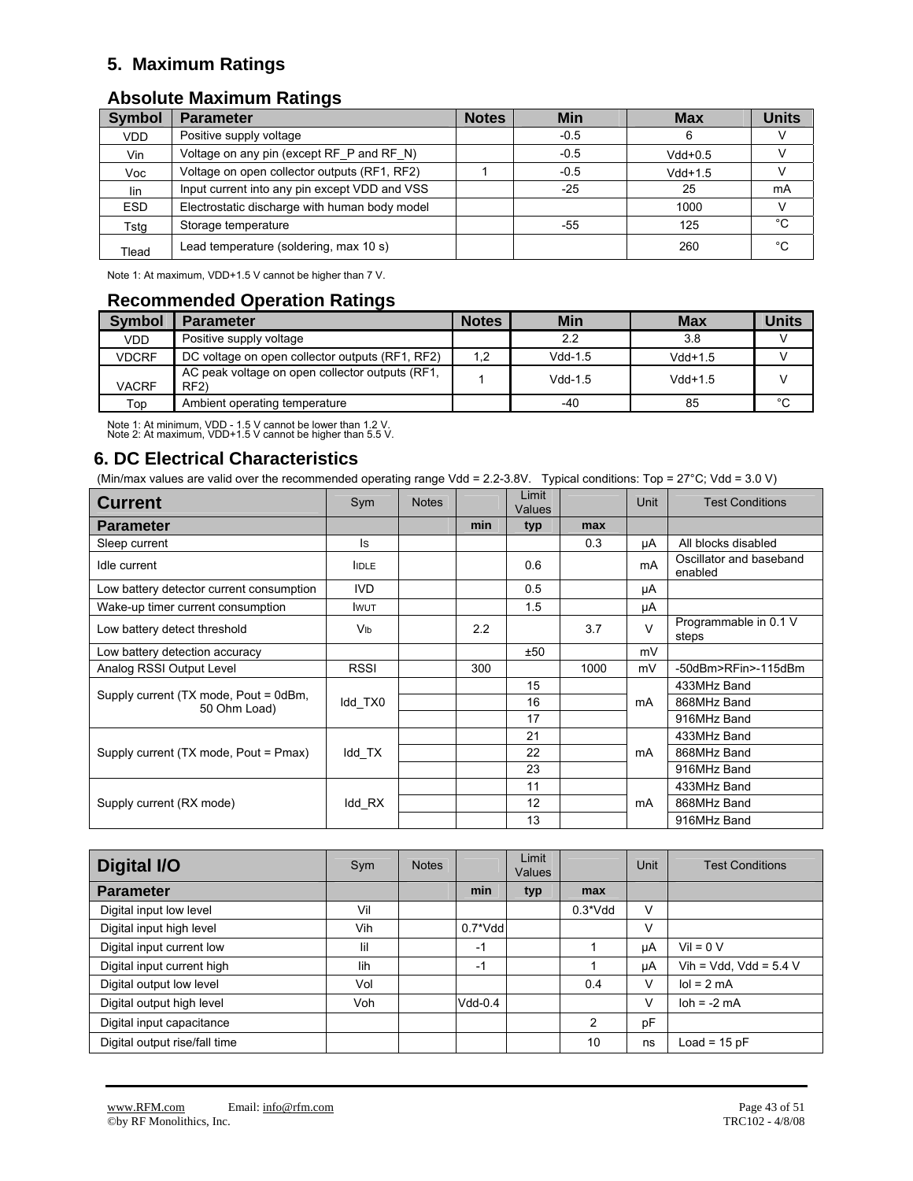## 5. Maximum Ratings

### Absolute Maximum Ratings

| Symbol | Parameter | Notes | Min | Max | Units |
|---|---|---|---|---|---|
| VDD | Positive supply voltage | | -0.5 | 6 | V |
| Vin | Voltage on any pin (except RF_P and RF_N) | | -0.5 | Vdd+0.5 | V |
| Voc | Voltage on open collector outputs (RF1, RF2) | 1 | -0.5 | Vdd+1.5 | V |
| Iin | Input current into any pin except VDD and VSS | | -25 | 25 | mA |
| ESD | Electrostatic discharge with human body model | | | 1000 | V |
| Tstg | Storage temperature | | -55 | 125 | °C |
| Tlead | Lead temperature (soldering, max 10 s) | | | 260 | °C |

Note 1: At maximum, VDD+1.5 V cannot be higher than 7 V.

### Recommended Operation Ratings

| Symbol | Parameter | Notes | Min | Max | Units |
|---|---|---|---|---|---|
| VDD | Positive supply voltage | | 2.2 | 3.8 | V |
| VDCRF | DC voltage on open collector outputs (RF1, RF2) | 1,2 | Vdd-1.5 | Vdd+1.5 | V |
| VACRF | AC peak voltage on open collector outputs (RF1, RF2) | 1 | Vdd-1.5 | Vdd+1.5 | V |
| Top | Ambient operating temperature | | -40 | 85 | °C |

Note 1: At minimum, VDD - 1.5 V cannot be lower than 1.2 V.
Note 2: At maximum, VDD+1.5 V cannot be higher than 5.5 V.

## 6. DC Electrical Characteristics

(Min/max values are valid over the recommended operating range Vdd = 2.2-3.8V. Typical conditions: Top = 27°C; Vdd = 3.0 V)

| Current | Sym | Notes | | Limit Values | | Unit | Test Conditions |
|---|---|---|---|---|---|---|---|
| **Parameter** | | | **min** | **typ** | **max** | | |
| Sleep current | Is | | | | 0.3 | μA | All blocks disabled |
| Idle current | IIDLE | | | 0.6 | | mA | Oscillator and baseband enabled |
| Low battery detector current consumption | IVD | | | 0.5 | | μA | |
| Wake-up timer current consumption | IWUT | | | 1.5 | | μA | |
| Low battery detect threshold | Vlb | | 2.2 | | 3.7 | V | Programmable in 0.1 V steps |
| Low battery detection accuracy | | | | ±50 | | mV | |
| Analog RSSI Output Level | RSSI | | 300 | | 1000 | mV | -50dBm>RFin>-115dBm |
| Supply current (TX mode, Pout = 0dBm, 50 Ohm Load) | Idd_TX0 | | | 15 | | mA | 433MHz Band |
| | | | | 16 | | | 868MHz Band |
| | | | | 17 | | | 916MHz Band |
| Supply current (TX mode, Pout = Pmax) | Idd_TX | | | 21 | | mA | 433MHz Band |
| | | | | 22 | | | 868MHz Band |
| | | | | 23 | | | 916MHz Band |
| Supply current (RX mode) | Idd_RX | | | 11 | | mA | 433MHz Band |
| | | | | 12 | | | 868MHz Band |
| | | | | 13 | | | 916MHz Band |

| Digital I/O | Sym | Notes | | Limit Values | | Unit | Test Conditions |
|---|---|---|---|---|---|---|---|
| **Parameter** | | | **min** | **typ** | **max** | | |
| Digital input low level | Vil | | | | 0.3*Vdd | V | |
| Digital input high level | Vih | | 0.7*Vdd | | | V | |
| Digital input current low | Iil | | -1 | | 1 | μA | Vil = 0 V |
| Digital input current high | Iih | | -1 | | 1 | μA | Vih = Vdd, Vdd = 5.4 V |
| Digital output low level | Vol | | | | 0.4 | V | Iol = 2 mA |
| Digital output high level | Voh | | Vdd-0.4 | | | V | Ioh = -2 mA |
| Digital input capacitance | | | | | 2 | pF | |
| Digital output rise/fall time | | | | | 10 | ns | Load = 15 pF |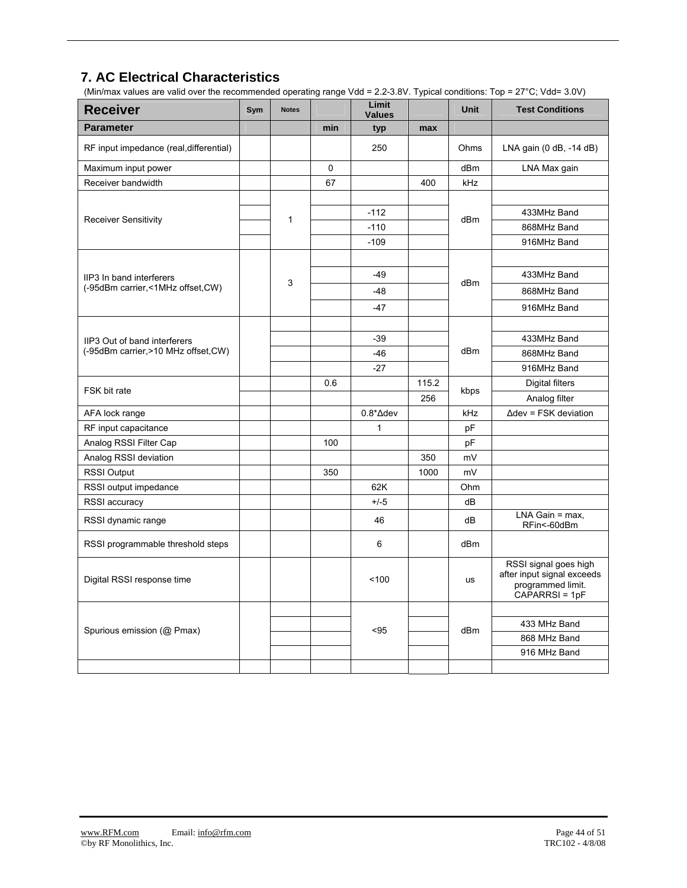## 7. AC Electrical Characteristics

(Min/max values are valid over the recommended operating range Vdd = 2.2-3.8V. Typical conditions: Top = 27°C; Vdd= 3.0V)

| Receiver | Sym | Notes | | Limit Values | | Unit | Test Conditions |
|---|---|---|---|---|---|---|---|
| **Parameter** | | | **min** | **typ** | **max** | | |
| RF input impedance (real,differential) | | | | 250 | | Ohms | LNA gain (0 dB, -14 dB) |
| Maximum input power | | | 0 | | | dBm | LNA Max gain |
| Receiver bandwidth | | | 67 | | 400 | kHz | |
| Receiver Sensitivity | | 1 | | -112 | | dBm | 433MHz Band |
| | | | | -110 | | | 868MHz Band |
| | | | | -109 | | | 916MHz Band |
| IIP3 In band interferers (-95dBm carrier,<1MHz offset,CW) | | 3 | | -49 | | dBm | 433MHz Band |
| | | | | -48 | | | 868MHz Band |
| | | | | -47 | | | 916MHz Band |
| IIP3 Out of band interferers (-95dBm carrier,>10 MHz offset,CW) | | | | -39 | | dBm | 433MHz Band |
| | | | | -46 | | | 868MHz Band |
| | | | | -27 | | | 916MHz Band |
| FSK bit rate | | | 0.6 | | 115.2 | kbps | Digital filters |
| | | | | | 256 | | Analog filter |
| AFA lock range | | | | 0.8*Δdev | | kHz | Δdev = FSK deviation |
| RF input capacitance | | | | 1 | | pF | |
| Analog RSSI Filter Cap | | | 100 | | | pF | |
| Analog RSSI deviation | | | | | 350 | mV | |
| RSSI Output | | | 350 | | 1000 | mV | |
| RSSI output impedance | | | | 62K | | Ohm | |
| RSSI accuracy | | | | +/-5 | | dB | |
| RSSI dynamic range | | | | 46 | | dB | LNA Gain = max, RFin<-60dBm |
| RSSI programmable threshold steps | | | | 6 | | dBm | |
| Digital RSSI response time | | | | <100 | | us | RSSI signal goes high after input signal exceeds programmed limit. CAPARRSI = 1pF |
| Spurious emission (@ Pmax) | | | | <95 | | dBm | 433 MHz Band |
| | | | | | | | 868 MHz Band |
| | | | | | | | 916 MHz Band |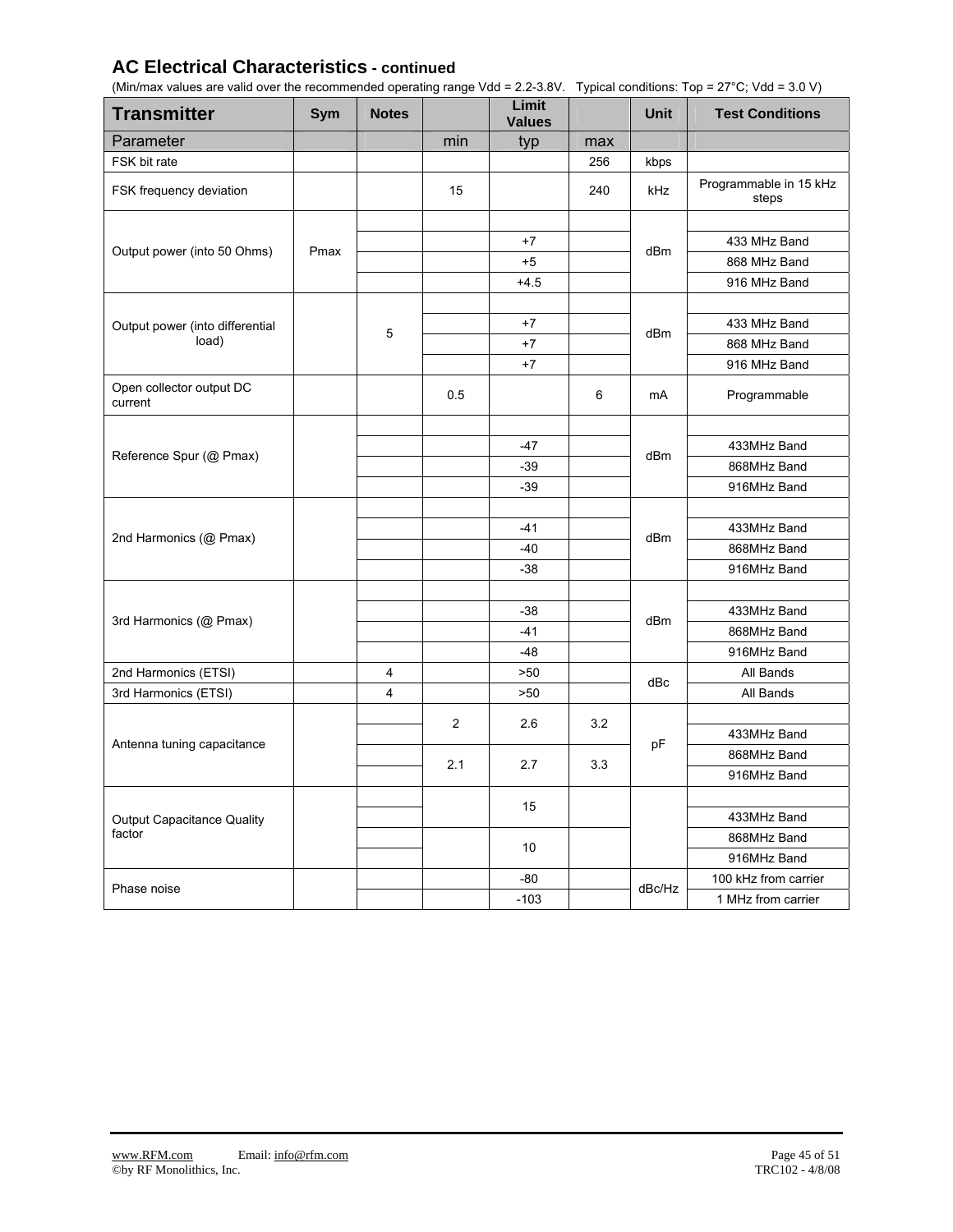## AC Electrical Characteristics - continued

(Min/max values are valid over the recommended operating range Vdd = 2.2-3.8V. Typical conditions: Top = 27°C; Vdd = 3.0 V)

| Transmitter | Sym | Notes | | Limit Values | | Unit | Test Conditions |
|---|---|---|---|---|---|---|---|
| Parameter | | | min | typ | max | | |
| FSK bit rate | | | | | 256 | kbps | |
| FSK frequency deviation | | | 15 | | 240 | kHz | Programmable in 15 kHz steps |
| Output power (into 50 Ohms) | Pmax | | | +7 | | dBm | 433 MHz Band |
| | | | | +5 | | | 868 MHz Band |
| | | | | +4.5 | | | 916 MHz Band |
| Output power (into differential load) | | 5 | | +7 | | dBm | 433 MHz Band |
| | | | | +7 | | | 868 MHz Band |
| | | | | +7 | | | 916 MHz Band |
| Open collector output DC current | | | 0.5 | | 6 | mA | Programmable |
| Reference Spur (@ Pmax) | | | | -47 | | dBm | 433MHz Band |
| | | | | -39 | | | 868MHz Band |
| | | | | -39 | | | 916MHz Band |
| 2nd Harmonics (@ Pmax) | | | | -41 | | dBm | 433MHz Band |
| | | | | -40 | | | 868MHz Band |
| | | | | -38 | | | 916MHz Band |
| 3rd Harmonics (@ Pmax) | | | | -38 | | dBm | 433MHz Band |
| | | | | -41 | | | 868MHz Band |
| | | | | -48 | | | 916MHz Band |
| 2nd Harmonics (ETSI) | | 4 | | >50 | | dBc | All Bands |
| 3rd Harmonics (ETSI) | | 4 | | >50 | | | All Bands |
| Antenna tuning capacitance | | | 2 | 2.6 | 3.2 | pF | 433MHz Band |
| | | | 2.1 | 2.7 | 3.3 | | 868MHz Band |
| | | | | | | | 916MHz Band |
| Output Capacitance Quality factor | | | | 15 | | | 433MHz Band |
| | | | | 10 | | | 868MHz Band |
| | | | | | | | 916MHz Band |
| Phase noise | | | | -80 | | dBc/Hz | 100 kHz from carrier |
| | | | | -103 | | | 1 MHz from carrier |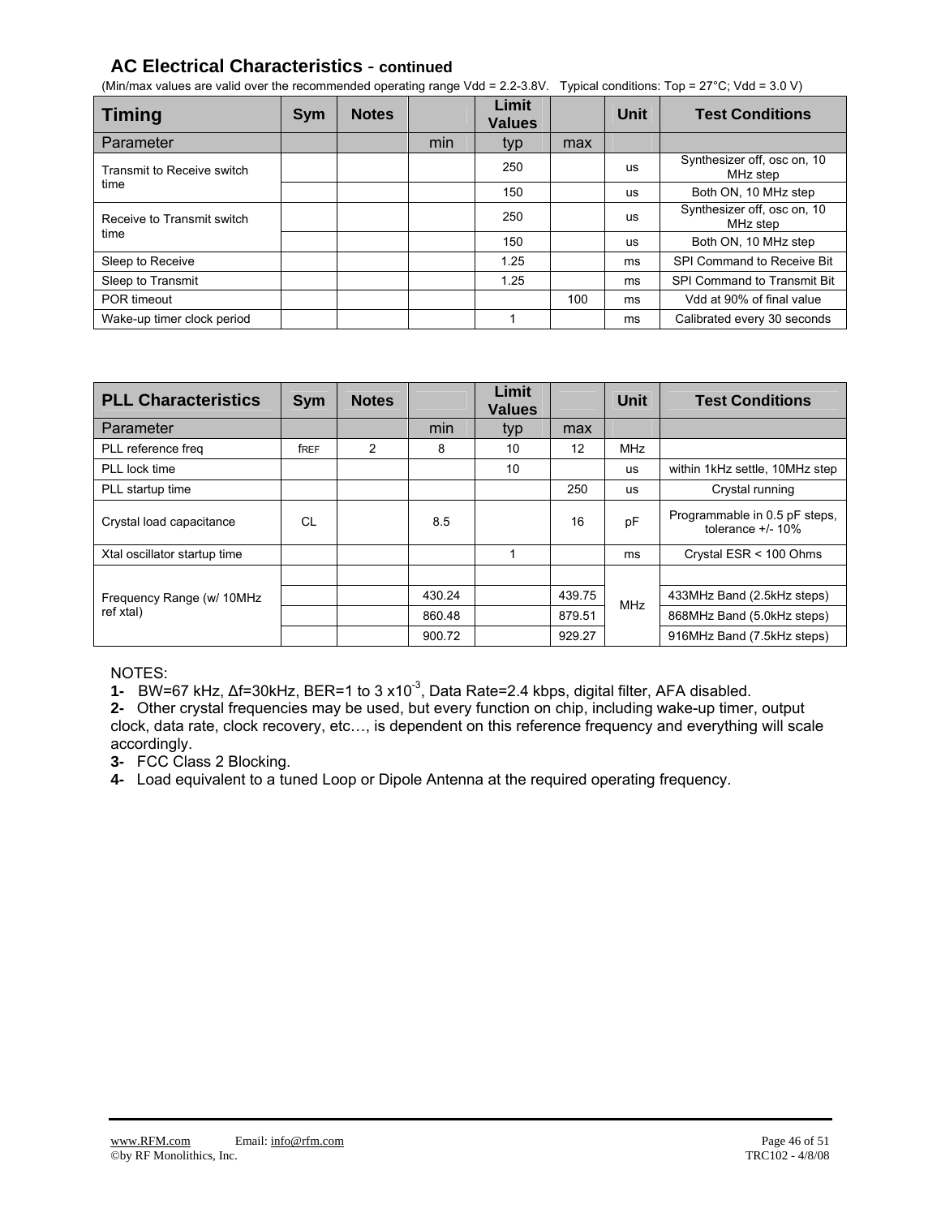## AC Electrical Characteristics - continued

(Min/max values are valid over the recommended operating range Vdd = 2.2-3.8V.   Typical conditions: Top = 27°C; Vdd = 3.0 V)

| Timing | Sym | Notes | | Limit Values | | Unit | Test Conditions |
|---|---|---|---|---|---|---|---|
| Parameter | | | min | typ | max | | |
| Transmit to Receive switch time | | | | 250 | | us | Synthesizer off, osc on, 10 MHz step |
| | | | | 150 | | us | Both ON, 10 MHz step |
| Receive to Transmit switch time | | | | 250 | | us | Synthesizer off, osc on, 10 MHz step |
| | | | | 150 | | us | Both ON, 10 MHz step |
| Sleep to Receive | | | | 1.25 | | ms | SPI Command to Receive Bit |
| Sleep to Transmit | | | | 1.25 | | ms | SPI Command to Transmit Bit |
| POR timeout | | | | | 100 | ms | Vdd at 90% of final value |
| Wake-up timer clock period | | | | 1 | | ms | Calibrated every 30 seconds |

| PLL Characteristics | Sym | Notes | | Limit Values | | Unit | Test Conditions |
|---|---|---|---|---|---|---|---|
| Parameter | | | min | typ | max | | |
| PLL reference freq | $f_{REF}$ | 2 | 8 | 10 | 12 | MHz | |
| PLL lock time | | | | 10 | | us | within 1kHz settle, 10MHz step |
| PLL startup time | | | | | 250 | us | Crystal running |
| Crystal load capacitance | CL | | 8.5 | | 16 | pF | Programmable in 0.5 pF steps, tolerance +/- 10% |
| Xtal oscillator startup time | | | | 1 | | ms | Crystal ESR < 100 Ohms |
| Frequency Range (w/ 10MHz ref xtal) | | | | | | MHz | |
| | | | 430.24 | | 439.75 | | 433MHz Band (2.5kHz steps) |
| | | | 860.48 | | 879.51 | | 868MHz Band (5.0kHz steps) |
| | | | 900.72 | | 929.27 | | 916MHz Band (7.5kHz steps) |

NOTES:

**1-** BW=67 kHz, Δf=30kHz, BER=1 to 3 x$10^{-3}$, Data Rate=2.4 kbps, digital filter, AFA disabled.

**2-** Other crystal frequencies may be used, but every function on chip, including wake-up timer, output clock, data rate, clock recovery, etc…, is dependent on this reference frequency and everything will scale accordingly.

**3-** FCC Class 2 Blocking.

**4-** Load equivalent to a tuned Loop or Dipole Antenna at the required operating frequency.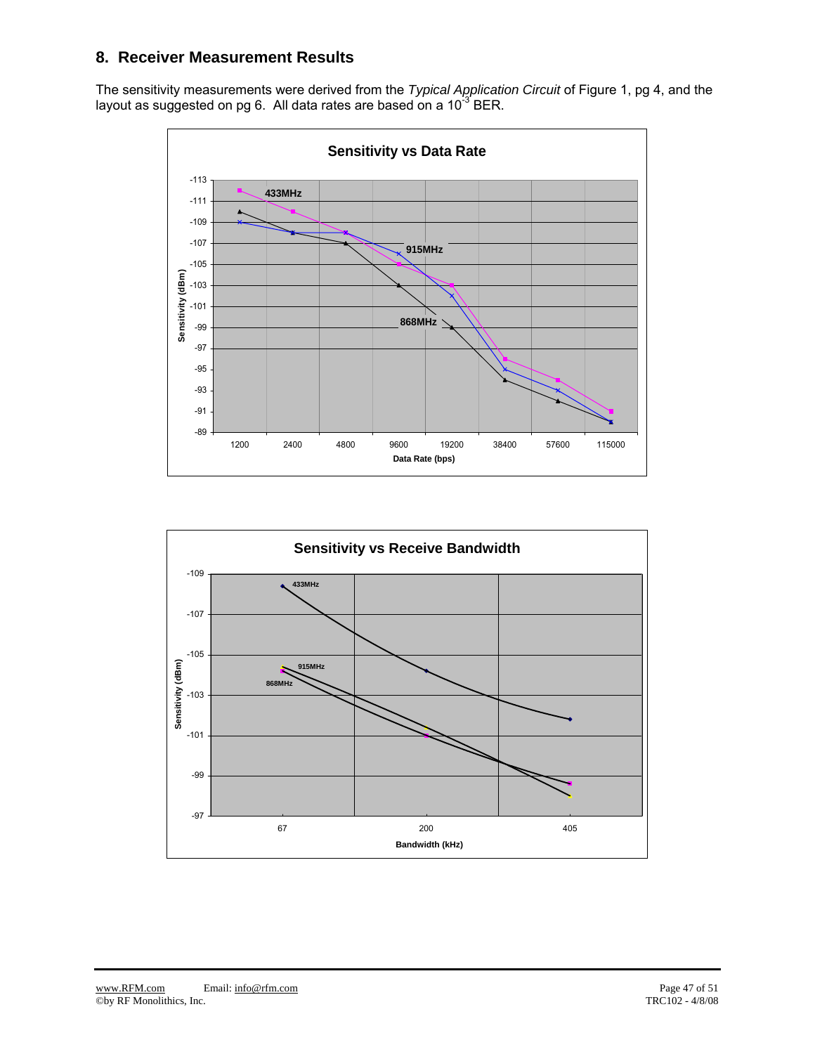## 8. Receiver Measurement Results

The sensitivity measurements were derived from the *Typical Application Circuit* of Figure 1, pg 4, and the layout as suggested on pg 6. All data rates are based on a $10^{-3}$ BER.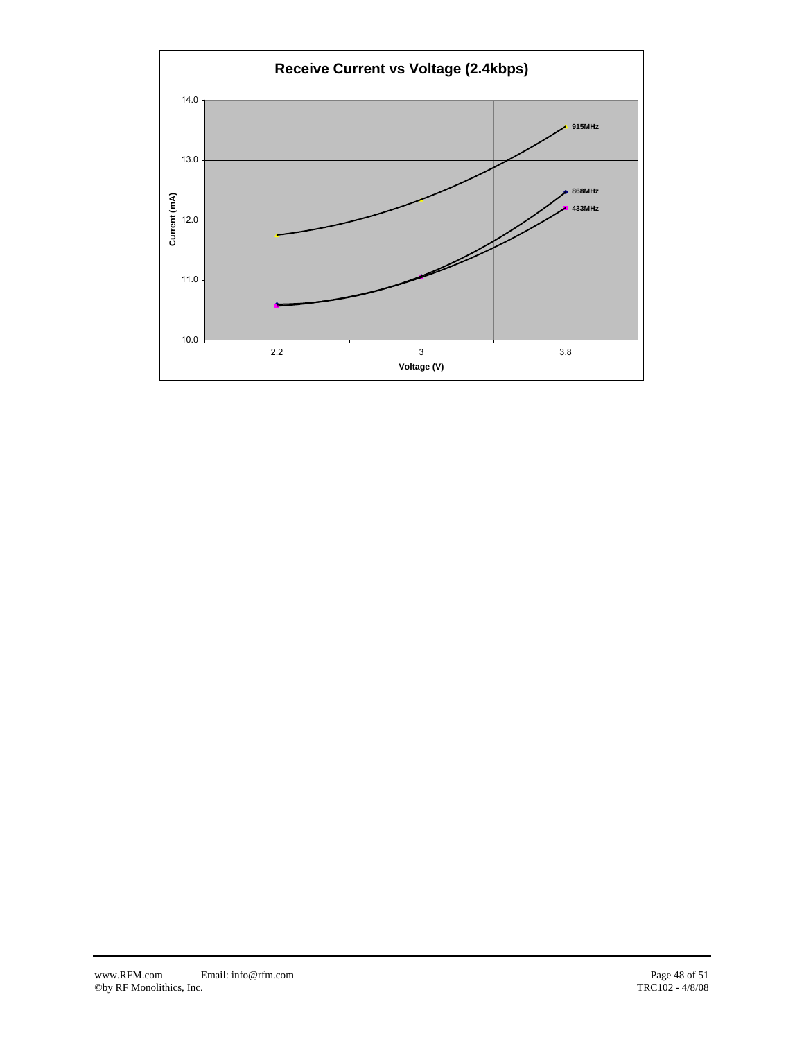**Receive Current vs Voltage (2.4kbps)**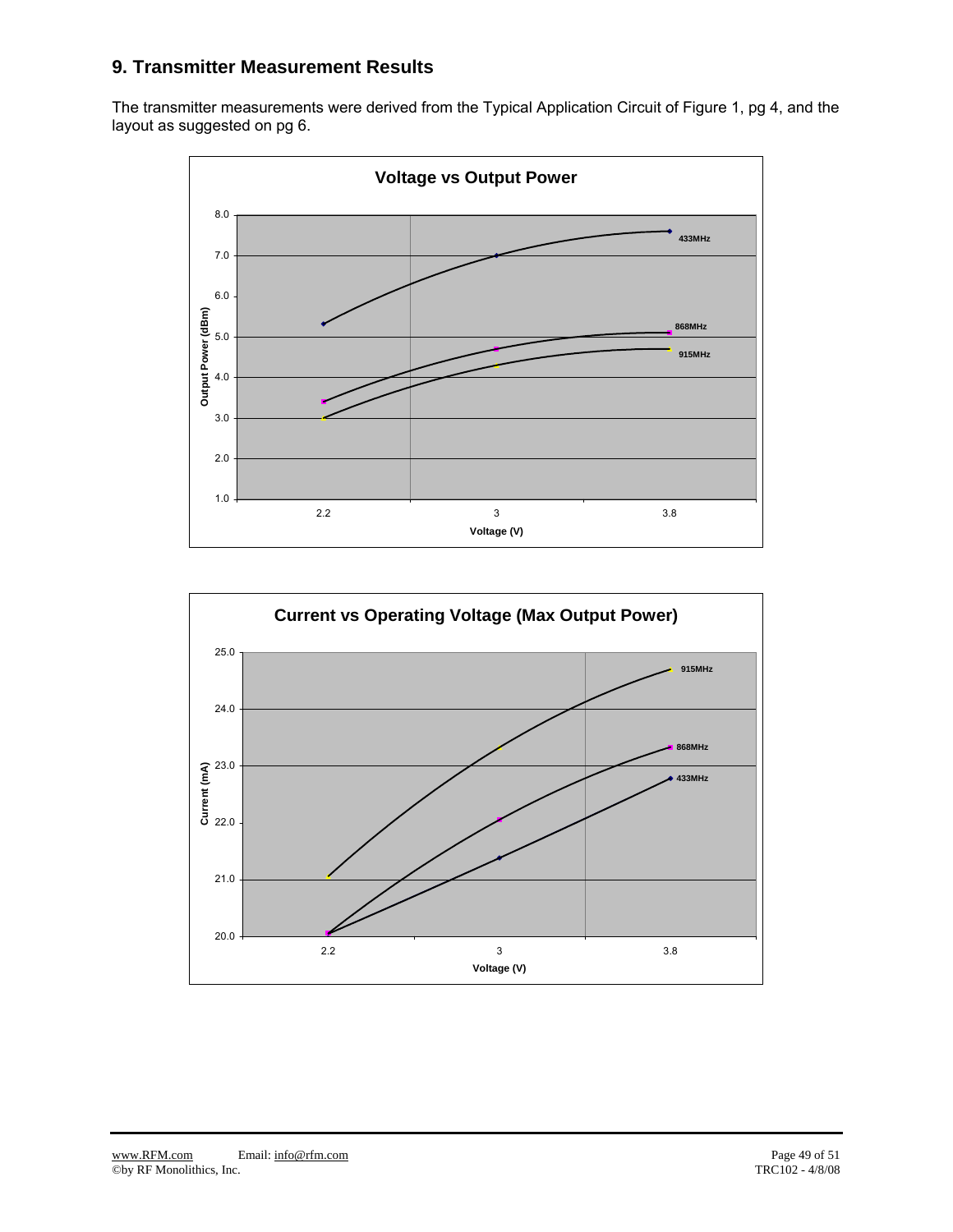## 9. Transmitter Measurement Results

The transmitter measurements were derived from the Typical Application Circuit of Figure 1, pg 4, and the layout as suggested on pg 6.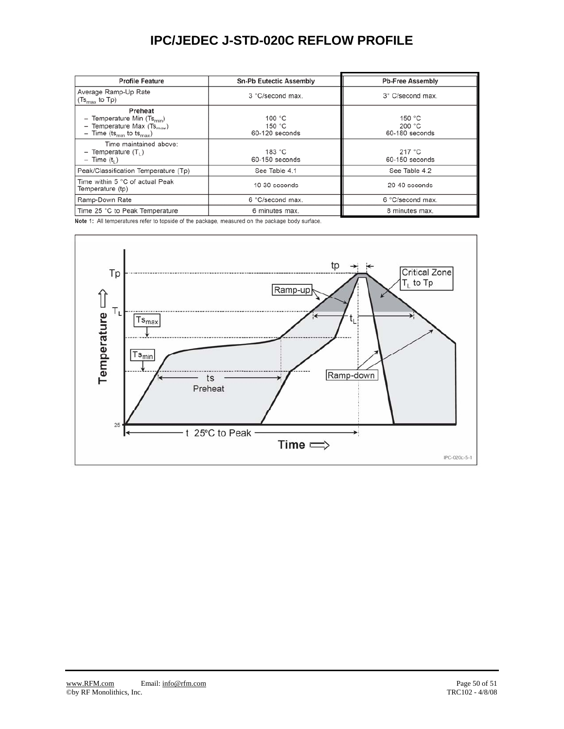# IPC/JEDEC J-STD-020C REFLOW PROFILE

| Profile Feature | Sn-Pb Eutectic Assembly | Pb-Free Assembly |
|---|---|---|
| Average Ramp-Up Rate ($Ts_{max}$ to Tp) | 3 °C/second max. | 3° C/second max. |
| **Preheat**<br>– Temperature Min ($Ts_{min}$)<br>– Temperature Max ($Ts_{max}$)<br>– Time ($ts_{min}$ to $ts_{max}$) | <br>100 °C<br>150 °C<br>60-120 seconds | <br>150 °C<br>200 °C<br>60-180 seconds |
| Time maintained above:<br>– Temperature ($T_L$)<br>– Time ($t_L$) | <br>183 °C<br>60-150 seconds | <br>217 °C<br>60-150 seconds |
| Peak/Classification Temperature (Tp) | See Table 4.1 | See Table 4.2 |
| Time within 5 °C of actual Peak Temperature (tp) | 10-30 seconds | 20-40 seconds |
| Ramp-Down Rate | 6 °C/second max. | 6 °C/second max. |
| Time 25 °C to Peak Temperature | 6 minutes max. | 8 minutes max. |

**Note 1:** All temperatures refer to topside of the package, measured on the package body surface.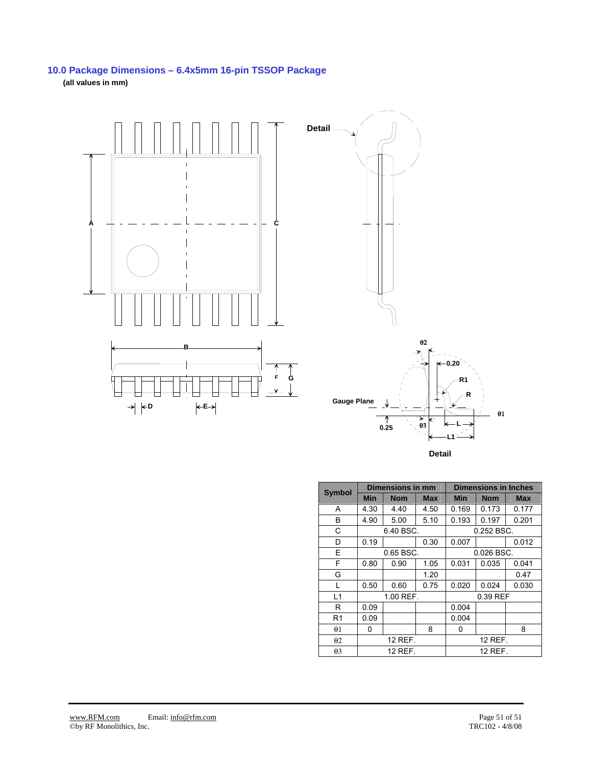## 10.0 Package Dimensions – 6.4x5mm 16-pin TSSOP Package

**(all values in mm)**

Detail

A

B

C

D

E

F

G

θ2

0.20

R1

R

Gauge Plane

θ1

0.25

θ3

L

L1

Detail

| Symbol | Dimensions in mm | | | Dimensions in Inches | | |
|---|---|---|---|---|---|---|
| | **Min** | **Nom** | **Max** | **Min** | **Nom** | **Max** |
| A | 4.30 | 4.40 | 4.50 | 0.169 | 0.173 | 0.177 |
| B | 4.90 | 5.00 | 5.10 | 0.193 | 0.197 | 0.201 |
| C | | 6.40 BSC. | | | 0.252 BSC. | |
| D | 0.19 | | 0.30 | 0.007 | | 0.012 |
| E | | 0.65 BSC. | | | 0.026 BSC. | |
| F | 0.80 | 0.90 | 1.05 | 0.031 | 0.035 | 0.041 |
| G | | | 1.20 | | | 0.47 |
| L | 0.50 | 0.60 | 0.75 | 0.020 | 0.024 | 0.030 |
| L1 | | 1.00 REF. | | | 0.39 REF | |
| R | 0.09 | | | 0.004 | | |
| R1 | 0.09 | | | 0.004 | | |
| θ1 | 0 | | 8 | 0 | | 8 |
| θ2 | | 12 REF. | | | 12 REF. | |
| θ3 | | 12 REF. | | | 12 REF. | |